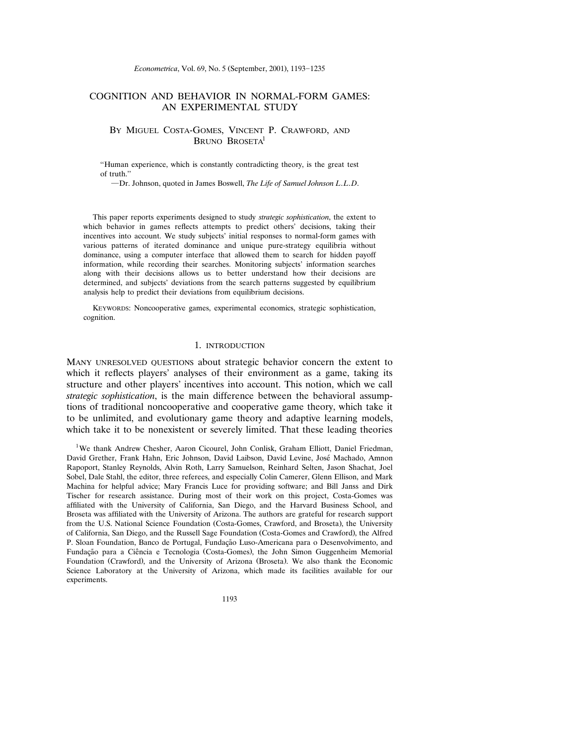# COGNITION AND BEHAVIOR IN NORMAL-FORM GAMES: AN EXPERIMENTAL STUDY

By Miguel Costa-Gomes, Vincent P. Crawford, and Bruno Broseta[1]

"Human experience, which is constantly contradicting theory, is the great test of truth."

—Dr. Johnson, quoted in James Boswell, *The Life of Samuel Johnson L.L.D.*

This paper reports experiments designed to study *strategic sophistication*, the extent to which behavior in games reflects attempts to predict others' decisions, taking their incentives into account. We study subjects' initial responses to normal-form games with various patterns of iterated dominance and unique pure-strategy equilibria without dominance, using a computer interface that allowed them to search for hidden payoff information, while recording their searches. Monitoring subjects' information searches along with their decisions allows us to better understand how their decisions are determined, and subjects' deviations from the search patterns suggested by equilibrium analysis help to predict their deviations from equilibrium decisions.

Keywords: Noncooperative games, experimental economics, strategic sophistication, cognition.

## 1. introduction

Many unresolved questions about strategic behavior concern the extent to which it reflects players' analyses of their environment as a game, taking its structure and other players' incentives into account. This notion, which we call *strategic sophistication*, is the main difference between the behavioral assumptions of traditional noncooperative and cooperative game theory, which take it to be unlimited, and evolutionary game theory and adaptive learning models, which take it to be nonexistent or severely limited. That these leading theories

[1] We thank Andrew Chesher, Aaron Cicourel, John Conlisk, Graham Elliott, Daniel Friedman, David Grether, Frank Hahn, Eric Johnson, David Laibson, David Levine, José Machado, Amnon Rapoport, Stanley Reynolds, Alvin Roth, Larry Samuelson, Reinhard Selten, Jason Shachat, Joel Sobel, Dale Stahl, the editor, three referees, and especially Colin Camerer, Glenn Ellison, and Mark Machina for helpful advice; Mary Francis Luce for providing software; and Bill Janss and Dirk Tischer for research assistance. During most of their work on this project, Costa-Gomes was affiliated with the University of California, San Diego, and the Harvard Business School, and Broseta was affiliated with the University of Arizona. The authors are grateful for research support from the U.S. National Science Foundation (Costa-Gomes, Crawford, and Broseta), the University of California, San Diego, and the Russell Sage Foundation (Costa-Gomes and Crawford), the Alfred P. Sloan Foundation, Banco de Portugal, Fundação Luso-Americana para o Desenvolvimento, and Fundação para a Ciência e Tecnologia (Costa-Gomes), the John Simon Guggenheim Memorial Foundation (Crawford), and the University of Arizona (Broseta). We also thank the Economic Science Laboratory at the University of Arizona, which made its facilities available for our experiments.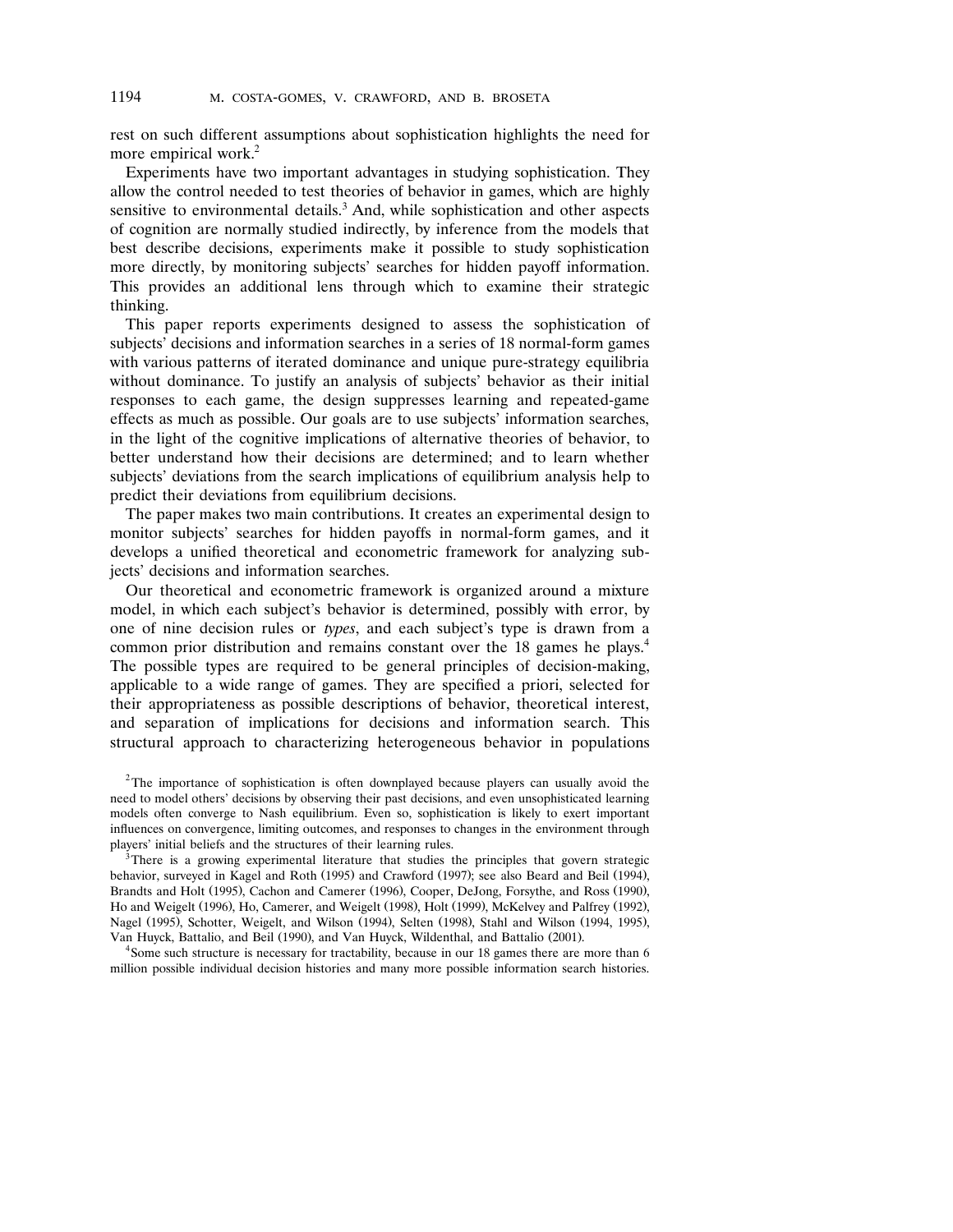rest on such different assumptions about sophistication highlights the need for more empirical work.[2]

Experiments have two important advantages in studying sophistication. They allow the control needed to test theories of behavior in games, which are highly sensitive to environmental details.[3] And, while sophistication and other aspects of cognition are normally studied indirectly, by inference from the models that best describe decisions, experiments make it possible to study sophistication more directly, by monitoring subjects' searches for hidden payoff information. This provides an additional lens through which to examine their strategic thinking.

This paper reports experiments designed to assess the sophistication of subjects' decisions and information searches in a series of 18 normal-form games with various patterns of iterated dominance and unique pure-strategy equilibria without dominance. To justify an analysis of subjects' behavior as their initial responses to each game, the design suppresses learning and repeated-game effects as much as possible. Our goals are to use subjects' information searches, in the light of the cognitive implications of alternative theories of behavior, to better understand how their decisions are determined; and to learn whether subjects' deviations from the search implications of equilibrium analysis help to predict their deviations from equilibrium decisions.

The paper makes two main contributions. It creates an experimental design to monitor subjects' searches for hidden payoffs in normal-form games, and it develops a unified theoretical and econometric framework for analyzing subjects' decisions and information searches.

Our theoretical and econometric framework is organized around a mixture model, in which each subject's behavior is determined, possibly with error, by one of nine decision rules or *types*, and each subject's type is drawn from a common prior distribution and remains constant over the 18 games he plays.[4] The possible types are required to be general principles of decision-making, applicable to a wide range of games. They are specified a priori, selected for their appropriateness as possible descriptions of behavior, theoretical interest, and separation of implications for decisions and information search. This structural approach to characterizing heterogeneous behavior in populations

[2] The importance of sophistication is often downplayed because players can usually avoid the need to model others' decisions by observing their past decisions, and even unsophisticated learning models often converge to Nash equilibrium. Even so, sophistication is likely to exert important influences on convergence, limiting outcomes, and responses to changes in the environment through players' initial beliefs and the structures of their learning rules.

[3] There is a growing experimental literature that studies the principles that govern strategic behavior, surveyed in Kagel and Roth (1995) and Crawford (1997); see also Beard and Beil (1994), Brandts and Holt (1995), Cachon and Camerer (1996), Cooper, DeJong, Forsythe, and Ross (1990), Ho and Weigelt (1996), Ho, Camerer, and Weigelt (1998), Holt (1999), McKelvey and Palfrey (1992), Nagel (1995), Schotter, Weigelt, and Wilson (1994), Selten (1998), Stahl and Wilson (1994, 1995), Van Huyck, Battalio, and Beil (1990), and Van Huyck, Wildenthal, and Battalio (2001).

[4] Some such structure is necessary for tractability, because in our 18 games there are more than 6 million possible individual decision histories and many more possible information search histories.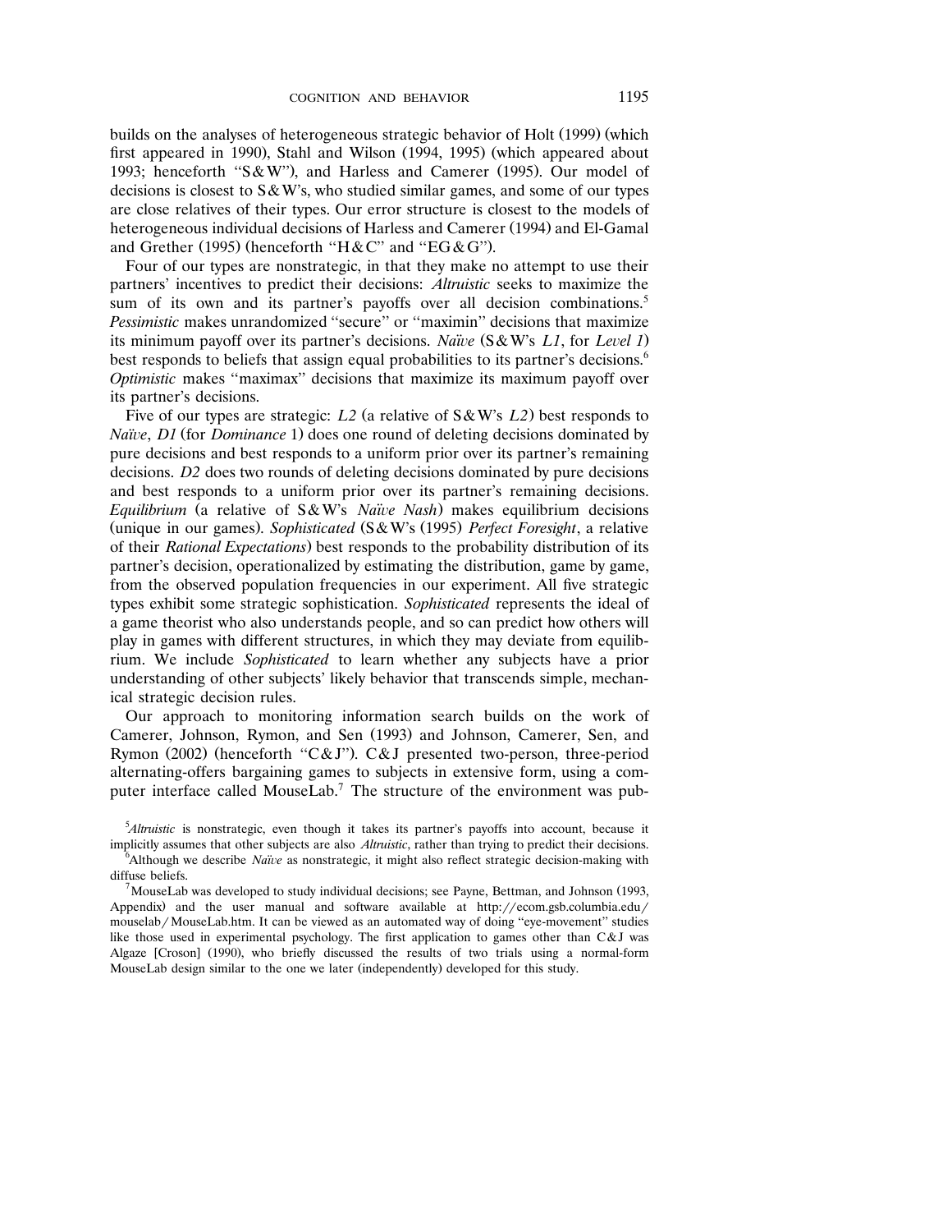builds on the analyses of heterogeneous strategic behavior of Holt (1999) (which first appeared in 1990), Stahl and Wilson (1994, 1995) (which appeared about 1993; henceforth "S&W"), and Harless and Camerer (1995). Our model of decisions is closest to S&W's, who studied similar games, and some of our types are close relatives of their types. Our error structure is closest to the models of heterogeneous individual decisions of Harless and Camerer (1994) and El-Gamal and Grether (1995) (henceforth "H&C" and "EG&G").

Four of our types are nonstrategic, in that they make no attempt to use their partners' incentives to predict their decisions: *Altruistic* seeks to maximize the sum of its own and its partner's payoffs over all decision combinations.[5] *Pessimistic* makes unrandomized "secure" or "maximin" decisions that maximize its minimum payoff over its partner's decisions. *Naïve* (S&W's *L1*, for *Level 1*) best responds to beliefs that assign equal probabilities to its partner's decisions.[6] *Optimistic* makes "maximax" decisions that maximize its maximum payoff over its partner's decisions.

Five of our types are strategic: *L2* (a relative of S&W's *L2*) best responds to *Naïve*, *D1* (for *Dominance* 1) does one round of deleting decisions dominated by pure decisions and best responds to a uniform prior over its partner's remaining decisions. *D2* does two rounds of deleting decisions dominated by pure decisions and best responds to a uniform prior over its partner's remaining decisions. *Equilibrium* (a relative of S&W's *Naïve Nash*) makes equilibrium decisions (unique in our games). *Sophisticated* (S&W's (1995) *Perfect Foresight*, a relative of their *Rational Expectations*) best responds to the probability distribution of its partner's decision, operationalized by estimating the distribution, game by game, from the observed population frequencies in our experiment. All five strategic types exhibit some strategic sophistication. *Sophisticated* represents the ideal of a game theorist who also understands people, and so can predict how others will play in games with different structures, in which they may deviate from equilibrium. We include *Sophisticated* to learn whether any subjects have a prior understanding of other subjects' likely behavior that transcends simple, mechanical strategic decision rules.

Our approach to monitoring information search builds on the work of Camerer, Johnson, Rymon, and Sen (1993) and Johnson, Camerer, Sen, and Rymon (2002) (henceforth "C&J"). C&J presented two-person, three-period alternating-offers bargaining games to subjects in extensive form, using a computer interface called MouseLab.[7] The structure of the environment was pub-

[5] *Altruistic* is nonstrategic, even though it takes its partner's payoffs into account, because it implicitly assumes that other subjects are also *Altruistic*, rather than trying to predict their decisions.

[6] Although we describe *Naïve* as nonstrategic, it might also reflect strategic decision-making with diffuse beliefs.

[7] MouseLab was developed to study individual decisions; see Payne, Bettman, and Johnson (1993, Appendix) and the user manual and software available at http://ecom.gsb.columbia.edu/mouselab/MouseLab.htm. It can be viewed as an automated way of doing "eye-movement" studies like those used in experimental psychology. The first application to games other than C&J was Algaze [Croson] (1990), who briefly discussed the results of two trials using a normal-form MouseLab design similar to the one we later (independently) developed for this study.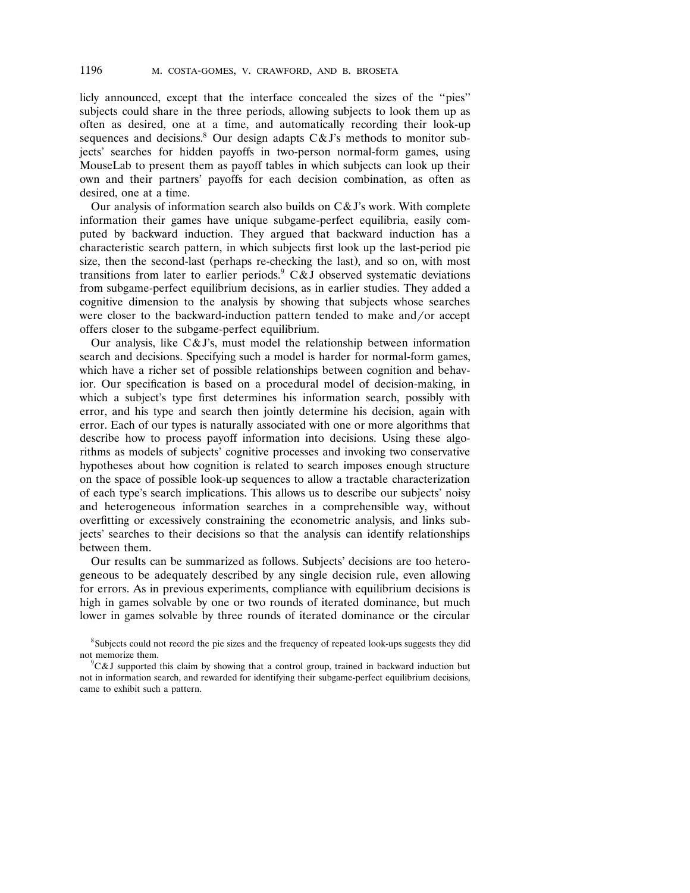licly announced, except that the interface concealed the sizes of the "pies" subjects could share in the three periods, allowing subjects to look them up as often as desired, one at a time, and automatically recording their look-up sequences and decisions.[8] Our design adapts C&J's methods to monitor subjects' searches for hidden payoffs in two-person normal-form games, using MouseLab to present them as payoff tables in which subjects can look up their own and their partners' payoffs for each decision combination, as often as desired, one at a time.

Our analysis of information search also builds on C&J's work. With complete information their games have unique subgame-perfect equilibria, easily computed by backward induction. They argued that backward induction has a characteristic search pattern, in which subjects first look up the last-period pie size, then the second-last (perhaps re-checking the last), and so on, with most transitions from later to earlier periods.[9] C&J observed systematic deviations from subgame-perfect equilibrium decisions, as in earlier studies. They added a cognitive dimension to the analysis by showing that subjects whose searches were closer to the backward-induction pattern tended to make and/or accept offers closer to the subgame-perfect equilibrium.

Our analysis, like C&J's, must model the relationship between information search and decisions. Specifying such a model is harder for normal-form games, which have a richer set of possible relationships between cognition and behavior. Our specification is based on a procedural model of decision-making, in which a subject's type first determines his information search, possibly with error, and his type and search then jointly determine his decision, again with error. Each of our types is naturally associated with one or more algorithms that describe how to process payoff information into decisions. Using these algorithms as models of subjects' cognitive processes and invoking two conservative hypotheses about how cognition is related to search imposes enough structure on the space of possible look-up sequences to allow a tractable characterization of each type's search implications. This allows us to describe our subjects' noisy and heterogeneous information searches in a comprehensible way, without overfitting or excessively constraining the econometric analysis, and links subjects' searches to their decisions so that the analysis can identify relationships between them.

Our results can be summarized as follows. Subjects' decisions are too heterogeneous to be adequately described by any single decision rule, even allowing for errors. As in previous experiments, compliance with equilibrium decisions is high in games solvable by one or two rounds of iterated dominance, but much lower in games solvable by three rounds of iterated dominance or the circular

[8] Subjects could not record the pie sizes and the frequency of repeated look-ups suggests they did not memorize them.

[9] C&J supported this claim by showing that a control group, trained in backward induction but not in information search, and rewarded for identifying their subgame-perfect equilibrium decisions, came to exhibit such a pattern.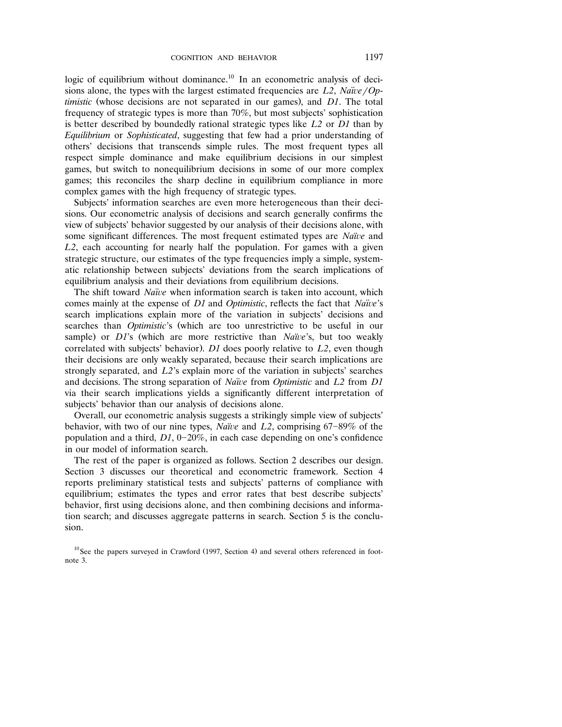logic of equilibrium without dominance.[10] In an econometric analysis of decisions alone, the types with the largest estimated frequencies are *L2*, *Naïve/Optimistic* (whose decisions are not separated in our games), and *D1*. The total frequency of strategic types is more than 70%, but most subjects' sophistication is better described by boundedly rational strategic types like *L2* or *D1* than by *Equilibrium* or *Sophisticated*, suggesting that few had a prior understanding of others' decisions that transcends simple rules. The most frequent types all respect simple dominance and make equilibrium decisions in our simplest games, but switch to nonequilibrium decisions in some of our more complex games; this reconciles the sharp decline in equilibrium compliance in more complex games with the high frequency of strategic types.

Subjects' information searches are even more heterogeneous than their decisions. Our econometric analysis of decisions and search generally confirms the view of subjects' behavior suggested by our analysis of their decisions alone, with some significant differences. The most frequent estimated types are *Naïve* and *L2*, each accounting for nearly half the population. For games with a given strategic structure, our estimates of the type frequencies imply a simple, systematic relationship between subjects' deviations from the search implications of equilibrium analysis and their deviations from equilibrium decisions.

The shift toward *Naïve* when information search is taken into account, which comes mainly at the expense of *D1* and *Optimistic*, reflects the fact that *Naïve*'s search implications explain more of the variation in subjects' decisions and searches than *Optimistic*'s (which are too unrestrictive to be useful in our sample) or *D1*'s (which are more restrictive than *Naïve*'s, but too weakly correlated with subjects' behavior). *D1* does poorly relative to *L2*, even though their decisions are only weakly separated, because their search implications are strongly separated, and *L2*'s explain more of the variation in subjects' searches and decisions. The strong separation of *Naïve* from *Optimistic* and *L2* from *D1* via their search implications yields a significantly different interpretation of subjects' behavior than our analysis of decisions alone.

Overall, our econometric analysis suggests a strikingly simple view of subjects' behavior, with two of our nine types, *Naïve* and *L2*, comprising 67–89% of the population and a third, *D1*, 0–20%, in each case depending on one's confidence in our model of information search.

The rest of the paper is organized as follows. Section 2 describes our design. Section 3 discusses our theoretical and econometric framework. Section 4 reports preliminary statistical tests and subjects' patterns of compliance with equilibrium; estimates the types and error rates that best describe subjects' behavior, first using decisions alone, and then combining decisions and information search; and discusses aggregate patterns in search. Section 5 is the conclusion.

[10] See the papers surveyed in Crawford (1997, Section 4) and several others referenced in footnote 3.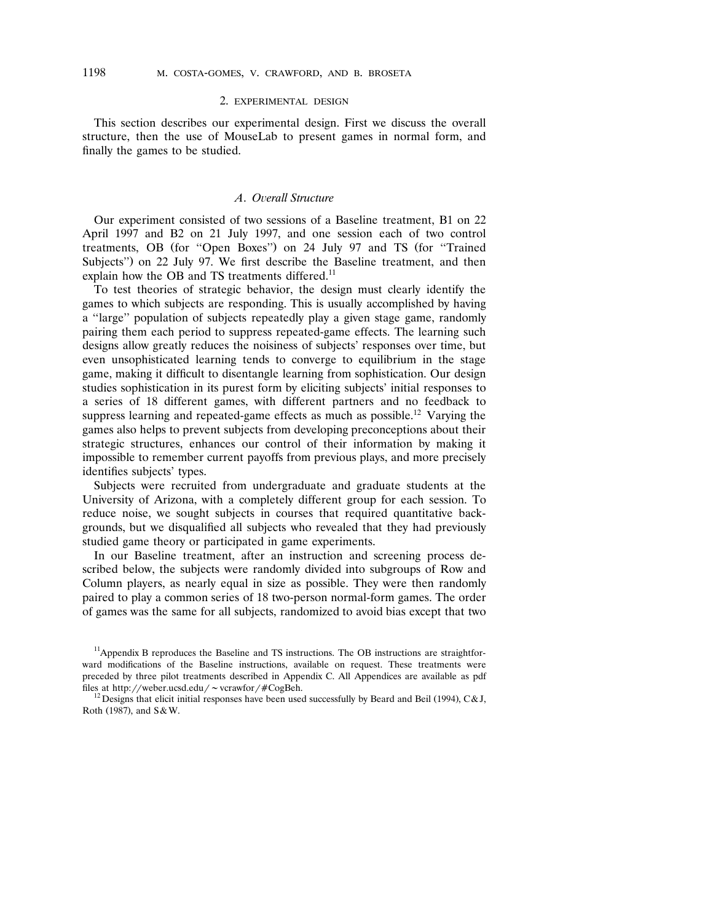## 2. EXPERIMENTAL DESIGN

This section describes our experimental design. First we discuss the overall structure, then the use of MouseLab to present games in normal form, and finally the games to be studied.

### *A. Overall Structure*

Our experiment consisted of two sessions of a Baseline treatment, B1 on 22 April 1997 and B2 on 21 July 1997, and one session each of two control treatments, OB (for "Open Boxes") on 24 July 97 and TS (for "Trained Subjects") on 22 July 97. We first describe the Baseline treatment, and then explain how the OB and TS treatments differed.[11]

To test theories of strategic behavior, the design must clearly identify the games to which subjects are responding. This is usually accomplished by having a "large" population of subjects repeatedly play a given stage game, randomly pairing them each period to suppress repeated-game effects. The learning such designs allow greatly reduces the noisiness of subjects' responses over time, but even unsophisticated learning tends to converge to equilibrium in the stage game, making it difficult to disentangle learning from sophistication. Our design studies sophistication in its purest form by eliciting subjects' initial responses to a series of 18 different games, with different partners and no feedback to suppress learning and repeated-game effects as much as possible.[12] Varying the games also helps to prevent subjects from developing preconceptions about their strategic structures, enhances our control of their information by making it impossible to remember current payoffs from previous plays, and more precisely identifies subjects' types.

Subjects were recruited from undergraduate and graduate students at the University of Arizona, with a completely different group for each session. To reduce noise, we sought subjects in courses that required quantitative backgrounds, but we disqualified all subjects who revealed that they had previously studied game theory or participated in game experiments.

In our Baseline treatment, after an instruction and screening process described below, the subjects were randomly divided into subgroups of Row and Column players, as nearly equal in size as possible. They were then randomly paired to play a common series of 18 two-person normal-form games. The order of games was the same for all subjects, randomized to avoid bias except that two

[11] Appendix B reproduces the Baseline and TS instructions. The OB instructions are straightforward modifications of the Baseline instructions, available on request. These treatments were preceded by three pilot treatments described in Appendix C. All Appendices are available as pdf files at http://weber.ucsd.edu/~vcrawfor/#CogBeh.

[12] Designs that elicit initial responses have been used successfully by Beard and Beil (1994), C&J, Roth (1987), and S&W.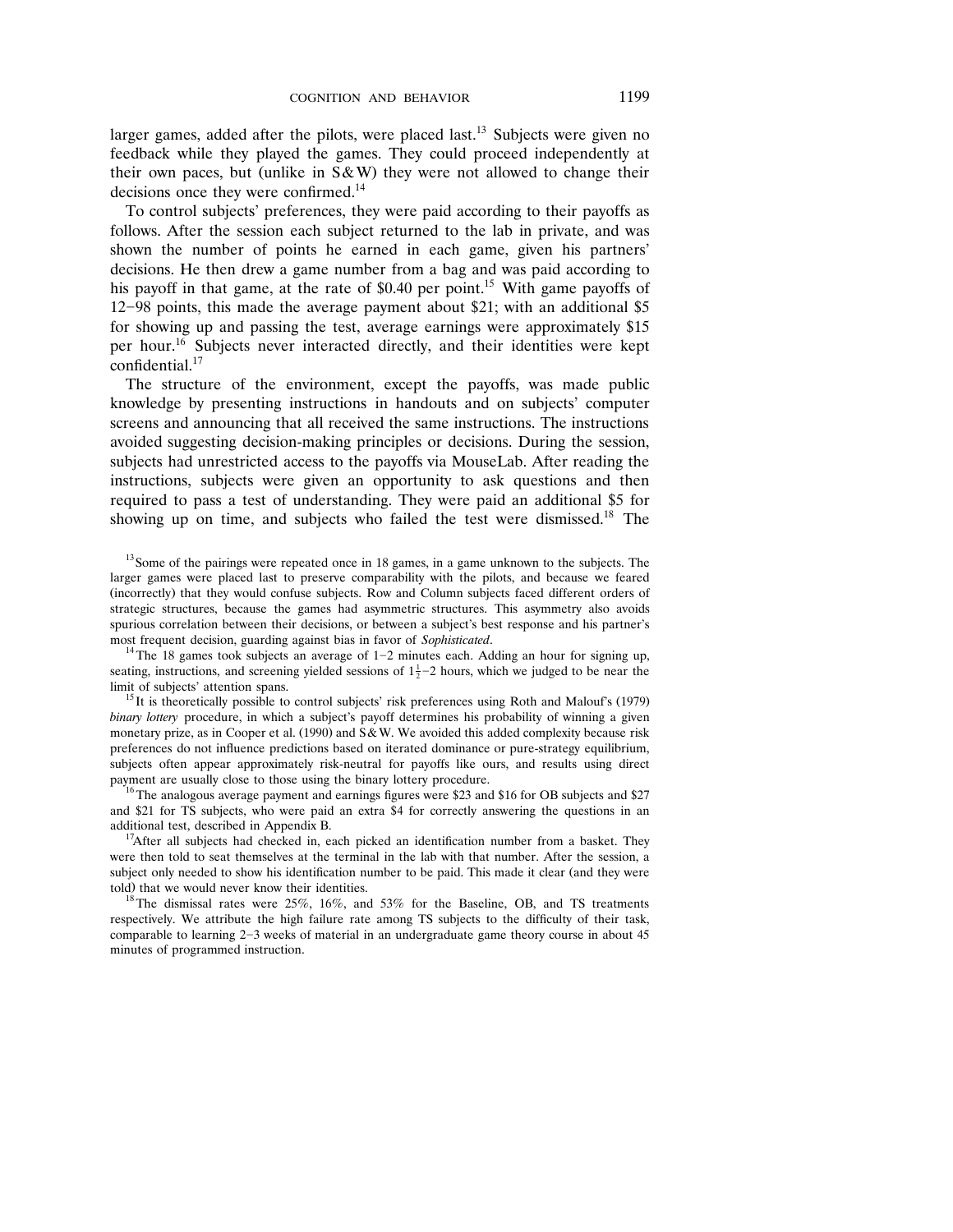larger games, added after the pilots, were placed last.[13] Subjects were given no feedback while they played the games. They could proceed independently at their own paces, but (unlike in S&W) they were not allowed to change their decisions once they were confirmed.[14]

To control subjects' preferences, they were paid according to their payoffs as follows. After the session each subject returned to the lab in private, and was shown the number of points he earned in each game, given his partners' decisions. He then drew a game number from a bag and was paid according to his payoff in that game, at the rate of $0.40 per point.[15] With game payoffs of 12–98 points, this made the average payment about $21; with an additional $5 for showing up and passing the test, average earnings were approximately $15 per hour.[16] Subjects never interacted directly, and their identities were kept confidential.[17]

The structure of the environment, except the payoffs, was made public knowledge by presenting instructions in handouts and on subjects' computer screens and announcing that all received the same instructions. The instructions avoided suggesting decision-making principles or decisions. During the session, subjects had unrestricted access to the payoffs via MouseLab. After reading the instructions, subjects were given an opportunity to ask questions and then required to pass a test of understanding. They were paid an additional $5 for showing up on time, and subjects who failed the test were dismissed.[18] The

---

[13] Some of the pairings were repeated once in 18 games, in a game unknown to the subjects. The larger games were placed last to preserve comparability with the pilots, and because we feared (incorrectly) that they would confuse subjects. Row and Column subjects faced different orders of strategic structures, because the games had asymmetric structures. This asymmetry also avoids spurious correlation between their decisions, or between a subject's best response and his partner's most frequent decision, guarding against bias in favor of *Sophisticated*.

[14] The 18 games took subjects an average of 1–2 minutes each. Adding an hour for signing up, seating, instructions, and screening yielded sessions of $1\frac{1}{2}$–2 hours, which we judged to be near the limit of subjects' attention spans.

[15] It is theoretically possible to control subjects' risk preferences using Roth and Malouf's (1979) *binary lottery* procedure, in which a subject's payoff determines his probability of winning a given monetary prize, as in Cooper et al. (1990) and S&W. We avoided this added complexity because risk preferences do not influence predictions based on iterated dominance or pure-strategy equilibrium, subjects often appear approximately risk-neutral for payoffs like ours, and results using direct payment are usually close to those using the binary lottery procedure.

[16] The analogous average payment and earnings figures were $23 and $16 for OB subjects and $27 and $21 for TS subjects, who were paid an extra $4 for correctly answering the questions in an additional test, described in Appendix B.

[17] After all subjects had checked in, each picked an identification number from a basket. They were then told to seat themselves at the terminal in the lab with that number. After the session, a subject only needed to show his identification number to be paid. This made it clear (and they were told) that we would never know their identities.

[18] The dismissal rates were 25%, 16%, and 53% for the Baseline, OB, and TS treatments respectively. We attribute the high failure rate among TS subjects to the difficulty of their task, comparable to learning 2–3 weeks of material in an undergraduate game theory course in about 45 minutes of programmed instruction.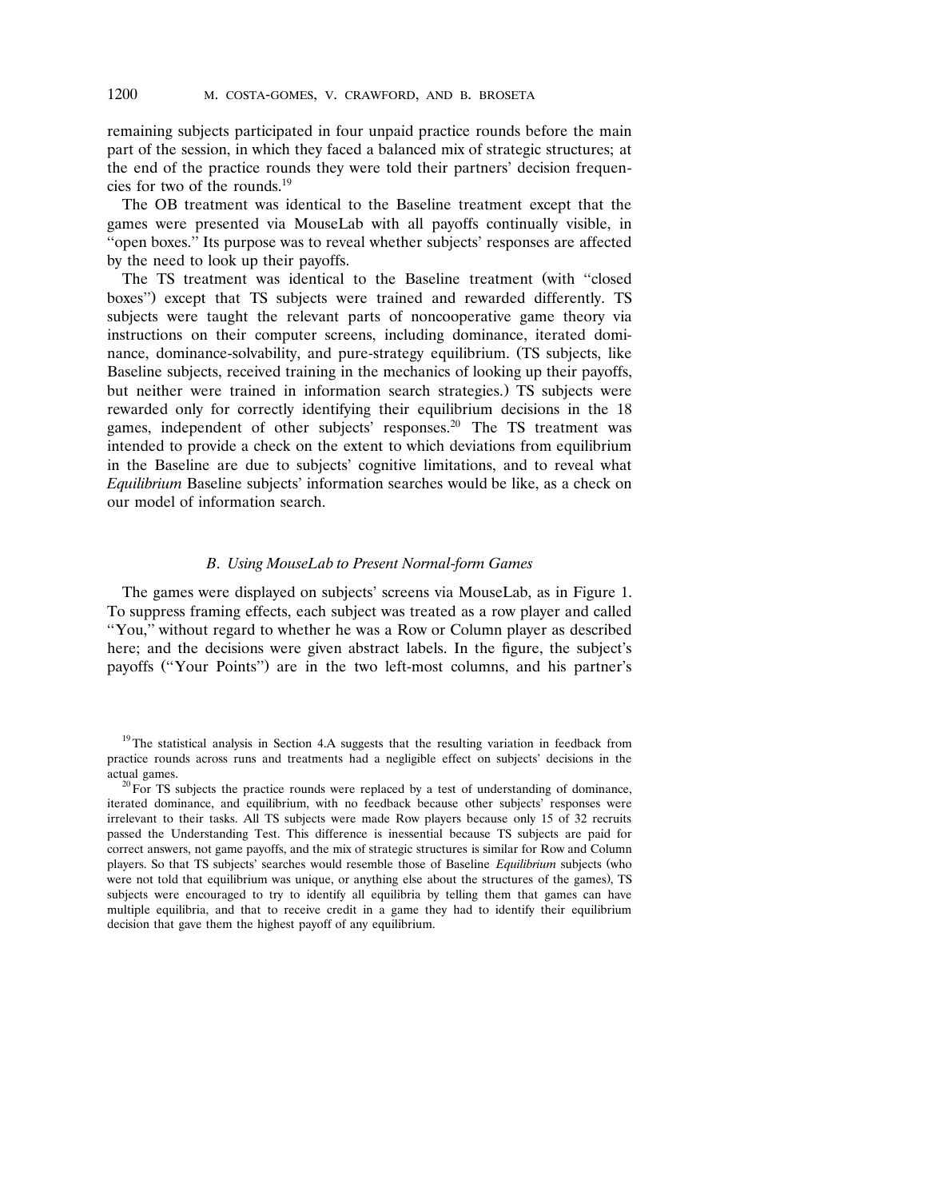remaining subjects participated in four unpaid practice rounds before the main part of the session, in which they faced a balanced mix of strategic structures; at the end of the practice rounds they were told their partners' decision frequencies for two of the rounds.[19]

The OB treatment was identical to the Baseline treatment except that the games were presented via MouseLab with all payoffs continually visible, in "open boxes." Its purpose was to reveal whether subjects' responses are affected by the need to look up their payoffs.

The TS treatment was identical to the Baseline treatment (with "closed boxes") except that TS subjects were trained and rewarded differently. TS subjects were taught the relevant parts of noncooperative game theory via instructions on their computer screens, including dominance, iterated dominance, dominance-solvability, and pure-strategy equilibrium. (TS subjects, like Baseline subjects, received training in the mechanics of looking up their payoffs, but neither were trained in information search strategies.) TS subjects were rewarded only for correctly identifying their equilibrium decisions in the 18 games, independent of other subjects' responses.[20] The TS treatment was intended to provide a check on the extent to which deviations from equilibrium in the Baseline are due to subjects' cognitive limitations, and to reveal what *Equilibrium* Baseline subjects' information searches would be like, as a check on our model of information search.

### *B. Using MouseLab to Present Normal-form Games*

The games were displayed on subjects' screens via MouseLab, as in Figure 1. To suppress framing effects, each subject was treated as a row player and called "You," without regard to whether he was a Row or Column player as described here; and the decisions were given abstract labels. In the figure, the subject's payoffs ("Your Points") are in the two left-most columns, and his partner's

---

[19] The statistical analysis in Section 4.A suggests that the resulting variation in feedback from practice rounds across runs and treatments had a negligible effect on subjects' decisions in the actual games.

[20] For TS subjects the practice rounds were replaced by a test of understanding of dominance, iterated dominance, and equilibrium, with no feedback because other subjects' responses were irrelevant to their tasks. All TS subjects were made Row players because only 15 of 32 recruits passed the Understanding Test. This difference is inessential because TS subjects are paid for correct answers, not game payoffs, and the mix of strategic structures is similar for Row and Column players. So that TS subjects' searches would resemble those of Baseline *Equilibrium* subjects (who were not told that equilibrium was unique, or anything else about the structures of the games), TS subjects were encouraged to try to identify all equilibria by telling them that games can have multiple equilibria, and that to receive credit in a game they had to identify their equilibrium decision that gave them the highest payoff of any equilibrium.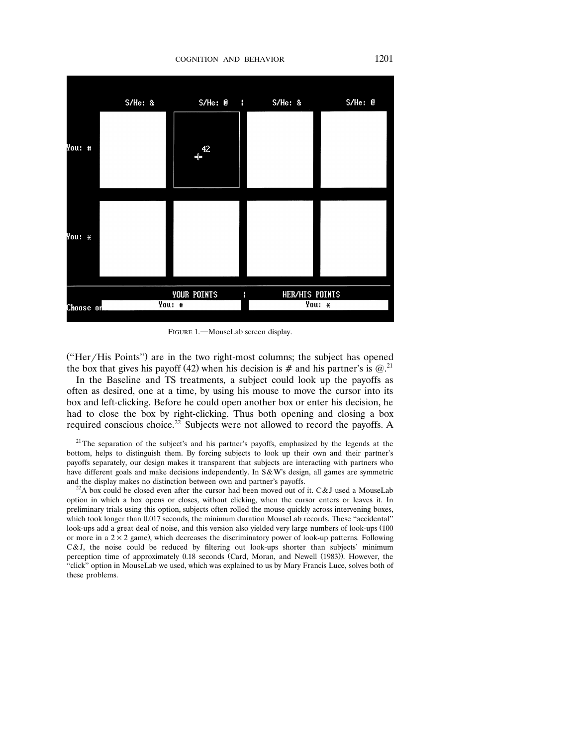FIGURE 1.—MouseLab screen display.

("Her/His Points") are in the two right-most columns; the subject has opened the box that gives his payoff (42) when his decision is # and his partner's is @.[21]

In the Baseline and TS treatments, a subject could look up the payoffs as often as desired, one at a time, by using his mouse to move the cursor into its box and left-clicking. Before he could open another box or enter his decision, he had to close the box by right-clicking. Thus both opening and closing a box required conscious choice.[22] Subjects were not allowed to record the payoffs. A

[21] The separation of the subject's and his partner's payoffs, emphasized by the legends at the bottom, helps to distinguish them. By forcing subjects to look up their own and their partner's payoffs separately, our design makes it transparent that subjects are interacting with partners who have different goals and make decisions independently. In S&W's design, all games are symmetric and the display makes no distinction between own and partner's payoffs.

[22] A box could be closed even after the cursor had been moved out of it. C&J used a MouseLab option in which a box opens or closes, without clicking, when the cursor enters or leaves it. In preliminary trials using this option, subjects often rolled the mouse quickly across intervening boxes, which took longer than 0.017 seconds, the minimum duration MouseLab records. These "accidental" look-ups add a great deal of noise, and this version also yielded very large numbers of look-ups (100 or more in a $2 \times 2$ game), which decreases the discriminatory power of look-up patterns. Following C&J, the noise could be reduced by filtering out look-ups shorter than subjects' minimum perception time of approximately 0.18 seconds (Card, Moran, and Newell (1983)). However, the "click" option in MouseLab we used, which was explained to us by Mary Francis Luce, solves both of these problems.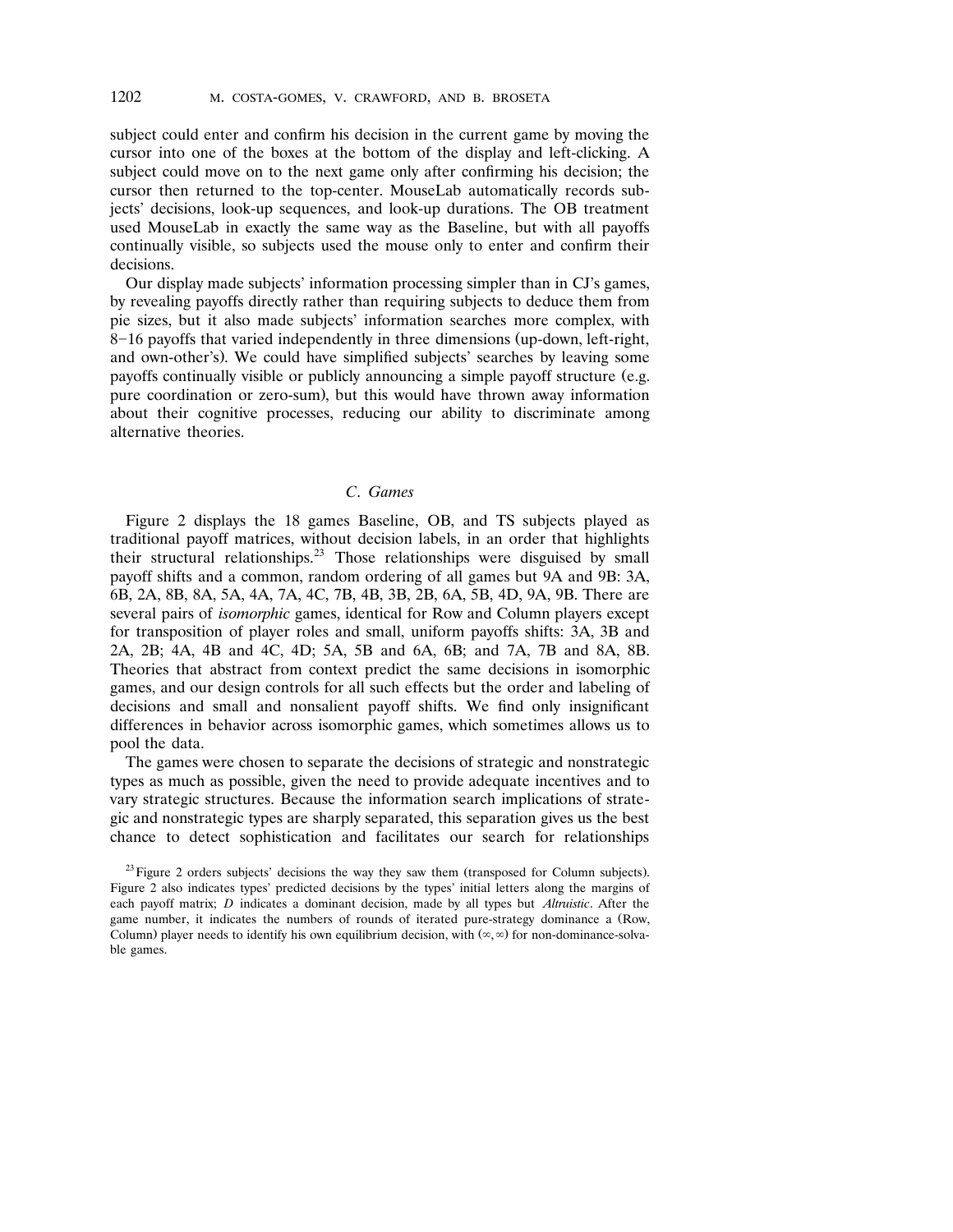subject could enter and confirm his decision in the current game by moving the cursor into one of the boxes at the bottom of the display and left-clicking. A subject could move on to the next game only after confirming his decision; the cursor then returned to the top-center. MouseLab automatically records subjects' decisions, look-up sequences, and look-up durations. The OB treatment used MouseLab in exactly the same way as the Baseline, but with all payoffs continually visible, so subjects used the mouse only to enter and confirm their decisions.

Our display made subjects' information processing simpler than in CJ's games, by revealing payoffs directly rather than requiring subjects to deduce them from pie sizes, but it also made subjects' information searches more complex, with 8–16 payoffs that varied independently in three dimensions (up-down, left-right, and own-other's). We could have simplified subjects' searches by leaving some payoffs continually visible or publicly announcing a simple payoff structure (e.g. pure coordination or zero-sum), but this would have thrown away information about their cognitive processes, reducing our ability to discriminate among alternative theories.

### *C. Games*

Figure 2 displays the 18 games Baseline, OB, and TS subjects played as traditional payoff matrices, without decision labels, in an order that highlights their structural relationships.[23] Those relationships were disguised by small payoff shifts and a common, random ordering of all games but 9A and 9B: 3A, 6B, 2A, 8B, 8A, 5A, 4A, 7A, 4C, 7B, 4B, 3B, 2B, 6A, 5B, 4D, 9A, 9B. There are several pairs of *isomorphic* games, identical for Row and Column players except for transposition of player roles and small, uniform payoffs shifts: 3A, 3B and 2A, 2B; 4A, 4B and 4C, 4D; 5A, 5B and 6A, 6B; and 7A, 7B and 8A, 8B. Theories that abstract from context predict the same decisions in isomorphic games, and our design controls for all such effects but the order and labeling of decisions and small and nonsalient payoff shifts. We find only insignificant differences in behavior across isomorphic games, which sometimes allows us to pool the data.

The games were chosen to separate the decisions of strategic and nonstrategic types as much as possible, given the need to provide adequate incentives and to vary strategic structures. Because the information search implications of strategic and nonstrategic types are sharply separated, this separation gives us the best chance to detect sophistication and facilitates our search for relationships

[23] Figure 2 orders subjects' decisions the way they saw them (transposed for Column subjects). Figure 2 also indicates types' predicted decisions by the types' initial letters along the margins of each payoff matrix; *D* indicates a dominant decision, made by all types but *Altruistic*. After the game number, it indicates the numbers of rounds of iterated pure-strategy dominance a (Row, Column) player needs to identify his own equilibrium decision, with $(\infty, \infty)$ for non-dominance-solvable games.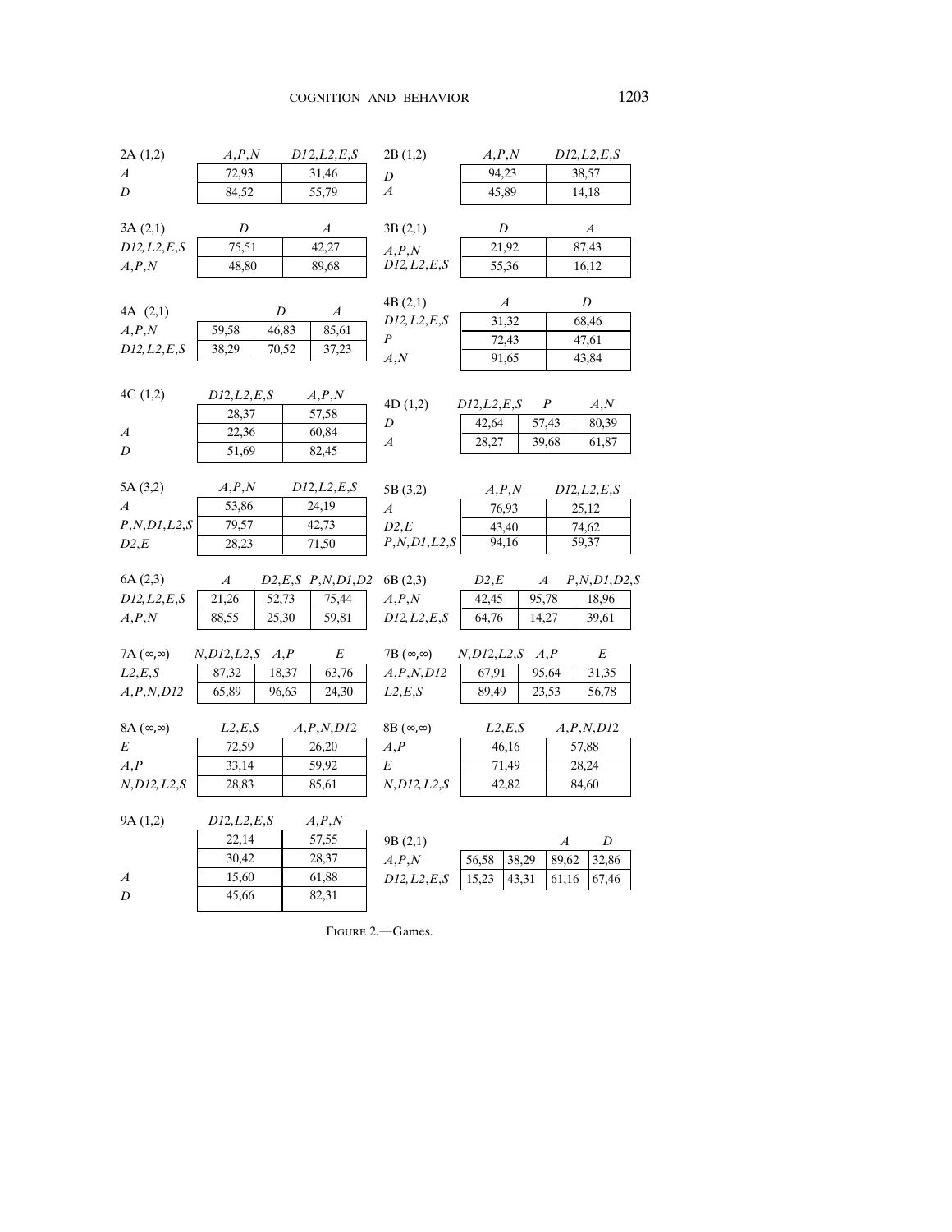2A (1,2)

| | $A,P,N$ | $D12,L2,E,S$ |
|---|---|---|
| $A$ | 72,93 | 31,46 |
| $D$ | 84,52 | 55,79 |

2B (1,2)

| | $A,P,N$ | $D12,L2,E,S$ |
|---|---|---|
| $D$ | 94,23 | 38,57 |
| $A$ | 45,89 | 14,18 |

3A (2,1)

| | $D$ | $A$ |
|---|---|---|
| $D12,L2,E,S$ | 75,51 | 42,27 |
| $A,P,N$ | 48,80 | 89,68 |

3B (2,1)

| | $D$ | $A$ |
|---|---|---|
| $A,P,N$ | 21,92 | 87,43 |
| $D12,L2,E,S$ | 55,36 | 16,12 |

4A (2,1)

| | | $D$ | $A$ |
|---|---|---|---|
| $A,P,N$ | 59,58 | 46,83 | 85,61 |
| $D12,L2,E,S$ | 38,29 | 70,52 | 37,23 |

4B (2,1)

| | $A$ | $D$ |
|---|---|---|
| $D12,L2,E,S$ | 31,32 | 68,46 |
| $P$ | 72,43 | 47,61 |
| $A,N$ | 91,65 | 43,84 |

4C (1,2)

| | $D12,L2,E,S$ | $A,P,N$ |
|---|---|---|
| | 28,37 | 57,58 |
| $A$ | 22,36 | 60,84 |
| $D$ | 51,69 | 82,45 |

4D (1,2)

| | $D12,L2,E,S$ | $P$ | $A,N$ |
|---|---|---|---|
| $D$ | 42,64 | 57,43 | 80,39 |
| $A$ | 28,27 | 39,68 | 61,87 |

5A (3,2)

| | $A,P,N$ | $D12,L2,E,S$ |
|---|---|---|
| $A$ | 53,86 | 24,19 |
| $P,N,D1,L2,S$ | 79,57 | 42,73 |
| $D2,E$ | 28,23 | 71,50 |

5B (3,2)

| | $A,P,N$ | $D12,L2,E,S$ |
|---|---|---|
| $A$ | 76,93 | 25,12 |
| $D2,E$ | 43,40 | 74,62 |
| $P,N,D1,L2,S$ | 94,16 | 59,37 |

6A (2,3)

| | $A$ | $D2,E,S$ | $P,N,D1,D2$ |
|---|---|---|---|
| $D12,L2,E,S$ | 21,26 | 52,73 | 75,44 |
| $A,P,N$ | 88,55 | 25,30 | 59,81 |

6B (2,3)

| | $D2,E$ | $A$ | $P,N,D1,D2,S$ |
|---|---|---|---|
| $A,P,N$ | 42,45 | 95,78 | 18,96 |
| $D12,L2,E,S$ | 64,76 | 14,27 | 39,61 |

7A ($\infty,\infty$)

| | $N,D12,L2,S$ | $A,P$ | $E$ |
|---|---|---|---|
| $L2,E,S$ | 87,32 | 18,37 | 63,76 |
| $A,P,N,D12$ | 65,89 | 96,63 | 24,30 |

7B ($\infty,\infty$)

| | $N,D12,L2,S$ | $A,P$ | $E$ |
|---|---|---|---|
| $A,P,N,D12$ | 67,91 | 95,64 | 31,35 |
| $L2,E,S$ | 89,49 | 23,53 | 56,78 |

8A ($\infty,\infty$)

| | $L2,E,S$ | $A,P,N,D12$ |
|---|---|---|
| $E$ | 72,59 | 26,20 |
| $A,P$ | 33,14 | 59,92 |
| $N,D12,L2,S$ | 28,83 | 85,61 |

8B ($\infty,\infty$)

| | $L2,E,S$ | $A,P,N,D12$ |
|---|---|---|
| $A,P$ | 46,16 | 57,88 |
| $E$ | 71,49 | 28,24 |
| $N,D12,L2,S$ | 42,82 | 84,60 |

9A (1,2)

| | $D12,L2,E,S$ | $A,P,N$ |
|---|---|---|
| | 22,14 | 57,55 |
| | 30,42 | 28,37 |
| $A$ | 15,60 | 61,88 |
| $D$ | 45,66 | 82,31 |

9B (2,1)

| | | | $A$ | $D$ |
|---|---|---|---|---|
| $A,P,N$ | 56,58 | 38,29 | 89,62 | 32,86 |
| $D12,L2,E,S$ | 15,23 | 43,31 | 61,16 | 67,46 |

FIGURE 2.—Games.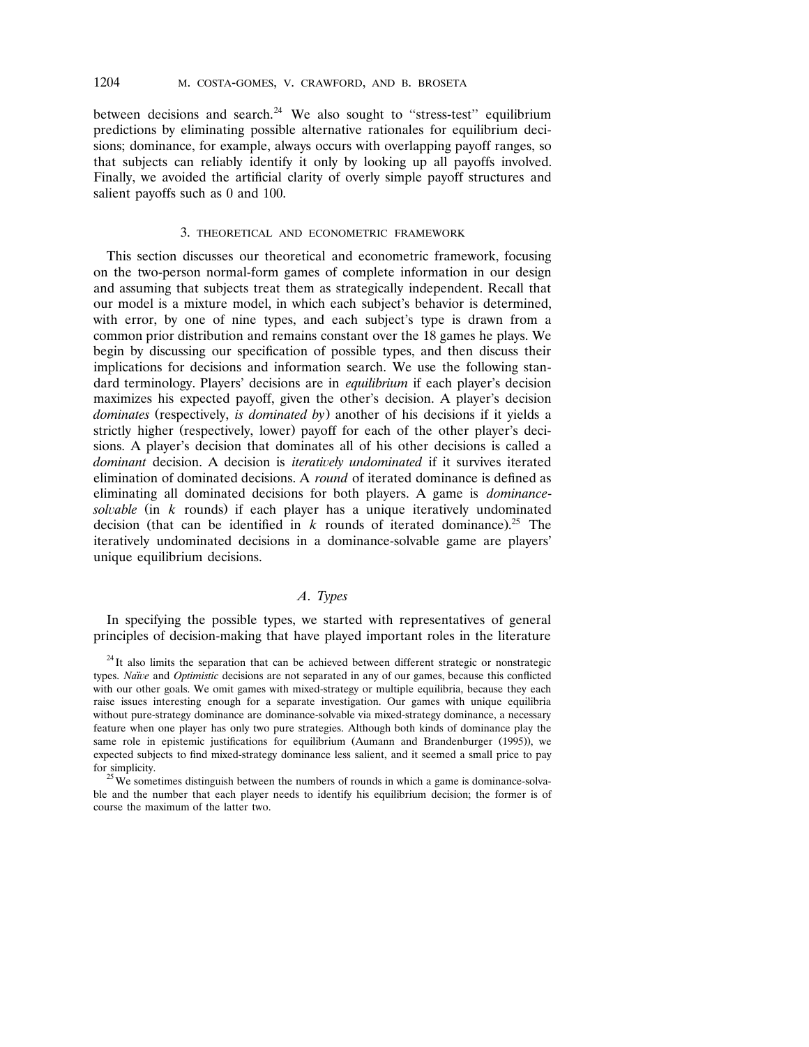between decisions and search.[24] We also sought to "stress-test" equilibrium predictions by eliminating possible alternative rationales for equilibrium decisions; dominance, for example, always occurs with overlapping payoff ranges, so that subjects can reliably identify it only by looking up all payoffs involved. Finally, we avoided the artificial clarity of overly simple payoff structures and salient payoffs such as 0 and 100.

## 3. THEORETICAL AND ECONOMETRIC FRAMEWORK

This section discusses our theoretical and econometric framework, focusing on the two-person normal-form games of complete information in our design and assuming that subjects treat them as strategically independent. Recall that our model is a mixture model, in which each subject's behavior is determined, with error, by one of nine types, and each subject's type is drawn from a common prior distribution and remains constant over the 18 games he plays. We begin by discussing our specification of possible types, and then discuss their implications for decisions and information search. We use the following standard terminology. Players' decisions are in *equilibrium* if each player's decision maximizes his expected payoff, given the other's decision. A player's decision *dominates* (respectively, *is dominated by*) another of his decisions if it yields a strictly higher (respectively, lower) payoff for each of the other player's decisions. A player's decision that dominates all of his other decisions is called a *dominant* decision. A decision is *iteratively undominated* if it survives iterated elimination of dominated decisions. A *round* of iterated dominance is defined as eliminating all dominated decisions for both players. A game is *dominance-solvable* (in $k$ rounds) if each player has a unique iteratively undominated decision (that can be identified in $k$ rounds of iterated dominance).[25] The iteratively undominated decisions in a dominance-solvable game are players' unique equilibrium decisions.

### A. Types

In specifying the possible types, we started with representatives of general principles of decision-making that have played important roles in the literature

[24] It also limits the separation that can be achieved between different strategic or nonstrategic types. *Naïve* and *Optimistic* decisions are not separated in any of our games, because this conflicted with our other goals. We omit games with mixed-strategy or multiple equilibria, because they each raise issues interesting enough for a separate investigation. Our games with unique equilibria without pure-strategy dominance are dominance-solvable via mixed-strategy dominance, a necessary feature when one player has only two pure strategies. Although both kinds of dominance play the same role in epistemic justifications for equilibrium (Aumann and Brandenburger (1995)), we expected subjects to find mixed-strategy dominance less salient, and it seemed a small price to pay for simplicity.

[25] We sometimes distinguish between the numbers of rounds in which a game is dominance-solvable and the number that each player needs to identify his equilibrium decision; the former is of course the maximum of the latter two.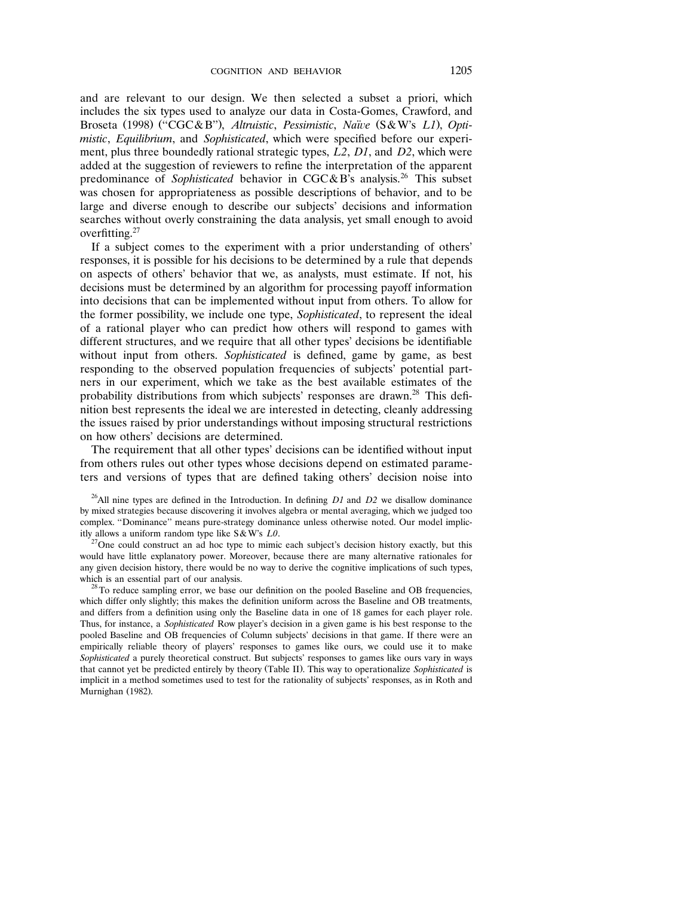and are relevant to our design. We then selected a subset a priori, which includes the six types used to analyze our data in Costa-Gomes, Crawford, and Broseta (1998) ("CGC&B"), *Altruistic*, *Pessimistic*, *Naïve* (S&W's *L1*), *Optimistic*, *Equilibrium*, and *Sophisticated*, which were specified before our experiment, plus three boundedly rational strategic types, *L2*, *D1*, and *D2*, which were added at the suggestion of reviewers to refine the interpretation of the apparent predominance of *Sophisticated* behavior in CGC&B's analysis.[26] This subset was chosen for appropriateness as possible descriptions of behavior, and to be large and diverse enough to describe our subjects' decisions and information searches without overly constraining the data analysis, yet small enough to avoid overfitting.[27]

If a subject comes to the experiment with a prior understanding of others' responses, it is possible for his decisions to be determined by a rule that depends on aspects of others' behavior that we, as analysts, must estimate. If not, his decisions must be determined by an algorithm for processing payoff information into decisions that can be implemented without input from others. To allow for the former possibility, we include one type, *Sophisticated*, to represent the ideal of a rational player who can predict how others will respond to games with different structures, and we require that all other types' decisions be identifiable without input from others. *Sophisticated* is defined, game by game, as best responding to the observed population frequencies of subjects' potential partners in our experiment, which we take as the best available estimates of the probability distributions from which subjects' responses are drawn.[28] This definition best represents the ideal we are interested in detecting, cleanly addressing the issues raised by prior understandings without imposing structural restrictions on how others' decisions are determined.

The requirement that all other types' decisions can be identified without input from others rules out other types whose decisions depend on estimated parameters and versions of types that are defined taking others' decision noise into

[26]All nine types are defined in the Introduction. In defining *D1* and *D2* we disallow dominance by mixed strategies because discovering it involves algebra or mental averaging, which we judged too complex. "Dominance" means pure-strategy dominance unless otherwise noted. Our model implicitly allows a uniform random type like S&W's *L0*.

[27]One could construct an ad hoc type to mimic each subject's decision history exactly, but this would have little explanatory power. Moreover, because there are many alternative rationales for any given decision history, there would be no way to derive the cognitive implications of such types, which is an essential part of our analysis.

[28]To reduce sampling error, we base our definition on the pooled Baseline and OB frequencies, which differ only slightly; this makes the definition uniform across the Baseline and OB treatments, and differs from a definition using only the Baseline data in one of 18 games for each player role. Thus, for instance, a *Sophisticated* Row player's decision in a given game is his best response to the pooled Baseline and OB frequencies of Column subjects' decisions in that game. If there were an empirically reliable theory of players' responses to games like ours, we could use it to make *Sophisticated* a purely theoretical construct. But subjects' responses to games like ours vary in ways that cannot yet be predicted entirely by theory (Table II). This way to operationalize *Sophisticated* is implicit in a method sometimes used to test for the rationality of subjects' responses, as in Roth and Murnighan (1982).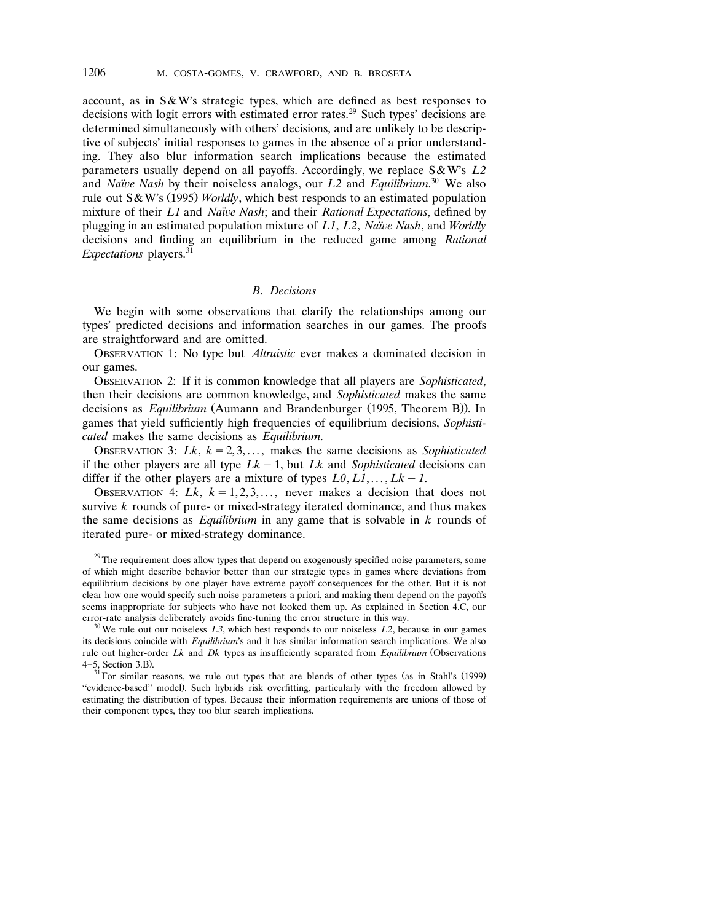account, as in S&W's strategic types, which are defined as best responses to decisions with logit errors with estimated error rates.[29] Such types' decisions are determined simultaneously with others' decisions, and are unlikely to be descriptive of subjects' initial responses to games in the absence of a prior understanding. They also blur information search implications because the estimated parameters usually depend on all payoffs. Accordingly, we replace S&W's *L2* and *Naïve Nash* by their noiseless analogs, our *L2* and *Equilibrium*.[30] We also rule out S&W's (1995) *Worldly*, which best responds to an estimated population mixture of their *L1* and *Naïve Nash*; and their *Rational Expectations*, defined by plugging in an estimated population mixture of *L1*, *L2*, *Naïve Nash*, and *Worldly* decisions and finding an equilibrium in the reduced game among *Rational Expectations* players.[31]

### B. *Decisions*

We begin with some observations that clarify the relationships among our types' predicted decisions and information searches in our games. The proofs are straightforward and are omitted.

OBSERVATION 1: No type but *Altruistic* ever makes a dominated decision in our games.

OBSERVATION 2: If it is common knowledge that all players are *Sophisticated*, then their decisions are common knowledge, and *Sophisticated* makes the same decisions as *Equilibrium* (Aumann and Brandenburger (1995, Theorem B)). In games that yield sufficiently high frequencies of equilibrium decisions, *Sophisticated* makes the same decisions as *Equilibrium*.

OBSERVATION 3: *Lk*, $k = 2, 3, \ldots,$ makes the same decisions as *Sophisticated* if the other players are all type *Lk − 1*, but *Lk* and *Sophisticated* decisions can differ if the other players are a mixture of types *L0*, *L1*, $\ldots$, *Lk − 1*.

OBSERVATION 4: *Lk*, $k = 1, 2, 3, \ldots,$ never makes a decision that does not survive $k$ rounds of pure- or mixed-strategy iterated dominance, and thus makes the same decisions as *Equilibrium* in any game that is solvable in $k$ rounds of iterated pure- or mixed-strategy dominance.

[29] The requirement does allow types that depend on exogenously specified noise parameters, some of which might describe behavior better than our strategic types in games where deviations from equilibrium decisions by one player have extreme payoff consequences for the other. But it is not clear how one would specify such noise parameters a priori, and making them depend on the payoffs seems inappropriate for subjects who have not looked them up. As explained in Section 4.C, our error-rate analysis deliberately avoids fine-tuning the error structure in this way.

[30] We rule out our noiseless *L3*, which best responds to our noiseless *L2*, because in our games its decisions coincide with *Equilibrium*'s and it has similar information search implications. We also rule out higher-order *Lk* and *Dk* types as insufficiently separated from *Equilibrium* (Observations 4–5, Section 3.B).

[31] For similar reasons, we rule out types that are blends of other types (as in Stahl's (1999) "evidence-based" model). Such hybrids risk overfitting, particularly with the freedom allowed by estimating the distribution of types. Because their information requirements are unions of those of their component types, they too blur search implications.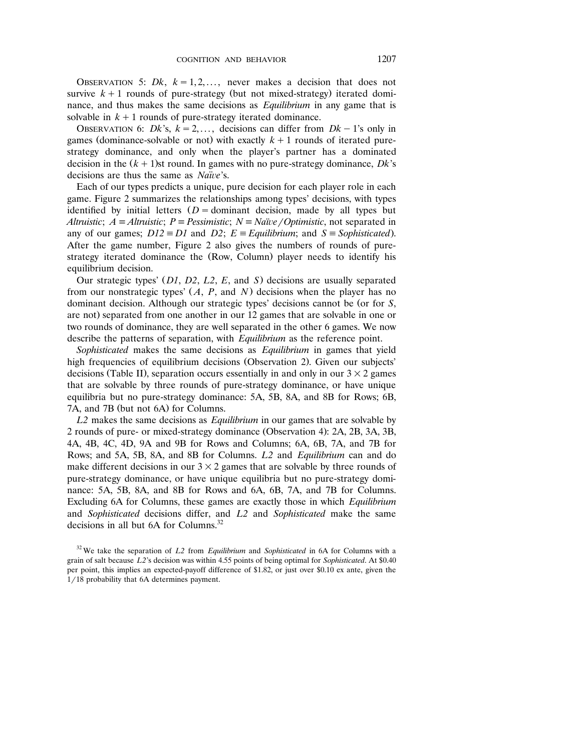OBSERVATION 5: *Dk*, $k = 1, 2, \ldots,$ never makes a decision that does not survive $k + 1$ rounds of pure-strategy (but not mixed-strategy) iterated dominance, and thus makes the same decisions as *Equilibrium* in any game that is solvable in $k + 1$ rounds of pure-strategy iterated dominance.

OBSERVATION 6: *Dk*'s, $k = 2, \ldots,$ decisions can differ from $Dk - 1$'s only in games (dominance-solvable or not) with exactly $k + 1$ rounds of iterated pure-strategy dominance, and only when the player's partner has a dominated decision in the $(k+1)$st round. In games with no pure-strategy dominance, *Dk*'s decisions are thus the same as *Naïve*'s.

Each of our types predicts a unique, pure decision for each player role in each game. Figure 2 summarizes the relationships among types' decisions, with types identified by initial letters ($D$ = dominant decision, made by all types but *Altruistic*; $A \equiv$ *Altruistic*; $P \equiv$ *Pessimistic*; $N \equiv$ *Naïve*/*Optimistic*, not separated in any of our games; $D12 \equiv D1$ and $D2$; $E \equiv$ *Equilibrium*; and $S \equiv$ *Sophisticated*). After the game number, Figure 2 also gives the numbers of rounds of pure-strategy iterated dominance the (Row, Column) player needs to identify his equilibrium decision.

Our strategic types' (*D1*, *D2*, *L2*, *E*, and *S*) decisions are usually separated from our nonstrategic types' (*A*, *P*, and *N*) decisions when the player has no dominant decision. Although our strategic types' decisions cannot be (or for *S*, are not) separated from one another in our 12 games that are solvable in one or two rounds of dominance, they are well separated in the other 6 games. We now describe the patterns of separation, with *Equilibrium* as the reference point.

*Sophisticated* makes the same decisions as *Equilibrium* in games that yield high frequencies of equilibrium decisions (Observation 2). Given our subjects' decisions (Table II), separation occurs essentially in and only in our $3 \times 2$ games that are solvable by three rounds of pure-strategy dominance, or have unique equilibria but no pure-strategy dominance: 5A, 5B, 8A, and 8B for Rows; 6B, 7A, and 7B (but not 6A) for Columns.

*L2* makes the same decisions as *Equilibrium* in our games that are solvable by 2 rounds of pure- or mixed-strategy dominance (Observation 4): 2A, 2B, 3A, 3B, 4A, 4B, 4C, 4D, 9A and 9B for Rows and Columns; 6A, 6B, 7A, and 7B for Rows; and 5A, 5B, 8A, and 8B for Columns. *L2* and *Equilibrium* can and do make different decisions in our $3 \times 2$ games that are solvable by three rounds of pure-strategy dominance, or have unique equilibria but no pure-strategy dominance: 5A, 5B, 8A, and 8B for Rows and 6A, 6B, 7A, and 7B for Columns. Excluding 6A for Columns, these games are exactly those in which *Equilibrium* and *Sophisticated* decisions differ, and *L2* and *Sophisticated* make the same decisions in all but 6A for Columns.[32]

[32] We take the separation of *L2* from *Equilibrium* and *Sophisticated* in 6A for Columns with a grain of salt because *L2*'s decision was within 4.55 points of being optimal for *Sophisticated*. At \$0.40 per point, this implies an expected-payoff difference of \$1.82, or just over \$0.10 ex ante, given the 1/18 probability that 6A determines payment.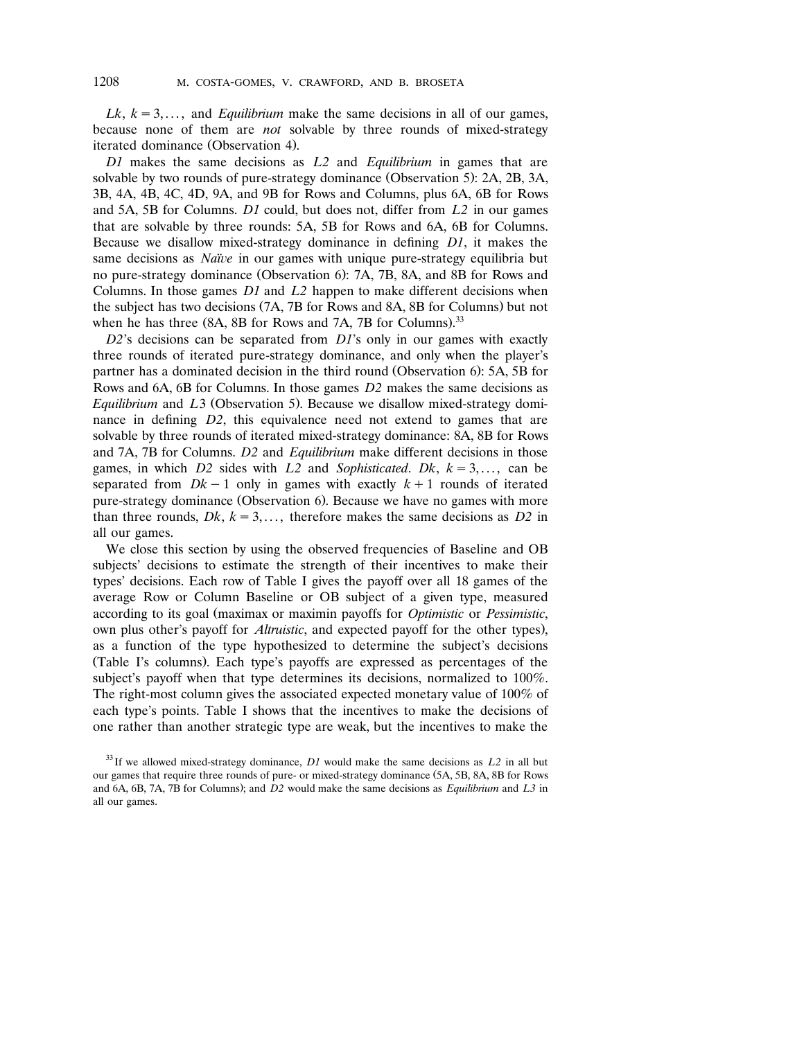*Lk*, $k = 3, \ldots,$ and *Equilibrium* make the same decisions in all of our games, because none of them are *not* solvable by three rounds of mixed-strategy iterated dominance (Observation 4).

*D1* makes the same decisions as *L2* and *Equilibrium* in games that are solvable by two rounds of pure-strategy dominance (Observation 5): 2A, 2B, 3A, 3B, 4A, 4B, 4C, 4D, 9A, and 9B for Rows and Columns, plus 6A, 6B for Rows and 5A, 5B for Columns. *D1* could, but does not, differ from *L2* in our games that are solvable by three rounds: 5A, 5B for Rows and 6A, 6B for Columns. Because we disallow mixed-strategy dominance in defining *D1*, it makes the same decisions as *Naïve* in our games with unique pure-strategy equilibria but no pure-strategy dominance (Observation 6): 7A, 7B, 8A, and 8B for Rows and Columns. In those games *D1* and *L2* happen to make different decisions when the subject has two decisions (7A, 7B for Rows and 8A, 8B for Columns) but not when he has three (8A, 8B for Rows and 7A, 7B for Columns).[33]

*D2*'s decisions can be separated from *D1*'s only in our games with exactly three rounds of iterated pure-strategy dominance, and only when the player's partner has a dominated decision in the third round (Observation 6): 5A, 5B for Rows and 6A, 6B for Columns. In those games *D2* makes the same decisions as *Equilibrium* and *L*3 (Observation 5). Because we disallow mixed-strategy dominance in defining *D2*, this equivalence need not extend to games that are solvable by three rounds of iterated mixed-strategy dominance: 8A, 8B for Rows and 7A, 7B for Columns. *D2* and *Equilibrium* make different decisions in those games, in which *D2* sides with *L2* and *Sophisticated*. *Dk*, $k = 3, \ldots,$ can be separated from *Dk* − 1 only in games with exactly $k+1$ rounds of iterated pure-strategy dominance (Observation 6). Because we have no games with more than three rounds, *Dk*, $k = 3, \ldots,$ therefore makes the same decisions as *D2* in all our games.

We close this section by using the observed frequencies of Baseline and OB subjects' decisions to estimate the strength of their incentives to make their types' decisions. Each row of Table I gives the payoff over all 18 games of the average Row or Column Baseline or OB subject of a given type, measured according to its goal (maximax or maximin payoffs for *Optimistic* or *Pessimistic*, own plus other's payoff for *Altruistic*, and expected payoff for the other types), as a function of the type hypothesized to determine the subject's decisions (Table I's columns). Each type's payoffs are expressed as percentages of the subject's payoff when that type determines its decisions, normalized to 100%. The right-most column gives the associated expected monetary value of 100% of each type's points. Table I shows that the incentives to make the decisions of one rather than another strategic type are weak, but the incentives to make the

[33] If we allowed mixed-strategy dominance, *D1* would make the same decisions as *L2* in all but our games that require three rounds of pure- or mixed-strategy dominance (5A, 5B, 8A, 8B for Rows and 6A, 6B, 7A, 7B for Columns); and *D2* would make the same decisions as *Equilibrium* and *L3* in all our games.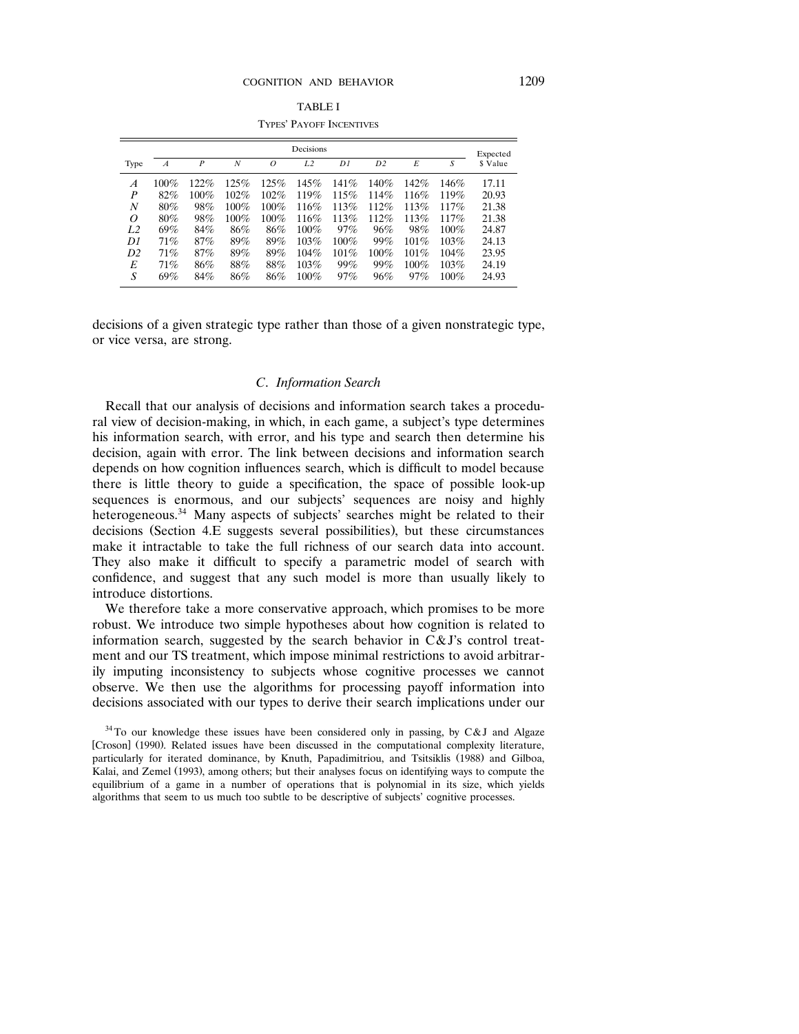TABLE I

TYPES' PAYOFF INCENTIVES

| Type | Decisions | | | | | | | | | Expected \$ Value |
|---|---|---|---|---|---|---|---|---|---|---|
| | *A* | *P* | *N* | *O* | *L2* | *D1* | *D2* | *E* | *S* | |
| *A* | 100% | 122% | 125% | 125% | 145% | 141% | 140% | 142% | 146% | 17.11 |
| *P* | 82% | 100% | 102% | 102% | 119% | 115% | 114% | 116% | 119% | 20.93 |
| *N* | 80% | 98% | 100% | 100% | 116% | 113% | 112% | 113% | 117% | 21.38 |
| *O* | 80% | 98% | 100% | 100% | 116% | 113% | 112% | 113% | 117% | 21.38 |
| *L2* | 69% | 84% | 86% | 86% | 100% | 97% | 96% | 98% | 100% | 24.87 |
| *D1* | 71% | 87% | 89% | 89% | 103% | 100% | 99% | 101% | 103% | 24.13 |
| *D2* | 71% | 87% | 89% | 89% | 104% | 101% | 100% | 101% | 104% | 23.95 |
| *E* | 71% | 86% | 88% | 88% | 103% | 99% | 99% | 100% | 103% | 24.19 |
| *S* | 69% | 84% | 86% | 86% | 100% | 97% | 96% | 97% | 100% | 24.93 |

decisions of a given strategic type rather than those of a given nonstrategic type, or vice versa, are strong.

### *C. Information Search*

Recall that our analysis of decisions and information search takes a procedural view of decision-making, in which, in each game, a subject's type determines his information search, with error, and his type and search then determine his decision, again with error. The link between decisions and information search depends on how cognition influences search, which is difficult to model because there is little theory to guide a specification, the space of possible look-up sequences is enormous, and our subjects' sequences are noisy and highly heterogeneous.[34] Many aspects of subjects' searches might be related to their decisions (Section 4.E suggests several possibilities), but these circumstances make it intractable to take the full richness of our search data into account. They also make it difficult to specify a parametric model of search with confidence, and suggest that any such model is more than usually likely to introduce distortions.

We therefore take a more conservative approach, which promises to be more robust. We introduce two simple hypotheses about how cognition is related to information search, suggested by the search behavior in C&J's control treatment and our TS treatment, which impose minimal restrictions to avoid arbitrarily imputing inconsistency to subjects whose cognitive processes we cannot observe. We then use the algorithms for processing payoff information into decisions associated with our types to derive their search implications under our

[34] To our knowledge these issues have been considered only in passing, by C&J and Algaze [Croson] (1990). Related issues have been discussed in the computational complexity literature, particularly for iterated dominance, by Knuth, Papadimitriou, and Tsitsiklis (1988) and Gilboa, Kalai, and Zemel (1993), among others; but their analyses focus on identifying ways to compute the equilibrium of a game in a number of operations that is polynomial in its size, which yields algorithms that seem to us much too subtle to be descriptive of subjects' cognitive processes.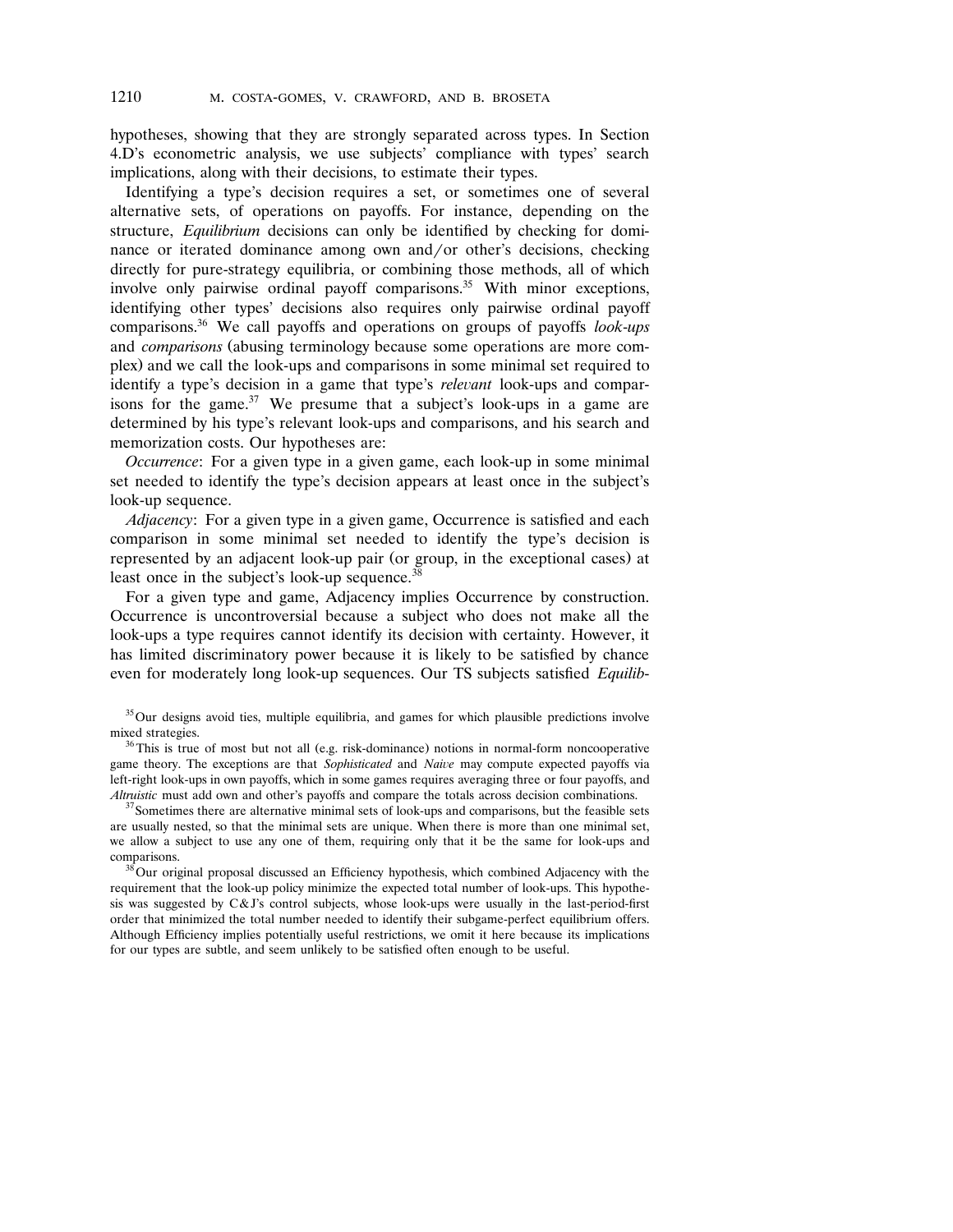hypotheses, showing that they are strongly separated across types. In Section 4.D's econometric analysis, we use subjects' compliance with types' search implications, along with their decisions, to estimate their types.

Identifying a type's decision requires a set, or sometimes one of several alternative sets, of operations on payoffs. For instance, depending on the structure, *Equilibrium* decisions can only be identified by checking for dominance or iterated dominance among own and/or other's decisions, checking directly for pure-strategy equilibria, or combining those methods, all of which involve only pairwise ordinal payoff comparisons.[35] With minor exceptions, identifying other types' decisions also requires only pairwise ordinal payoff comparisons.[36] We call payoffs and operations on groups of payoffs *look-ups* and *comparisons* (abusing terminology because some operations are more complex) and we call the look-ups and comparisons in some minimal set required to identify a type's decision in a game that type's *relevant* look-ups and comparisons for the game.[37] We presume that a subject's look-ups in a game are determined by his type's relevant look-ups and comparisons, and his search and memorization costs. Our hypotheses are:

*Occurrence*: For a given type in a given game, each look-up in some minimal set needed to identify the type's decision appears at least once in the subject's look-up sequence.

*Adjacency*: For a given type in a given game, Occurrence is satisfied and each comparison in some minimal set needed to identify the type's decision is represented by an adjacent look-up pair (or group, in the exceptional cases) at least once in the subject's look-up sequence.[38]

For a given type and game, Adjacency implies Occurrence by construction. Occurrence is uncontroversial because a subject who does not make all the look-ups a type requires cannot identify its decision with certainty. However, it has limited discriminatory power because it is likely to be satisfied by chance even for moderately long look-up sequences. Our TS subjects satisfied *Equilib-*

---

[35] Our designs avoid ties, multiple equilibria, and games for which plausible predictions involve mixed strategies.

[36] This is true of most but not all (e.g. risk-dominance) notions in normal-form noncooperative game theory. The exceptions are that *Sophisticated* and *Naive* may compute expected payoffs via left-right look-ups in own payoffs, which in some games requires averaging three or four payoffs, and *Altruistic* must add own and other's payoffs and compare the totals across decision combinations.

[37] Sometimes there are alternative minimal sets of look-ups and comparisons, but the feasible sets are usually nested, so that the minimal sets are unique. When there is more than one minimal set, we allow a subject to use any one of them, requiring only that it be the same for look-ups and comparisons.

[38] Our original proposal discussed an Efficiency hypothesis, which combined Adjacency with the requirement that the look-up policy minimize the expected total number of look-ups. This hypothesis was suggested by C&J's control subjects, whose look-ups were usually in the last-period-first order that minimized the total number needed to identify their subgame-perfect equilibrium offers. Although Efficiency implies potentially useful restrictions, we omit it here because its implications for our types are subtle, and seem unlikely to be satisfied often enough to be useful.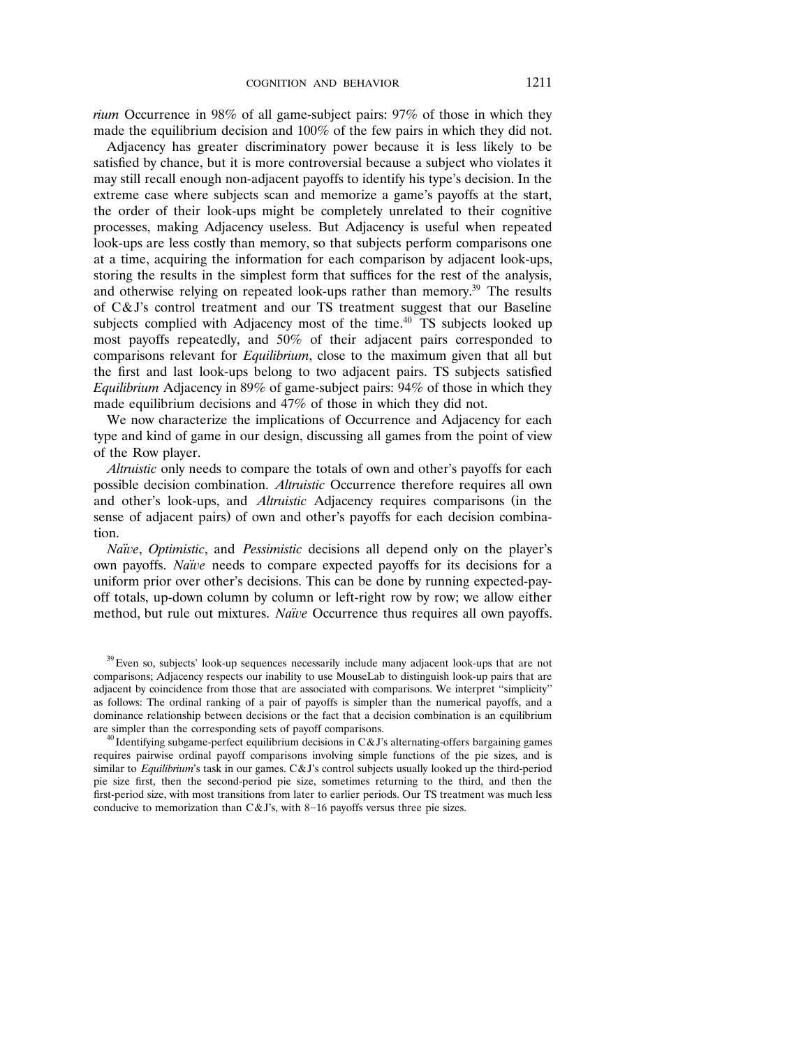*rium* Occurrence in 98% of all game-subject pairs: 97% of those in which they made the equilibrium decision and 100% of the few pairs in which they did not.

Adjacency has greater discriminatory power because it is less likely to be satisfied by chance, but it is more controversial because a subject who violates it may still recall enough non-adjacent payoffs to identify his type's decision. In the extreme case where subjects scan and memorize a game's payoffs at the start, the order of their look-ups might be completely unrelated to their cognitive processes, making Adjacency useless. But Adjacency is useful when repeated look-ups are less costly than memory, so that subjects perform comparisons one at a time, acquiring the information for each comparison by adjacent look-ups, storing the results in the simplest form that suffices for the rest of the analysis, and otherwise relying on repeated look-ups rather than memory.[39] The results of C&J's control treatment and our TS treatment suggest that our Baseline subjects complied with Adjacency most of the time.[40] TS subjects looked up most payoffs repeatedly, and 50% of their adjacent pairs corresponded to comparisons relevant for *Equilibrium*, close to the maximum given that all but the first and last look-ups belong to two adjacent pairs. TS subjects satisfied *Equilibrium* Adjacency in 89% of game-subject pairs: 94% of those in which they made equilibrium decisions and 47% of those in which they did not.

We now characterize the implications of Occurrence and Adjacency for each type and kind of game in our design, discussing all games from the point of view of the Row player.

*Altruistic* only needs to compare the totals of own and other's payoffs for each possible decision combination. *Altruistic* Occurrence therefore requires all own and other's look-ups, and *Altruistic* Adjacency requires comparisons (in the sense of adjacent pairs) of own and other's payoffs for each decision combination.

*Naïve*, *Optimistic*, and *Pessimistic* decisions all depend only on the player's own payoffs. *Naïve* needs to compare expected payoffs for its decisions for a uniform prior over other's decisions. This can be done by running expected-payoff totals, up-down column by column or left-right row by row; we allow either method, but rule out mixtures. *Naïve* Occurrence thus requires all own payoffs.

[39] Even so, subjects' look-up sequences necessarily include many adjacent look-ups that are not comparisons; Adjacency respects our inability to use MouseLab to distinguish look-up pairs that are adjacent by coincidence from those that are associated with comparisons. We interpret "simplicity" as follows: The ordinal ranking of a pair of payoffs is simpler than the numerical payoffs, and a dominance relationship between decisions or the fact that a decision combination is an equilibrium are simpler than the corresponding sets of payoff comparisons.

[40] Identifying subgame-perfect equilibrium decisions in C&J's alternating-offers bargaining games requires pairwise ordinal payoff comparisons involving simple functions of the pie sizes, and is similar to *Equilibrium*'s task in our games. C&J's control subjects usually looked up the third-period pie size first, then the second-period pie size, sometimes returning to the third, and then the first-period size, with most transitions from later to earlier periods. Our TS treatment was much less conducive to memorization than C&J's, with 8–16 payoffs versus three pie sizes.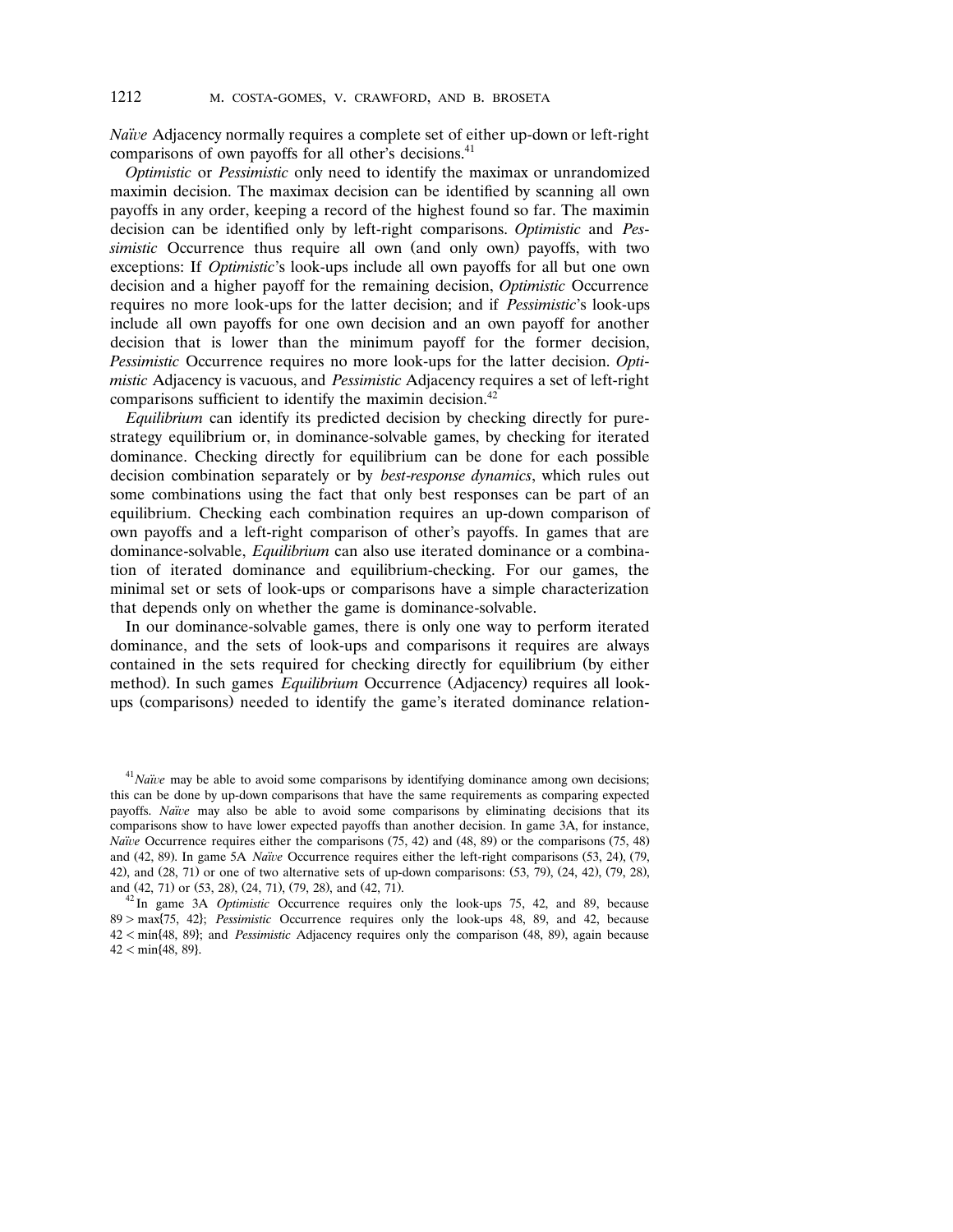*Naïve* Adjacency normally requires a complete set of either up-down or left-right comparisons of own payoffs for all other's decisions.[41]

*Optimistic* or *Pessimistic* only need to identify the maximax or unrandomized maximin decision. The maximax decision can be identified by scanning all own payoffs in any order, keeping a record of the highest found so far. The maximin decision can be identified only by left-right comparisons. *Optimistic* and *Pessimistic* Occurrence thus require all own (and only own) payoffs, with two exceptions: If *Optimistic*'s look-ups include all own payoffs for all but one own decision and a higher payoff for the remaining decision, *Optimistic* Occurrence requires no more look-ups for the latter decision; and if *Pessimistic*'s look-ups include all own payoffs for one own decision and an own payoff for another decision that is lower than the minimum payoff for the former decision, *Pessimistic* Occurrence requires no more look-ups for the latter decision. *Optimistic* Adjacency is vacuous, and *Pessimistic* Adjacency requires a set of left-right comparisons sufficient to identify the maximin decision.[42]

*Equilibrium* can identify its predicted decision by checking directly for pure-strategy equilibrium or, in dominance-solvable games, by checking for iterated dominance. Checking directly for equilibrium can be done for each possible decision combination separately or by *best-response dynamics*, which rules out some combinations using the fact that only best responses can be part of an equilibrium. Checking each combination requires an up-down comparison of own payoffs and a left-right comparison of other's payoffs. In games that are dominance-solvable, *Equilibrium* can also use iterated dominance or a combination of iterated dominance and equilibrium-checking. For our games, the minimal set or sets of look-ups or comparisons have a simple characterization that depends only on whether the game is dominance-solvable.

In our dominance-solvable games, there is only one way to perform iterated dominance, and the sets of look-ups and comparisons it requires are always contained in the sets required for checking directly for equilibrium (by either method). In such games *Equilibrium* Occurrence (Adjacency) requires all look-ups (comparisons) needed to identify the game's iterated dominance relation-

[41] *Naïve* may be able to avoid some comparisons by identifying dominance among own decisions; this can be done by up-down comparisons that have the same requirements as comparing expected payoffs. *Naïve* may also be able to avoid some comparisons by eliminating decisions that its comparisons show to have lower expected payoffs than another decision. In game 3A, for instance, *Naïve* Occurrence requires either the comparisons (75, 42) and (48, 89) or the comparisons (75, 48) and (42, 89). In game 5A *Naïve* Occurrence requires either the left-right comparisons (53, 24), (79, 42), and (28, 71) or one of two alternative sets of up-down comparisons: (53, 79), (24, 42), (79, 28), and (42, 71) or (53, 28), (24, 71), (79, 28), and (42, 71).

[42] In game 3A *Optimistic* Occurrence requires only the look-ups 75, 42, and 89, because $89 > \max\{75, 42\}$; *Pessimistic* Occurrence requires only the look-ups 48, 89, and 42, because $42 < \min\{48, 89\}$; and *Pessimistic* Adjacency requires only the comparison (48, 89), again because $42 < \min\{48, 89\}$.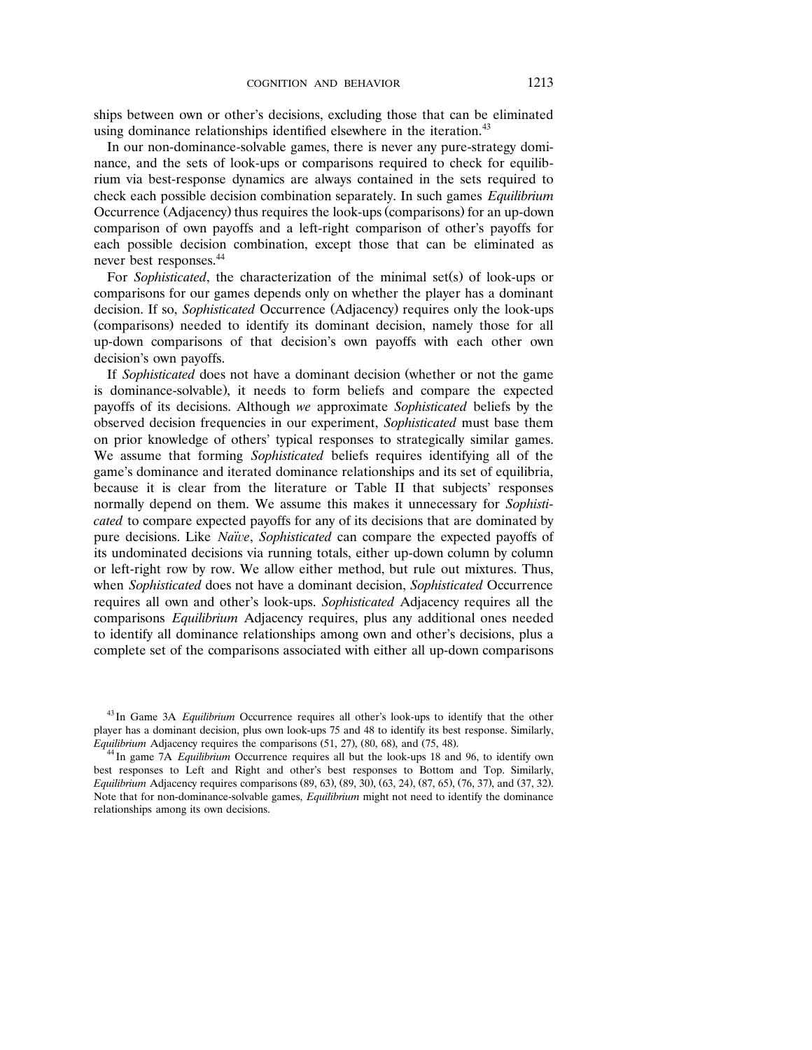ships between own or other's decisions, excluding those that can be eliminated using dominance relationships identified elsewhere in the iteration.[43]

In our non-dominance-solvable games, there is never any pure-strategy dominance, and the sets of look-ups or comparisons required to check for equilibrium via best-response dynamics are always contained in the sets required to check each possible decision combination separately. In such games *Equilibrium* Occurrence (Adjacency) thus requires the look-ups (comparisons) for an up-down comparison of own payoffs and a left-right comparison of other's payoffs for each possible decision combination, except those that can be eliminated as never best responses.[44]

For *Sophisticated*, the characterization of the minimal set(s) of look-ups or comparisons for our games depends only on whether the player has a dominant decision. If so, *Sophisticated* Occurrence (Adjacency) requires only the look-ups (comparisons) needed to identify its dominant decision, namely those for all up-down comparisons of that decision's own payoffs with each other own decision's own payoffs.

If *Sophisticated* does not have a dominant decision (whether or not the game is dominance-solvable), it needs to form beliefs and compare the expected payoffs of its decisions. Although *we* approximate *Sophisticated* beliefs by the observed decision frequencies in our experiment, *Sophisticated* must base them on prior knowledge of others' typical responses to strategically similar games. We assume that forming *Sophisticated* beliefs requires identifying all of the game's dominance and iterated dominance relationships and its set of equilibria, because it is clear from the literature or Table II that subjects' responses normally depend on them. We assume this makes it unnecessary for *Sophisticated* to compare expected payoffs for any of its decisions that are dominated by pure decisions. Like *Naïve*, *Sophisticated* can compare the expected payoffs of its undominated decisions via running totals, either up-down column by column or left-right row by row. We allow either method, but rule out mixtures. Thus, when *Sophisticated* does not have a dominant decision, *Sophisticated* Occurrence requires all own and other's look-ups. *Sophisticated* Adjacency requires all the comparisons *Equilibrium* Adjacency requires, plus any additional ones needed to identify all dominance relationships among own and other's decisions, plus a complete set of the comparisons associated with either all up-down comparisons

[43] In Game 3A *Equilibrium* Occurrence requires all other's look-ups to identify that the other player has a dominant decision, plus own look-ups 75 and 48 to identify its best response. Similarly, *Equilibrium* Adjacency requires the comparisons (51, 27), (80, 68), and (75, 48).

[44] In game 7A *Equilibrium* Occurrence requires all but the look-ups 18 and 96, to identify own best responses to Left and Right and other's best responses to Bottom and Top. Similarly, *Equilibrium* Adjacency requires comparisons (89, 63), (89, 30), (63, 24), (87, 65), (76, 37), and (37, 32). Note that for non-dominance-solvable games, *Equilibrium* might not need to identify the dominance relationships among its own decisions.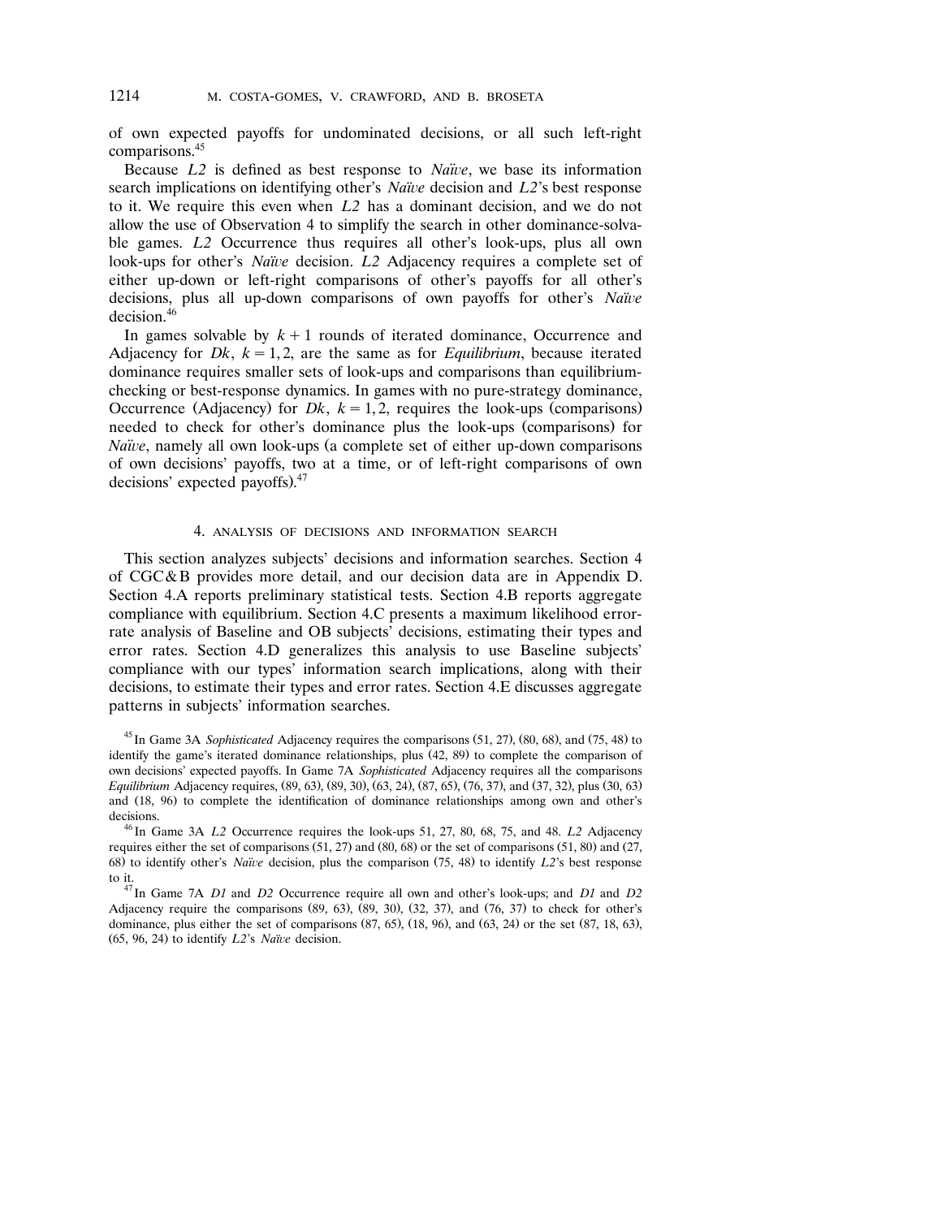of own expected payoffs for undominated decisions, or all such left-right comparisons.[45]

Because *L2* is defined as best response to *Naïve*, we base its information search implications on identifying other's *Naïve* decision and *L2*'s best response to it. We require this even when *L2* has a dominant decision, and we do not allow the use of Observation 4 to simplify the search in other dominance-solvable games. *L2* Occurrence thus requires all other's look-ups, plus all own look-ups for other's *Naïve* decision. *L2* Adjacency requires a complete set of either up-down or left-right comparisons of other's payoffs for all other's decisions, plus all up-down comparisons of own payoffs for other's *Naïve* decision.[46]

In games solvable by $k+1$ rounds of iterated dominance, Occurrence and Adjacency for $Dk$, $k = 1, 2$, are the same as for *Equilibrium*, because iterated dominance requires smaller sets of look-ups and comparisons than equilibrium-checking or best-response dynamics. In games with no pure-strategy dominance, Occurrence (Adjacency) for $Dk$, $k = 1, 2$, requires the look-ups (comparisons) needed to check for other's dominance plus the look-ups (comparisons) for *Naïve*, namely all own look-ups (a complete set of either up-down comparisons of own decisions' payoffs, two at a time, or of left-right comparisons of own decisions' expected payoffs).[47]

## 4. ANALYSIS OF DECISIONS AND INFORMATION SEARCH

This section analyzes subjects' decisions and information searches. Section 4 of CGC&B provides more detail, and our decision data are in Appendix D. Section 4.A reports preliminary statistical tests. Section 4.B reports aggregate compliance with equilibrium. Section 4.C presents a maximum likelihood error-rate analysis of Baseline and OB subjects' decisions, estimating their types and error rates. Section 4.D generalizes this analysis to use Baseline subjects' compliance with our types' information search implications, along with their decisions, to estimate their types and error rates. Section 4.E discusses aggregate patterns in subjects' information searches.

[45] In Game 3A *Sophisticated* Adjacency requires the comparisons (51, 27), (80, 68), and (75, 48) to identify the game's iterated dominance relationships, plus (42, 89) to complete the comparison of own decisions' expected payoffs. In Game 7A *Sophisticated* Adjacency requires all the comparisons *Equilibrium* Adjacency requires, (89, 63), (89, 30), (63, 24), (87, 65), (76, 37), and (37, 32), plus (30, 63) and (18, 96) to complete the identification of dominance relationships among own and other's decisions.

[46] In Game 3A *L2* Occurrence requires the look-ups 51, 27, 80, 68, 75, and 48. *L2* Adjacency requires either the set of comparisons (51, 27) and (80, 68) or the set of comparisons (51, 80) and (27, 68) to identify other's *Naïve* decision, plus the comparison (75, 48) to identify *L2*'s best response to it.

[47] In Game 7A *D1* and *D2* Occurrence require all own and other's look-ups; and *D1* and *D2* Adjacency require the comparisons (89, 63), (89, 30), (32, 37), and (76, 37) to check for other's dominance, plus either the set of comparisons (87, 65), (18, 96), and (63, 24) or the set (87, 18, 63), (65, 96, 24) to identify *L2*'s *Naïve* decision.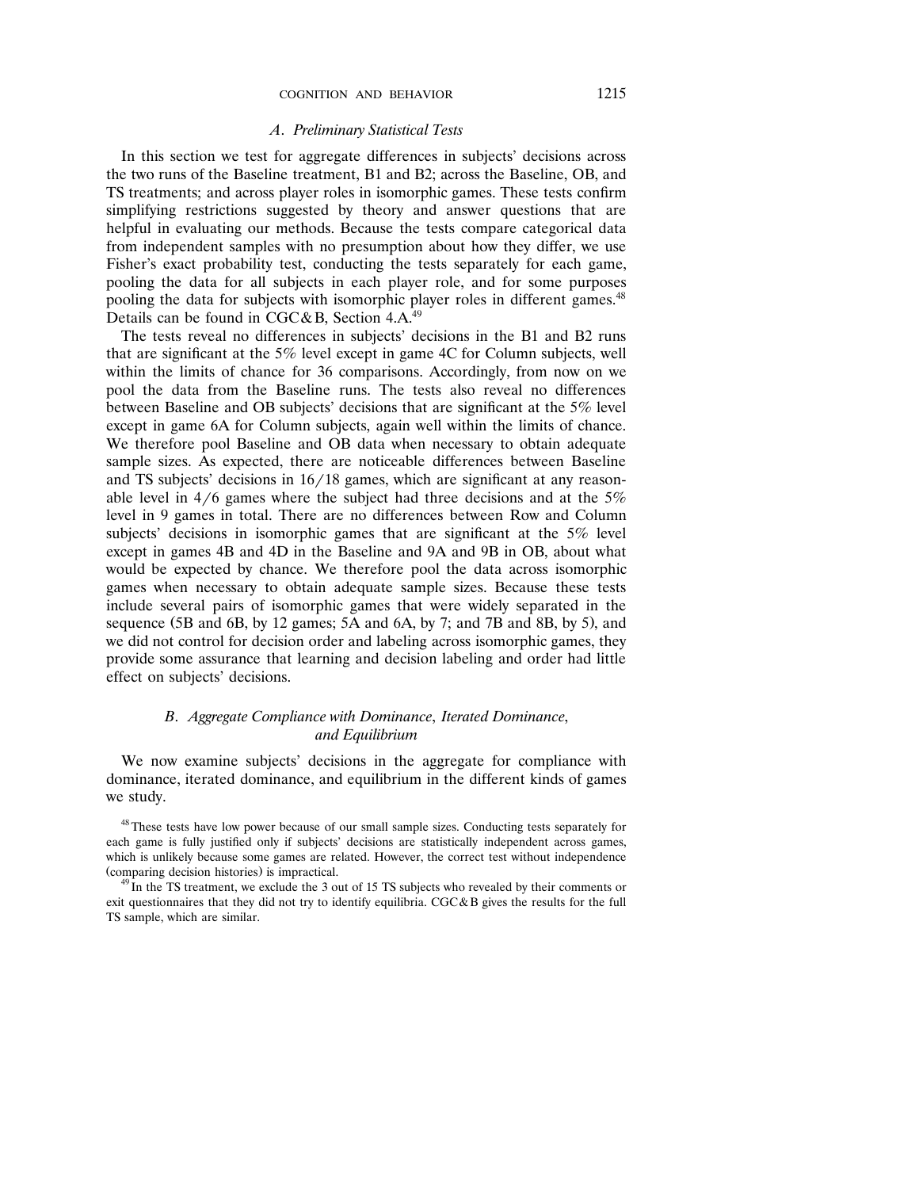### A. *Preliminary Statistical Tests*

In this section we test for aggregate differences in subjects' decisions across the two runs of the Baseline treatment, B1 and B2; across the Baseline, OB, and TS treatments; and across player roles in isomorphic games. These tests confirm simplifying restrictions suggested by theory and answer questions that are helpful in evaluating our methods. Because the tests compare categorical data from independent samples with no presumption about how they differ, we use Fisher's exact probability test, conducting the tests separately for each game, pooling the data for all subjects in each player role, and for some purposes pooling the data for subjects with isomorphic player roles in different games.[48] Details can be found in CGC&B, Section 4.A.[49]

The tests reveal no differences in subjects' decisions in the B1 and B2 runs that are significant at the 5% level except in game 4C for Column subjects, well within the limits of chance for 36 comparisons. Accordingly, from now on we pool the data from the Baseline runs. The tests also reveal no differences between Baseline and OB subjects' decisions that are significant at the 5% level except in game 6A for Column subjects, again well within the limits of chance. We therefore pool Baseline and OB data when necessary to obtain adequate sample sizes. As expected, there are noticeable differences between Baseline and TS subjects' decisions in 16/18 games, which are significant at any reasonable level in 4/6 games where the subject had three decisions and at the 5% level in 9 games in total. There are no differences between Row and Column subjects' decisions in isomorphic games that are significant at the 5% level except in games 4B and 4D in the Baseline and 9A and 9B in OB, about what would be expected by chance. We therefore pool the data across isomorphic games when necessary to obtain adequate sample sizes. Because these tests include several pairs of isomorphic games that were widely separated in the sequence (5B and 6B, by 12 games; 5A and 6A, by 7; and 7B and 8B, by 5), and we did not control for decision order and labeling across isomorphic games, they provide some assurance that learning and decision labeling and order had little effect on subjects' decisions.

### B. *Aggregate Compliance with Dominance, Iterated Dominance, and Equilibrium*

We now examine subjects' decisions in the aggregate for compliance with dominance, iterated dominance, and equilibrium in the different kinds of games we study.

[48] These tests have low power because of our small sample sizes. Conducting tests separately for each game is fully justified only if subjects' decisions are statistically independent across games, which is unlikely because some games are related. However, the correct test without independence (comparing decision histories) is impractical.

[49] In the TS treatment, we exclude the 3 out of 15 TS subjects who revealed by their comments or exit questionnaires that they did not try to identify equilibria. CGC&B gives the results for the full TS sample, which are similar.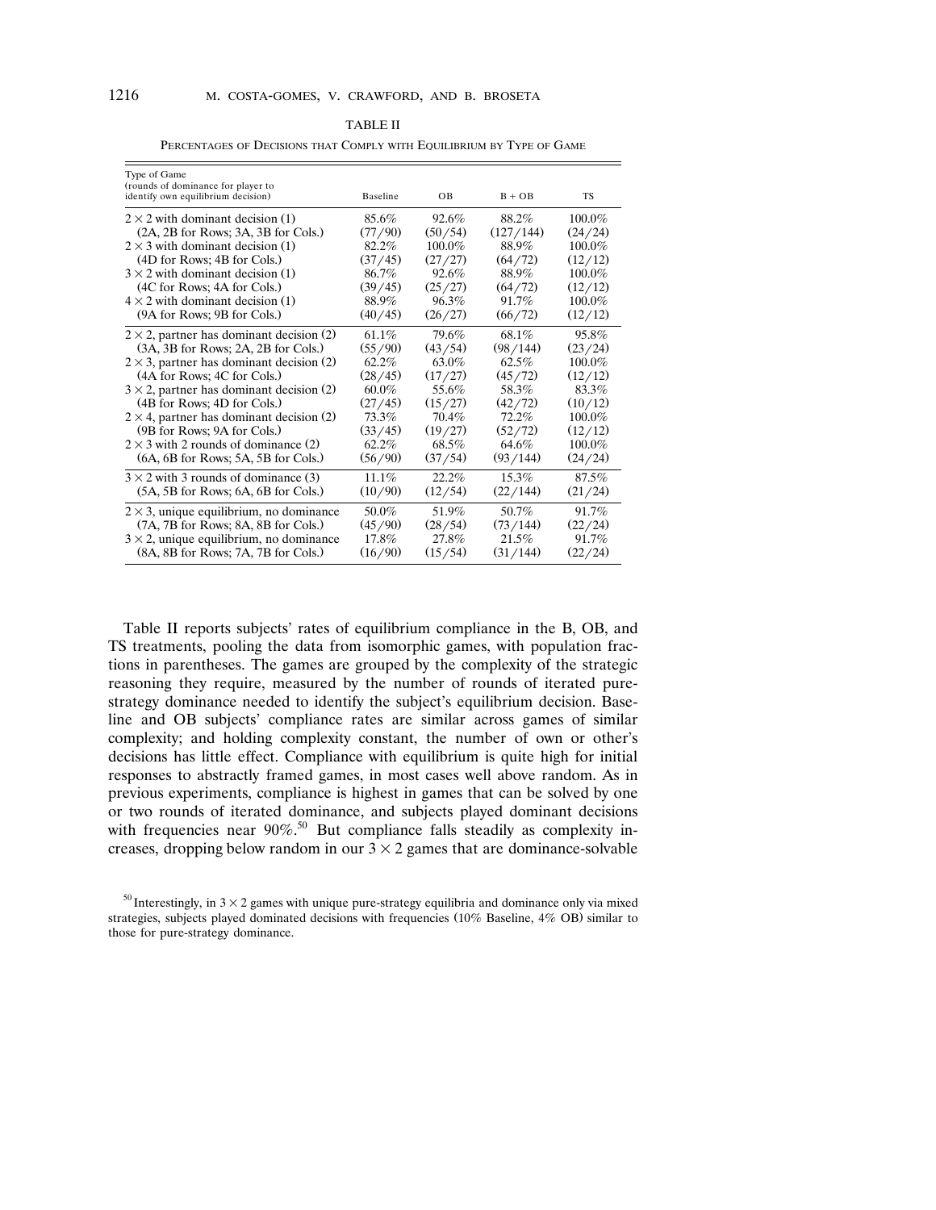TABLE II

PERCENTAGES OF DECISIONS THAT COMPLY WITH EQUILIBRIUM BY TYPE OF GAME

| Type of Game (rounds of dominance for player to identify own equilibrium decision) | Baseline | OB | B + OB | TS |
|---|---|---|---|---|
| $2 \times 2$ with dominant decision (1) | 85.6% | 92.6% | 88.2% | 100.0% |
| (2A, 2B for Rows; 3A, 3B for Cols.) | (77/90) | (50/54) | (127/144) | (24/24) |
| $2 \times 3$ with dominant decision (1) | 82.2% | 100.0% | 88.9% | 100.0% |
| (4D for Rows; 4B for Cols.) | (37/45) | (27/27) | (64/72) | (12/12) |
| $3 \times 2$ with dominant decision (1) | 86.7% | 92.6% | 88.9% | 100.0% |
| (4C for Rows; 4A for Cols.) | (39/45) | (25/27) | (64/72) | (12/12) |
| $4 \times 2$ with dominant decision (1) | 88.9% | 96.3% | 91.7% | 100.0% |
| (9A for Rows; 9B for Cols.) | (40/45) | (26/27) | (66/72) | (12/12) |
| $2 \times 2$, partner has dominant decision (2) | 61.1% | 79.6% | 68.1% | 95.8% |
| (3A, 3B for Rows; 2A, 2B for Cols.) | (55/90) | (43/54) | (98/144) | (23/24) |
| $2 \times 3$, partner has dominant decision (2) | 62.2% | 63.0% | 62.5% | 100.0% |
| (4A for Rows; 4C for Cols.) | (28/45) | (17/27) | (45/72) | (12/12) |
| $3 \times 2$, partner has dominant decision (2) | 60.0% | 55.6% | 58.3% | 83.3% |
| (4B for Rows; 4D for Cols.) | (27/45) | (15/27) | (42/72) | (10/12) |
| $2 \times 4$, partner has dominant decision (2) | 73.3% | 70.4% | 72.2% | 100.0% |
| (9B for Rows; 9A for Cols.) | (33/45) | (19/27) | (52/72) | (12/12) |
| $2 \times 3$ with 2 rounds of dominance (2) | 62.2% | 68.5% | 64.6% | 100.0% |
| (6A, 6B for Rows; 5A, 5B for Cols.) | (56/90) | (37/54) | (93/144) | (24/24) |
| $3 \times 2$ with 3 rounds of dominance (3) | 11.1% | 22.2% | 15.3% | 87.5% |
| (5A, 5B for Rows; 6A, 6B for Cols.) | (10/90) | (12/54) | (22/144) | (21/24) |
| $2 \times 3$, unique equilibrium, no dominance | 50.0% | 51.9% | 50.7% | 91.7% |
| (7A, 7B for Rows; 8A, 8B for Cols.) | (45/90) | (28/54) | (73/144) | (22/24) |
| $3 \times 2$, unique equilibrium, no dominance | 17.8% | 27.8% | 21.5% | 91.7% |
| (8A, 8B for Rows; 7A, 7B for Cols.) | (16/90) | (15/54) | (31/144) | (22/24) |

Table II reports subjects' rates of equilibrium compliance in the B, OB, and TS treatments, pooling the data from isomorphic games, with population fractions in parentheses. The games are grouped by the complexity of the strategic reasoning they require, measured by the number of rounds of iterated pure-strategy dominance needed to identify the subject's equilibrium decision. Baseline and OB subjects' compliance rates are similar across games of similar complexity; and holding complexity constant, the number of own or other's decisions has little effect. Compliance with equilibrium is quite high for initial responses to abstractly framed games, in most cases well above random. As in previous experiments, compliance is highest in games that can be solved by one or two rounds of iterated dominance, and subjects played dominant decisions with frequencies near 90%.[50] But compliance falls steadily as complexity increases, dropping below random in our $3 \times 2$ games that are dominance-solvable

[50] Interestingly, in $3 \times 2$ games with unique pure-strategy equilibria and dominance only via mixed strategies, subjects played dominated decisions with frequencies (10% Baseline, 4% OB) similar to those for pure-strategy dominance.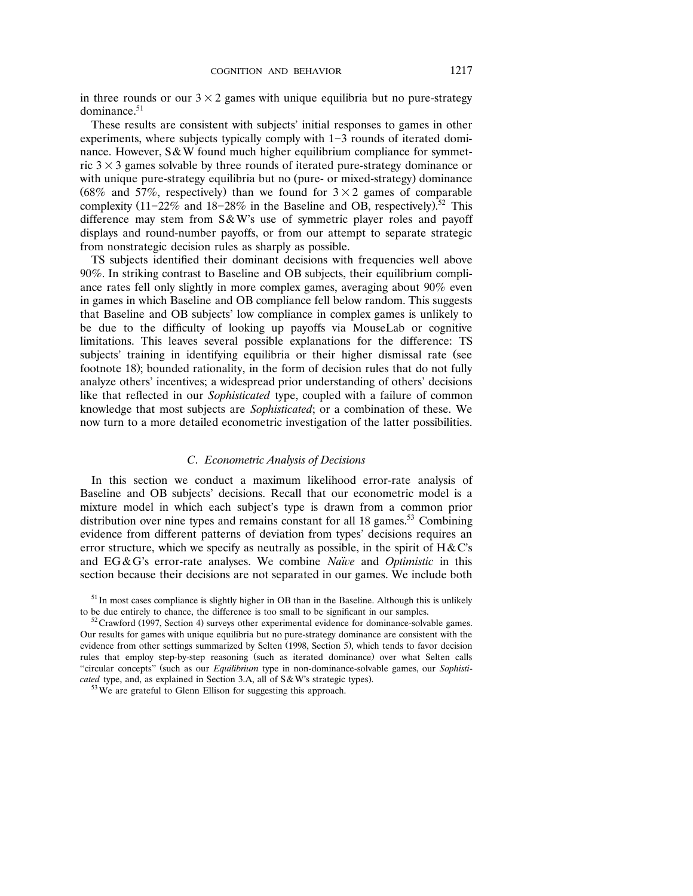in three rounds or our $3 \times 2$ games with unique equilibria but no pure-strategy dominance.[51]

These results are consistent with subjects' initial responses to games in other experiments, where subjects typically comply with 1–3 rounds of iterated dominance. However, S&W found much higher equilibrium compliance for symmetric $3 \times 3$ games solvable by three rounds of iterated pure-strategy dominance or with unique pure-strategy equilibria but no (pure- or mixed-strategy) dominance (68% and 57%, respectively) than we found for $3 \times 2$ games of comparable complexity (11–22% and 18–28% in the Baseline and OB, respectively).[52] This difference may stem from S&W's use of symmetric player roles and payoff displays and round-number payoffs, or from our attempt to separate strategic from nonstrategic decision rules as sharply as possible.

TS subjects identified their dominant decisions with frequencies well above 90%. In striking contrast to Baseline and OB subjects, their equilibrium compliance rates fell only slightly in more complex games, averaging about 90% even in games in which Baseline and OB compliance fell below random. This suggests that Baseline and OB subjects' low compliance in complex games is unlikely to be due to the difficulty of looking up payoffs via MouseLab or cognitive limitations. This leaves several possible explanations for the difference: TS subjects' training in identifying equilibria or their higher dismissal rate (see footnote 18); bounded rationality, in the form of decision rules that do not fully analyze others' incentives; a widespread prior understanding of others' decisions like that reflected in our *Sophisticated* type, coupled with a failure of common knowledge that most subjects are *Sophisticated*; or a combination of these. We now turn to a more detailed econometric investigation of the latter possibilities.

### C. *Econometric Analysis of Decisions*

In this section we conduct a maximum likelihood error-rate analysis of Baseline and OB subjects' decisions. Recall that our econometric model is a mixture model in which each subject's type is drawn from a common prior distribution over nine types and remains constant for all 18 games.[53] Combining evidence from different patterns of deviation from types' decisions requires an error structure, which we specify as neutrally as possible, in the spirit of H&C's and EG&G's error-rate analyses. We combine *Naïve* and *Optimistic* in this section because their decisions are not separated in our games. We include both

[51] In most cases compliance is slightly higher in OB than in the Baseline. Although this is unlikely to be due entirely to chance, the difference is too small to be significant in our samples.

[52] Crawford (1997, Section 4) surveys other experimental evidence for dominance-solvable games. Our results for games with unique equilibria but no pure-strategy dominance are consistent with the evidence from other settings summarized by Selten (1998, Section 5), which tends to favor decision rules that employ step-by-step reasoning (such as iterated dominance) over what Selten calls "circular concepts" (such as our *Equilibrium* type in non-dominance-solvable games, our *Sophisticated* type, and, as explained in Section 3.A, all of S&W's strategic types).

[53] We are grateful to Glenn Ellison for suggesting this approach.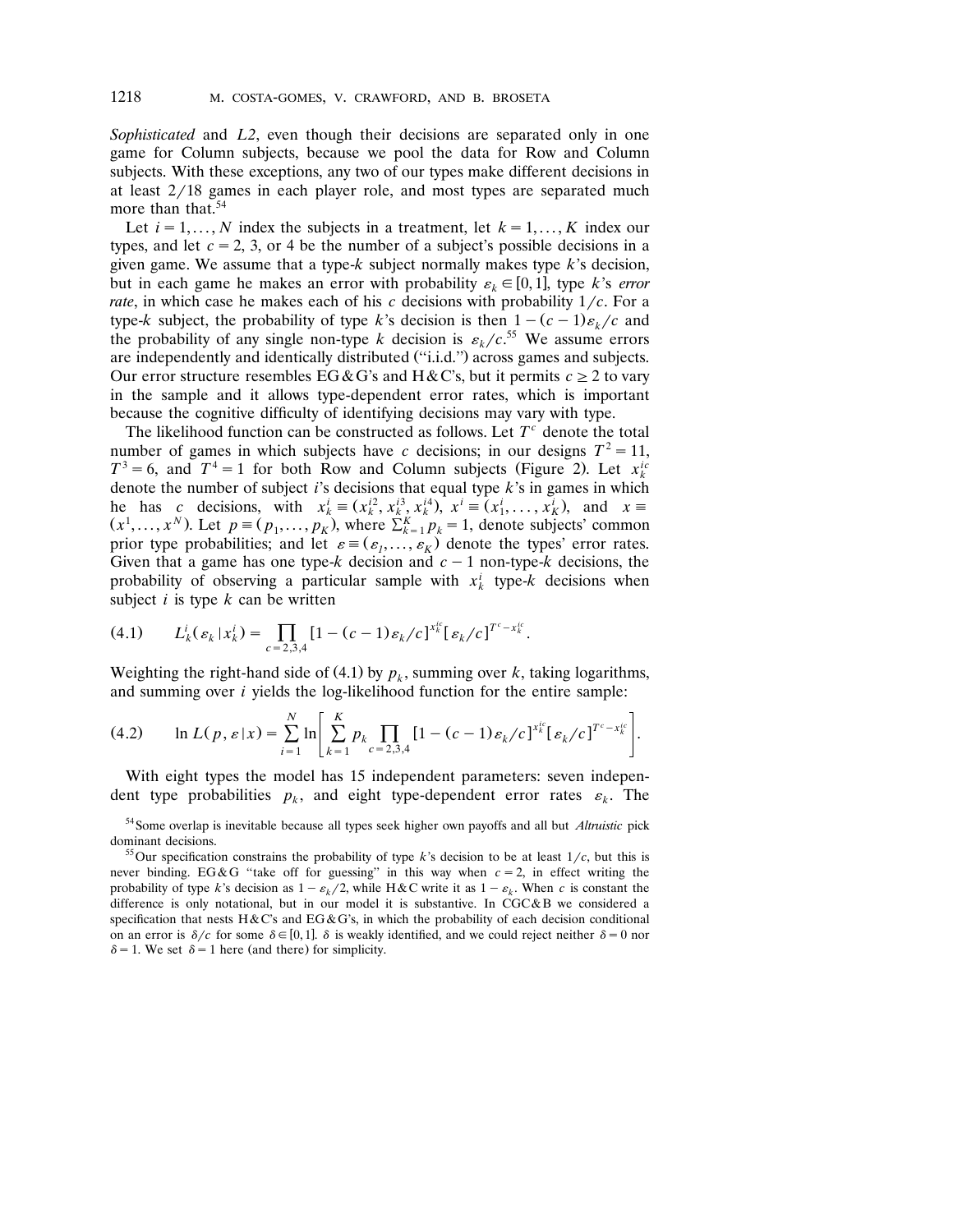*Sophisticated* and *L2*, even though their decisions are separated only in one game for Column subjects, because we pool the data for Row and Column subjects. With these exceptions, any two of our types make different decisions in at least 2/18 games in each player role, and most types are separated much more than that.[54]

Let $i = 1, \ldots, N$ index the subjects in a treatment, let $k = 1, \ldots, K$ index our types, and let $c = 2$, 3, or 4 be the number of a subject's possible decisions in a given game. We assume that a type-$k$ subject normally makes type $k$'s decision, but in each game he makes an error with probability $\varepsilon_k \in [0,1]$, type $k$'s *error rate*, in which case he makes each of his $c$ decisions with probability $1/c$. For a type-$k$ subject, the probability of type $k$'s decision is then $1-(c-1)\varepsilon_k/c$ and the probability of any single non-type $k$ decision is $\varepsilon_k/c$.[55] We assume errors are independently and identically distributed ("i.i.d.") across games and subjects. Our error structure resembles EG&G's and H&C's, but it permits $c \geq 2$ to vary in the sample and it allows type-dependent error rates, which is important because the cognitive difficulty of identifying decisions may vary with type.

The likelihood function can be constructed as follows. Let $T^c$ denote the total number of games in which subjects have $c$ decisions; in our designs $T^2 = 11$, $T^3 = 6$, and $T^4 = 1$ for both Row and Column subjects (Figure 2). Let $x_k^{ic}$ denote the number of subject $i$'s decisions that equal type $k$'s in games in which he has $c$ decisions, with $x_k^i \equiv (x_k^{i2}, x_k^{i3}, x_k^{i4})$, $x^i \equiv (x_1^i, \ldots, x_K^i)$, and $x \equiv (x^1, \ldots, x^N)$. Let $p \equiv (p_1, \ldots, p_K)$, where $\sum_{k=1}^K p_k = 1$, denote subjects' common prior type probabilities; and let $\varepsilon \equiv (\varepsilon_l, \ldots, \varepsilon_K)$ denote the types' error rates. Given that a game has one type-$k$ decision and $c-1$ non-type-$k$ decisions, the probability of observing a particular sample with $x_k^i$ type-$k$ decisions when subject $i$ is type $k$ can be written

$$(4.1) \qquad L_k^i(\varepsilon_k \mid x_k^i) = \prod_{c=2,3,4} [1-(c-1)\varepsilon_k/c]^{x_k^{ic}} [\varepsilon_k/c]^{T^c - x_k^{ic}}.$$

Weighting the right-hand side of (4.1) by $p_k$, summing over $k$, taking logarithms, and summing over $i$ yields the log-likelihood function for the entire sample:

$$(4.2) \qquad \ln L(p, \varepsilon \mid x) = \sum_{i=1}^N \ln \left[ \sum_{k=1}^K p_k \prod_{c=2,3,4} [1-(c-1)\varepsilon_k/c]^{x_k^{ic}} [\varepsilon_k/c]^{T^c - x_k^{ic}} \right].$$

With eight types the model has 15 independent parameters: seven independent type probabilities $p_k$, and eight type-dependent error rates $\varepsilon_k$. The

[54] Some overlap is inevitable because all types seek higher own payoffs and all but *Altruistic* pick dominant decisions.

[55] Our specification constrains the probability of type $k$'s decision to be at least $1/c$, but this is never binding. EG&G "take off for guessing" in this way when $c = 2$, in effect writing the probability of type $k$'s decision as $1-\varepsilon_k/2$, while H&C write it as $1-\varepsilon_k$. When $c$ is constant the difference is only notational, but in our model it is substantive. In CGC&B we considered a specification that nests H&C's and EG&G's, in which the probability of each decision conditional on an error is $\delta/c$ for some $\delta \in [0,1]$. $\delta$ is weakly identified, and we could reject neither $\delta = 0$ nor $\delta = 1$. We set $\delta = 1$ here (and there) for simplicity.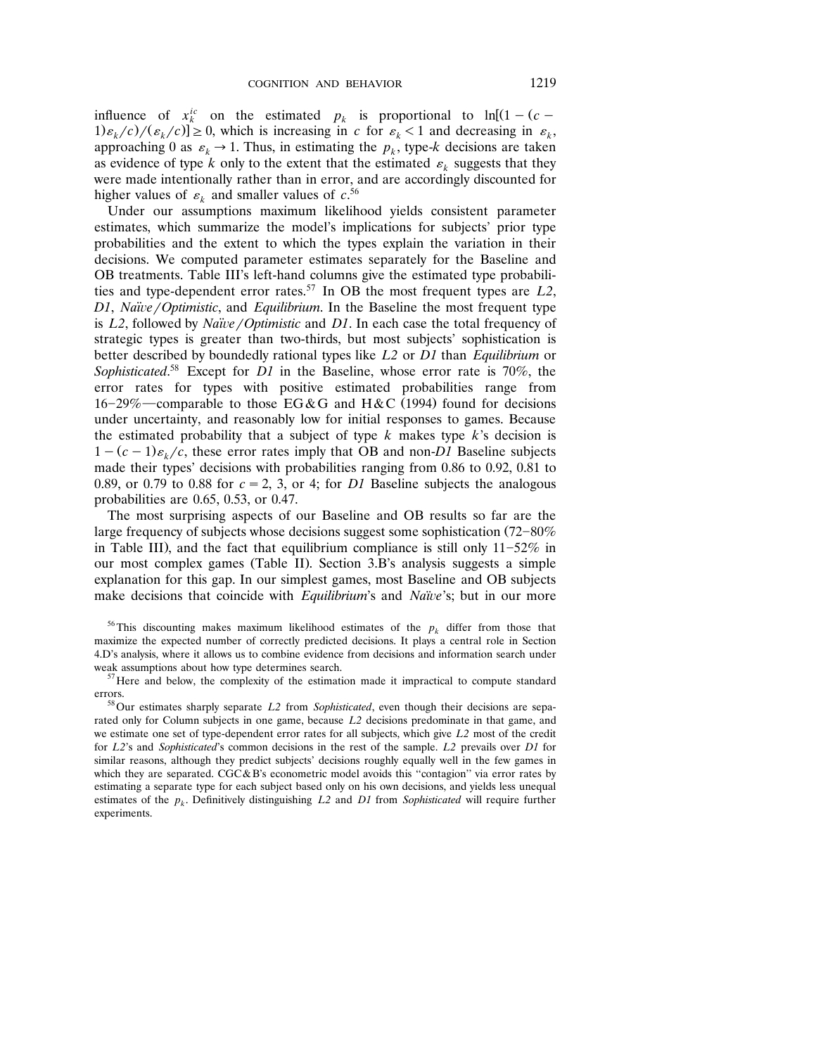influence of $x_k^{ic}$ on the estimated $p_k$ is proportional to $\ln[(1-(c-1)\varepsilon_k/c)/(\varepsilon_k/c)] \geq 0$, which is increasing in $c$ for $\varepsilon_k < 1$ and decreasing in $\varepsilon_k$, approaching 0 as $\varepsilon_k \to 1$. Thus, in estimating the $p_k$, type-$k$ decisions are taken as evidence of type $k$ only to the extent that the estimated $\varepsilon_k$ suggests that they were made intentionally rather than in error, and are accordingly discounted for higher values of $\varepsilon_k$ and smaller values of $c$.[56]

Under our assumptions maximum likelihood yields consistent parameter estimates, which summarize the model's implications for subjects' prior type probabilities and the extent to which the types explain the variation in their decisions. We computed parameter estimates separately for the Baseline and OB treatments. Table III's left-hand columns give the estimated type probabilities and type-dependent error rates.[57] In OB the most frequent types are *L2*, *D1*, *Naïve/Optimistic*, and *Equilibrium*. In the Baseline the most frequent type is *L2*, followed by *Naïve/Optimistic* and *D1*. In each case the total frequency of strategic types is greater than two-thirds, but most subjects' sophistication is better described by boundedly rational types like *L2* or *D1* than *Equilibrium* or *Sophisticated*.[58] Except for *D1* in the Baseline, whose error rate is 70%, the error rates for types with positive estimated probabilities range from 16–29%—comparable to those EG&G and H&C (1994) found for decisions under uncertainty, and reasonably low for initial responses to games. Because the estimated probability that a subject of type $k$ makes type $k$'s decision is $1-(c-1)\varepsilon_k/c$, these error rates imply that OB and non-*D1* Baseline subjects made their types' decisions with probabilities ranging from 0.86 to 0.92, 0.81 to 0.89, or 0.79 to 0.88 for $c = 2$, 3, or 4; for *D1* Baseline subjects the analogous probabilities are 0.65, 0.53, or 0.47.

The most surprising aspects of our Baseline and OB results so far are the large frequency of subjects whose decisions suggest some sophistication (72–80% in Table III), and the fact that equilibrium compliance is still only 11–52% in our most complex games (Table II). Section 3.B's analysis suggests a simple explanation for this gap. In our simplest games, most Baseline and OB subjects make decisions that coincide with *Equilibrium*'s and *Naïve*'s; but in our more

[56] This discounting makes maximum likelihood estimates of the $p_k$ differ from those that maximize the expected number of correctly predicted decisions. It plays a central role in Section 4.D's analysis, where it allows us to combine evidence from decisions and information search under weak assumptions about how type determines search.

[57] Here and below, the complexity of the estimation made it impractical to compute standard errors.

[58] Our estimates sharply separate *L2* from *Sophisticated*, even though their decisions are separated only for Column subjects in one game, because *L2* decisions predominate in that game, and we estimate one set of type-dependent error rates for all subjects, which give *L2* most of the credit for *L2*'s and *Sophisticated*'s common decisions in the rest of the sample. *L2* prevails over *D1* for similar reasons, although they predict subjects' decisions roughly equally well in the few games in which they are separated. CGC&B's econometric model avoids this "contagion" via error rates by estimating a separate type for each subject based only on his own decisions, and yields less unequal estimates of the $p_k$. Definitively distinguishing *L2* and *D1* from *Sophisticated* will require further experiments.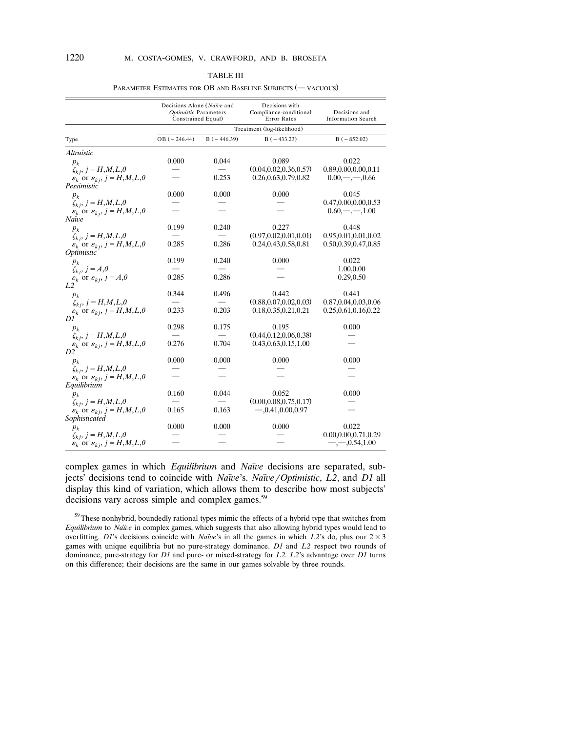TABLE III

Parameter Estimates for OB and Baseline Subjects (— vacuous)

| | Decisions Alone (*Naïve* and *Optimistic* Parameters Constrained Equal) | | Decisions with Compliance-conditional Error Rates | Decisions and Information Search |
|---|---|---|---|---|
| | Treatment (log-likelihood) | | | |
| Type | OB (−246.44) | B (−446.39) | B (−433.23) | B (−852.02) |
| *Altruistic* | | | | |
| $p_k$ | 0.000 | 0.044 | 0.089 | 0.022 |
| $\zeta_{kj}$, $j = H,M,L,0$ | — | — | (0.04,0.02,0.36,0.57) | 0.89,0.00,0.00,0.11 |
| $\varepsilon_k$ or $\varepsilon_{kj}$, $j = H,M,L,0$ | — | 0.253 | 0.26,0.63,0.79,0.82 | 0.00,—,—,0.66 |
| *Pessimistic* | | | | |
| $p_k$ | 0.000 | 0.000 | 0.000 | 0.045 |
| $\zeta_{kj}$, $j = H,M,L,0$ | — | — | — | 0.47,0.00,0.00,0.53 |
| $\varepsilon_k$ or $\varepsilon_{kj}$, $j = H,M,L,0$ | — | — | — | 0.60,—,—,1.00 |
| *Naïve* | | | | |
| $p_k$ | 0.199 | 0.240 | 0.227 | 0.448 |
| $\zeta_{kj}$, $j = H,M,L,0$ | — | — | (0.97,0.02,0.01,0.01) | 0.95,0.01,0.01,0.02 |
| $\varepsilon_k$ or $\varepsilon_{kj}$, $j = H,M,L,0$ | 0.285 | 0.286 | 0.24,0.43,0.58,0.81 | 0.50,0.39,0.47,0.85 |
| *Optimistic* | | | | |
| $p_k$ | 0.199 | 0.240 | 0.000 | 0.022 |
| $\zeta_{kj}$, $j = A,0$ | — | — | — | 1.00,0.00 |
| $\varepsilon_k$ or $\varepsilon_{kj}$, $j = A,0$ | 0.285 | 0.286 | — | 0.29,0.50 |
| *L2* | | | | |
| $p_k$ | 0.344 | 0.496 | 0.442 | 0.441 |
| $\zeta_{kj}$, $j = H,M,L,0$ | — | — | (0.88,0.07,0.02,0.03) | 0.87,0.04,0.03,0.06 |
| $\varepsilon_k$ or $\varepsilon_{kj}$, $j = H,M,L,0$ | 0.233 | 0.203 | 0.18,0.35,0.21,0.21 | 0.25,0.61,0.16,0.22 |
| *D1* | | | | |
| $p_k$ | 0.298 | 0.175 | 0.195 | 0.000 |
| $\zeta_{kj}$, $j = H,M,L,0$ | — | — | (0.44,0.12,0.06,0.38) | — |
| $\varepsilon_k$ or $\varepsilon_{kj}$, $j = H,M,L,0$ | 0.276 | 0.704 | 0.43,0.63,0.15,1.00 | — |
| *D2* | | | | |
| $p_k$ | 0.000 | 0.000 | 0.000 | 0.000 |
| $\zeta_{kj}$, $j = H,M,L,0$ | — | — | — | — |
| $\varepsilon_k$ or $\varepsilon_{kj}$, $j = H,M,L,0$ | — | — | — | — |
| *Equilibrium* | | | | |
| $p_k$ | 0.160 | 0.044 | 0.052 | 0.000 |
| $\zeta_{kj}$, $j = H,M,L,0$ | — | — | (0.00,0.08,0.75,0.17) | — |
| $\varepsilon_k$ or $\varepsilon_{kj}$, $j = H,M,L,0$ | 0.165 | 0.163 | —,0.41,0.00,0.97 | — |
| *Sophisticated* | | | | |
| $p_k$ | 0.000 | 0.000 | 0.000 | 0.022 |
| $\zeta_{kj}$, $j = H,M,L,0$ | — | — | — | 0.00,0.00,0.71,0.29 |
| $\varepsilon_k$ or $\varepsilon_{kj}$, $j = H,M,L,0$ | — | — | — | —,—,0.54,1.00 |

complex games in which *Equilibrium* and *Naïve* decisions are separated, subjects' decisions tend to coincide with *Naïve*'s. *Naïve/Optimistic*, *L2*, and *D1* all display this kind of variation, which allows them to describe how most subjects' decisions vary across simple and complex games.[59]

[59] These nonhybrid, boundedly rational types mimic the effects of a hybrid type that switches from *Equilibrium* to *Naïve* in complex games, which suggests that also allowing hybrid types would lead to overfitting. *D1*'s decisions coincide with *Naïve*'s in all the games in which *L2*'s do, plus our $2 \times 3$ games with unique equilibria but no pure-strategy dominance. *D1* and *L2* respect two rounds of dominance, pure-strategy for *D1* and pure- or mixed-strategy for *L2*. *L2*'s advantage over *D1* turns on this difference; their decisions are the same in our games solvable by three rounds.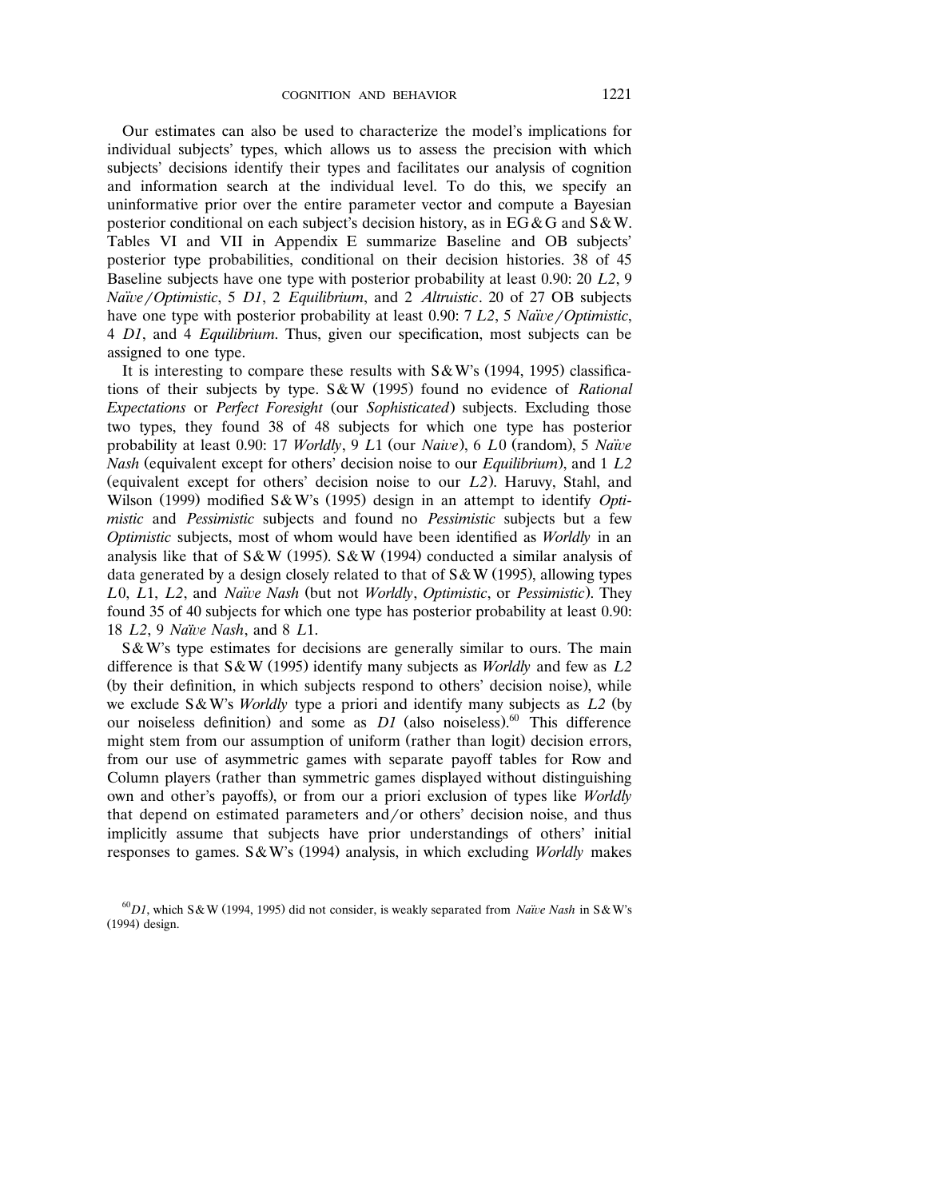Our estimates can also be used to characterize the model's implications for individual subjects' types, which allows us to assess the precision with which subjects' decisions identify their types and facilitates our analysis of cognition and information search at the individual level. To do this, we specify an uninformative prior over the entire parameter vector and compute a Bayesian posterior conditional on each subject's decision history, as in EG&G and S&W. Tables VI and VII in Appendix E summarize Baseline and OB subjects' posterior type probabilities, conditional on their decision histories. 38 of 45 Baseline subjects have one type with posterior probability at least 0.90: 20 *L2*, 9 *Naïve/Optimistic*, 5 *D1*, 2 *Equilibrium*, and 2 *Altruistic*. 20 of 27 OB subjects have one type with posterior probability at least 0.90: 7 *L2*, 5 *Naïve/Optimistic*, 4 *D1*, and 4 *Equilibrium*. Thus, given our specification, most subjects can be assigned to one type.

It is interesting to compare these results with S&W's (1994, 1995) classifications of their subjects by type. S&W (1995) found no evidence of *Rational Expectations* or *Perfect Foresight* (our *Sophisticated*) subjects. Excluding those two types, they found 38 of 48 subjects for which one type has posterior probability at least 0.90: 17 *Worldly*, 9 *L*1 (our *Naive*), 6 *L*0 (random), 5 *Naïve Nash* (equivalent except for others' decision noise to our *Equilibrium*), and 1 *L2* (equivalent except for others' decision noise to our *L2*). Haruvy, Stahl, and Wilson (1999) modified S&W's (1995) design in an attempt to identify *Optimistic* and *Pessimistic* subjects and found no *Pessimistic* subjects but a few *Optimistic* subjects, most of whom would have been identified as *Worldly* in an analysis like that of S&W (1995). S&W (1994) conducted a similar analysis of data generated by a design closely related to that of S&W (1995), allowing types *L*0, *L*1, *L2*, and *Naïve Nash* (but not *Worldly*, *Optimistic*, or *Pessimistic*). They found 35 of 40 subjects for which one type has posterior probability at least 0.90: 18 *L2*, 9 *Naïve Nash*, and 8 *L*1.

S&W's type estimates for decisions are generally similar to ours. The main difference is that S&W (1995) identify many subjects as *Worldly* and few as *L2* (by their definition, in which subjects respond to others' decision noise), while we exclude S&W's *Worldly* type a priori and identify many subjects as *L2* (by our noiseless definition) and some as *D1* (also noiseless).[60] This difference might stem from our assumption of uniform (rather than logit) decision errors, from our use of asymmetric games with separate payoff tables for Row and Column players (rather than symmetric games displayed without distinguishing own and other's payoffs), or from our a priori exclusion of types like *Worldly* that depend on estimated parameters and/or others' decision noise, and thus implicitly assume that subjects have prior understandings of others' initial responses to games. S&W's (1994) analysis, in which excluding *Worldly* makes

[60] *D1*, which S&W (1994, 1995) did not consider, is weakly separated from *Naïve Nash* in S&W's (1994) design.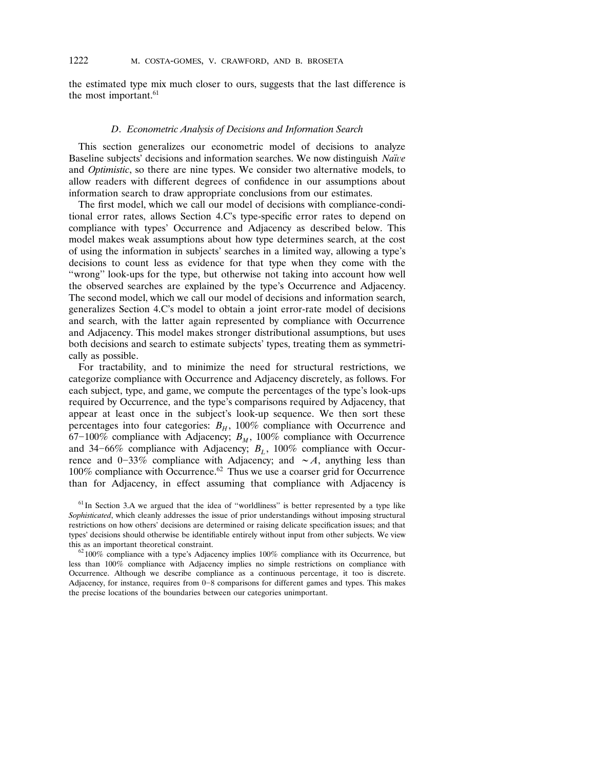the estimated type mix much closer to ours, suggests that the last difference is the most important.[61]

### *D. Econometric Analysis of Decisions and Information Search*

This section generalizes our econometric model of decisions to analyze Baseline subjects' decisions and information searches. We now distinguish *Naïve* and *Optimistic*, so there are nine types. We consider two alternative models, to allow readers with different degrees of confidence in our assumptions about information search to draw appropriate conclusions from our estimates.

The first model, which we call our model of decisions with compliance-conditional error rates, allows Section 4.C's type-specific error rates to depend on compliance with types' Occurrence and Adjacency as described below. This model makes weak assumptions about how type determines search, at the cost of using the information in subjects' searches in a limited way, allowing a type's decisions to count less as evidence for that type when they come with the "wrong" look-ups for the type, but otherwise not taking into account how well the observed searches are explained by the type's Occurrence and Adjacency. The second model, which we call our model of decisions and information search, generalizes Section 4.C's model to obtain a joint error-rate model of decisions and search, with the latter again represented by compliance with Occurrence and Adjacency. This model makes stronger distributional assumptions, but uses both decisions and search to estimate subjects' types, treating them as symmetrically as possible.

For tractability, and to minimize the need for structural restrictions, we categorize compliance with Occurrence and Adjacency discretely, as follows. For each subject, type, and game, we compute the percentages of the type's look-ups required by Occurrence, and the type's comparisons required by Adjacency, that appear at least once in the subject's look-up sequence. We then sort these percentages into four categories: $B_H$, 100% compliance with Occurrence and 67–100% compliance with Adjacency; $B_M$, 100% compliance with Occurrence and 34–66% compliance with Adjacency; $B_L$, 100% compliance with Occurrence and 0–33% compliance with Adjacency; and $\sim A$, anything less than 100% compliance with Occurrence.[62] Thus we use a coarser grid for Occurrence than for Adjacency, in effect assuming that compliance with Adjacency is

[61] In Section 3.A we argued that the idea of "worldliness" is better represented by a type like *Sophisticated*, which cleanly addresses the issue of prior understandings without imposing structural restrictions on how others' decisions are determined or raising delicate specification issues; and that types' decisions should otherwise be identifiable entirely without input from other subjects. We view this as an important theoretical constraint.

[62] 100% compliance with a type's Adjacency implies 100% compliance with its Occurrence, but less than 100% compliance with Adjacency implies no simple restrictions on compliance with Occurrence. Although we describe compliance as a continuous percentage, it too is discrete. Adjacency, for instance, requires from 0–8 comparisons for different games and types. This makes the precise locations of the boundaries between our categories unimportant.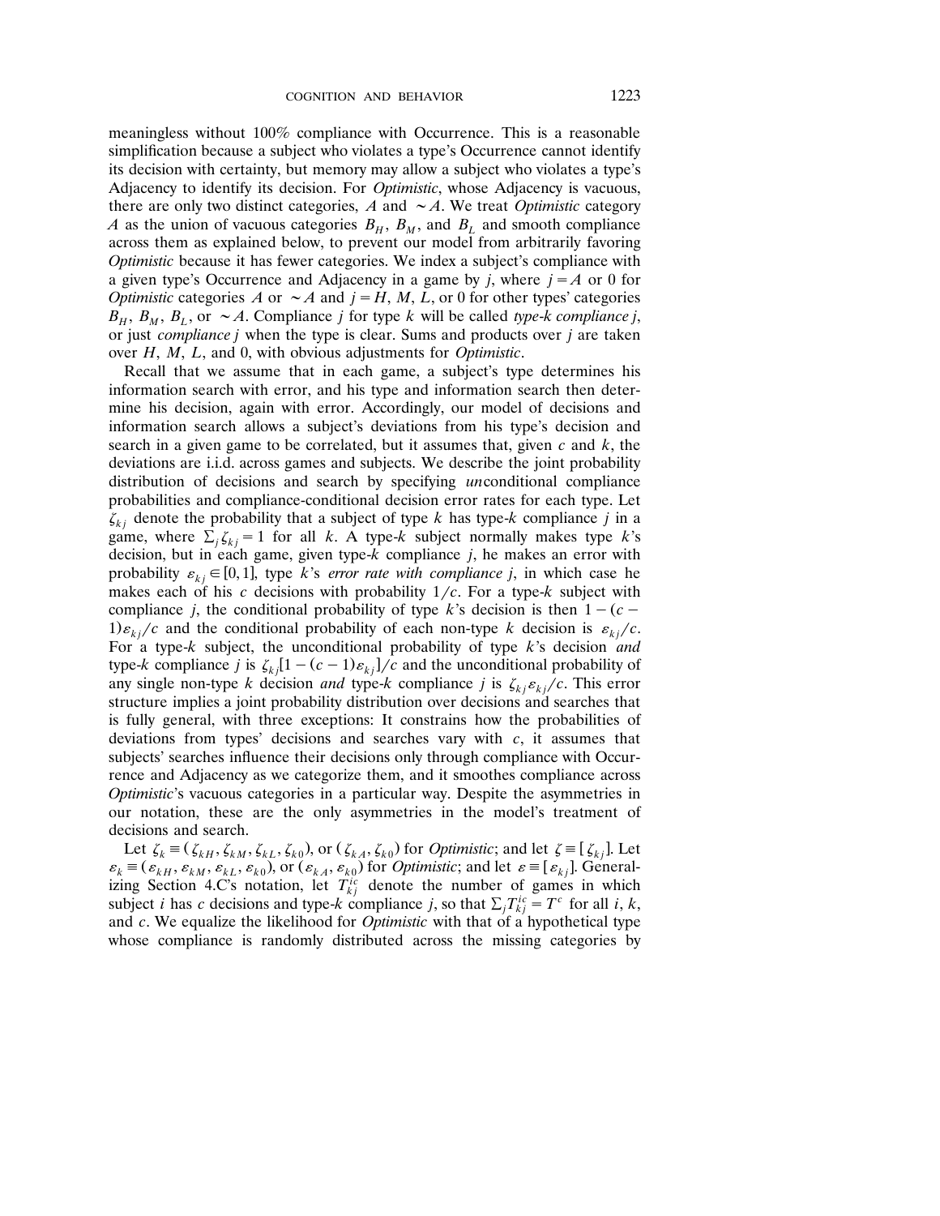meaningless without 100% compliance with Occurrence. This is a reasonable simplification because a subject who violates a type's Occurrence cannot identify its decision with certainty, but memory may allow a subject who violates a type's Adjacency to identify its decision. For *Optimistic*, whose Adjacency is vacuous, there are only two distinct categories, $A$ and $\sim A$. We treat *Optimistic* category $A$ as the union of vacuous categories $B_H$, $B_M$, and $B_L$ and smooth compliance across them as explained below, to prevent our model from arbitrarily favoring *Optimistic* because it has fewer categories. We index a subject's compliance with a given type's Occurrence and Adjacency in a game by $j$, where $j = A$ or 0 for *Optimistic* categories $A$ or $\sim A$ and $j = H$, $M$, $L$, or 0 for other types' categories $B_H$, $B_M$, $B_L$, or $\sim A$. Compliance $j$ for type $k$ will be called *type-k compliance j*, or just *compliance j* when the type is clear. Sums and products over $j$ are taken over $H$, $M$, $L$, and 0, with obvious adjustments for *Optimistic*.

Recall that we assume that in each game, a subject's type determines his information search with error, and his type and information search then determine his decision, again with error. Accordingly, our model of decisions and information search allows a subject's deviations from his type's decision and search in a given game to be correlated, but it assumes that, given $c$ and $k$, the deviations are i.i.d. across games and subjects. We describe the joint probability distribution of decisions and search by specifying *un*conditional compliance probabilities and compliance-conditional decision error rates for each type. Let $\zeta_{kj}$ denote the probability that a subject of type $k$ has type-$k$ compliance $j$ in a game, where $\sum_j \zeta_{kj} = 1$ for all $k$. A type-$k$ subject normally makes type $k$'s decision, but in each game, given type-$k$ compliance $j$, he makes an error with probability $\varepsilon_{kj} \in [0,1]$, type $k$'s *error rate with compliance j*, in which case he makes each of his $c$ decisions with probability $1/c$. For a type-$k$ subject with compliance $j$, the conditional probability of type $k$'s decision is then $1-(c-1)\varepsilon_{kj}/c$ and the conditional probability of each non-type $k$ decision is $\varepsilon_{kj}/c$. For a type-$k$ subject, the unconditional probability of type $k$'s decision *and* type-$k$ compliance $j$ is $\zeta_{kj}[1-(c-1)\varepsilon_{kj}]/c$ and the unconditional probability of any single non-type $k$ decision *and* type-$k$ compliance $j$ is $\zeta_{kj}\varepsilon_{kj}/c$. This error structure implies a joint probability distribution over decisions and searches that is fully general, with three exceptions: It constrains how the probabilities of deviations from types' decisions and searches vary with $c$, it assumes that subjects' searches influence their decisions only through compliance with Occurrence and Adjacency as we categorize them, and it smoothes compliance across *Optimistic*'s vacuous categories in a particular way. Despite the asymmetries in our notation, these are the only asymmetries in the model's treatment of decisions and search.

Let $\zeta_k \equiv (\zeta_{kH}, \zeta_{kM}, \zeta_{kL}, \zeta_{k0})$, or $(\zeta_{kA}, \zeta_{k0})$ for *Optimistic*; and let $\zeta \equiv [\zeta_{kj}]$. Let $\varepsilon_k \equiv (\varepsilon_{kH}, \varepsilon_{kM}, \varepsilon_{kL}, \varepsilon_{k0})$, or $(\varepsilon_{kA}, \varepsilon_{k0})$ for *Optimistic*; and let $\varepsilon \equiv [\varepsilon_{kj}]$. Generalizing Section 4.C's notation, let $T_{kj}^{ic}$ denote the number of games in which subject $i$ has $c$ decisions and type-$k$ compliance $j$, so that $\sum_j T_{kj}^{ic} = T^c$ for all $i$, $k$, and $c$. We equalize the likelihood for *Optimistic* with that of a hypothetical type whose compliance is randomly distributed across the missing categories by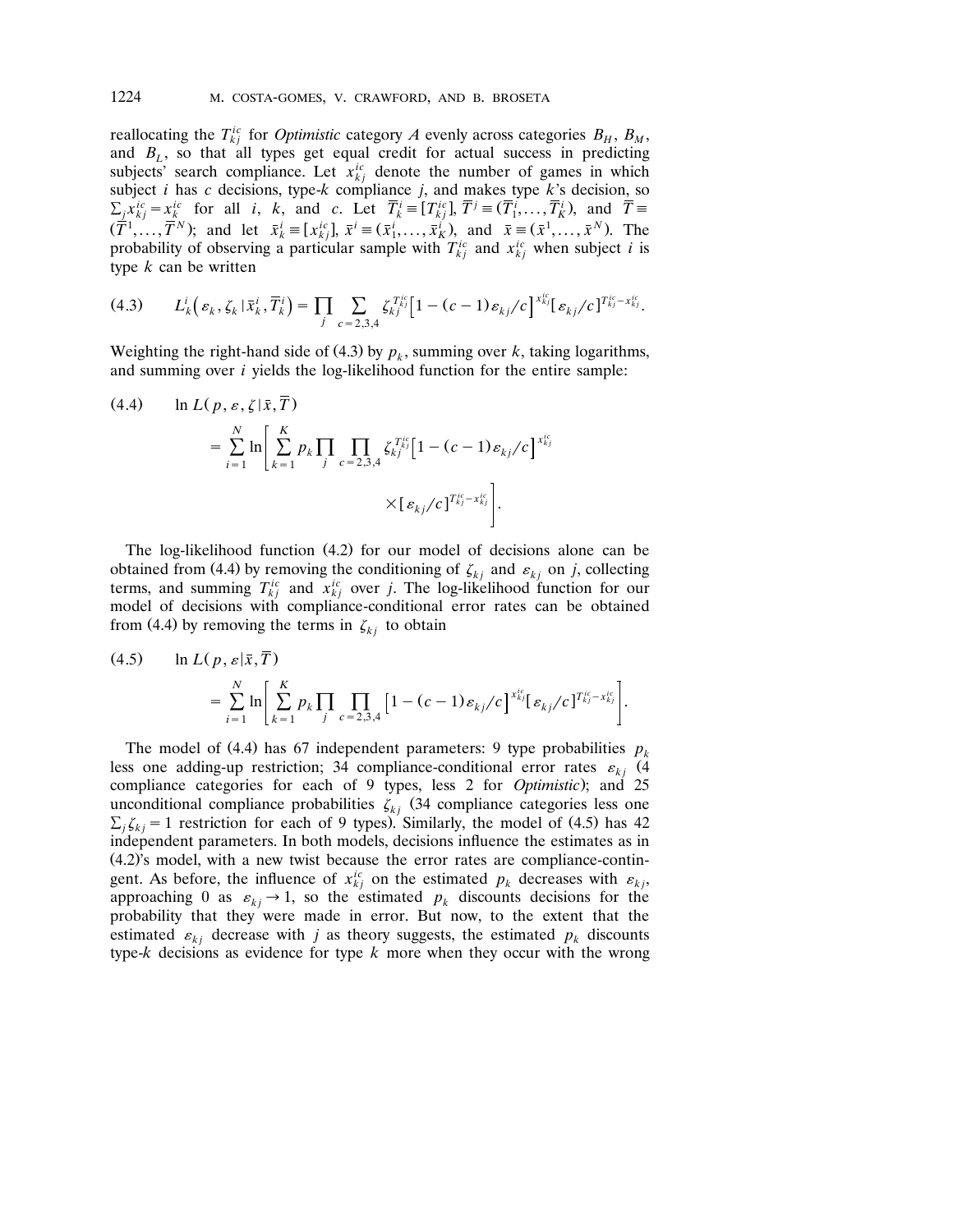reallocating the $T_{kj}^{ic}$ for *Optimistic* category $A$ evenly across categories $B_H$, $B_M$, and $B_L$, so that all types get equal credit for actual success in predicting subjects' search compliance. Let $x_{kj}^{ic}$ denote the number of games in which subject $i$ has $c$ decisions, type-$k$ compliance $j$, and makes type $k$'s decision, so $\sum_j x_{kj}^{ic} = x_k^{ic}$ for all $i$, $k$, and $c$. Let $\overline{T}_k^i \equiv [T_{kj}^{ic}]$, $\overline{T}^j \equiv (\overline{T}_1^i, \ldots, \overline{T}_K^i)$, and $\overline{T} \equiv (\overline{T}^1, \ldots, \overline{T}^N)$; and let $\bar{x}_k^i \equiv [x_{kj}^{ic}]$, $\bar{x}^i \equiv (\bar{x}_1^i, \ldots, \bar{x}_K^i)$, and $\bar{x} \equiv (\bar{x}^1, \ldots, \bar{x}^N)$. The probability of observing a particular sample with $T_{kj}^{ic}$ and $x_{kj}^{ic}$ when subject $i$ is type $k$ can be written

$$(4.3) \qquad L_k^i\left(\varepsilon_k, \zeta_k \,|\, \bar{x}_k^i, \overline{T}_k^i\right) = \prod_j \sum_{c=2,3,4} \zeta_{kj}^{T_{kj}^{ic}} \left[1 - (c-1)\varepsilon_{kj}/c\right]^{x_{kj}^{ic}} \left[\varepsilon_{kj}/c\right]^{T_{kj}^{ic} - x_{kj}^{ic}}.$$

Weighting the right-hand side of (4.3) by $p_k$, summing over $k$, taking logarithms, and summing over $i$ yields the log-likelihood function for the entire sample:

$$(4.4) \qquad \ln L(p, \varepsilon, \zeta \,|\, \bar{x}, \overline{T}) = \sum_{i=1}^{N} \ln\left[\sum_{k=1}^{K} p_k \prod_j \prod_{c=2,3,4} \zeta_{kj}^{T_{kj}^{ic}} \left[1 - (c-1)\varepsilon_{kj}/c\right]^{x_{kj}^{ic}} \times \left[\varepsilon_{kj}/c\right]^{T_{kj}^{ic} - x_{kj}^{ic}}\right].$$

The log-likelihood function (4.2) for our model of decisions alone can be obtained from (4.4) by removing the conditioning of $\zeta_{kj}$ and $\varepsilon_{kj}$ on $j$, collecting terms, and summing $T_{kj}^{ic}$ and $x_{kj}^{ic}$ over $j$. The log-likelihood function for our model of decisions with compliance-conditional error rates can be obtained from (4.4) by removing the terms in $\zeta_{kj}$ to obtain

$$(4.5) \qquad \ln L(p, \varepsilon \,|\, \bar{x}, \overline{T}) = \sum_{i=1}^{N} \ln\left[\sum_{k=1}^{K} p_k \prod_j \prod_{c=2,3,4} \left[1 - (c-1)\varepsilon_{kj}/c\right]^{x_{kj}^{ic}} \left[\varepsilon_{kj}/c\right]^{T_{kj}^{ic} - x_{kj}^{ic}}\right].$$

The model of (4.4) has 67 independent parameters: 9 type probabilities $p_k$ less one adding-up restriction; 34 compliance-conditional error rates $\varepsilon_{kj}$ (4 compliance categories for each of 9 types, less 2 for *Optimistic*); and 25 unconditional compliance probabilities $\zeta_{kj}$ (34 compliance categories less one $\sum_j \zeta_{kj} = 1$ restriction for each of 9 types). Similarly, the model of (4.5) has 42 independent parameters. In both models, decisions influence the estimates as in (4.2)'s model, with a new twist because the error rates are compliance-contingent. As before, the influence of $x_{kj}^{ic}$ on the estimated $p_k$ decreases with $\varepsilon_{kj}$, approaching 0 as $\varepsilon_{kj} \to 1$, so the estimated $p_k$ discounts decisions for the probability that they were made in error. But now, to the extent that the estimated $\varepsilon_{kj}$ decrease with $j$ as theory suggests, the estimated $p_k$ discounts type-$k$ decisions as evidence for type $k$ more when they occur with the wrong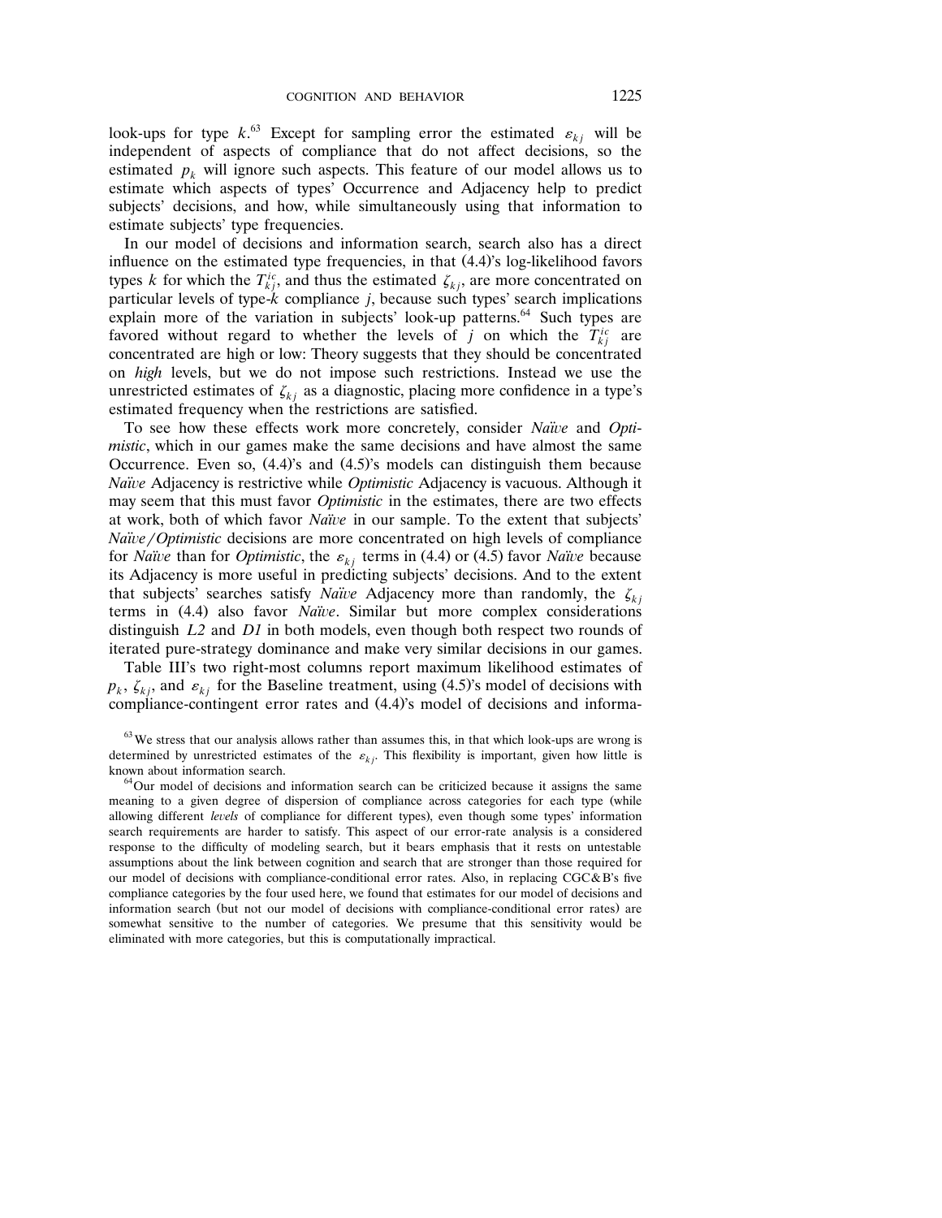look-ups for type $k$.[63] Except for sampling error the estimated $\varepsilon_{kj}$ will be independent of aspects of compliance that do not affect decisions, so the estimated $p_k$ will ignore such aspects. This feature of our model allows us to estimate which aspects of types' Occurrence and Adjacency help to predict subjects' decisions, and how, while simultaneously using that information to estimate subjects' type frequencies.

In our model of decisions and information search, search also has a direct influence on the estimated type frequencies, in that (4.4)'s log-likelihood favors types $k$ for which the $T_{kj}^{ic}$, and thus the estimated $\zeta_{kj}$, are more concentrated on particular levels of type-$k$ compliance $j$, because such types' search implications explain more of the variation in subjects' look-up patterns.[64] Such types are favored without regard to whether the levels of $j$ on which the $T_{kj}^{ic}$ are concentrated are high or low: Theory suggests that they should be concentrated on *high* levels, but we do not impose such restrictions. Instead we use the unrestricted estimates of $\zeta_{kj}$ as a diagnostic, placing more confidence in a type's estimated frequency when the restrictions are satisfied.

To see how these effects work more concretely, consider *Naïve* and *Optimistic*, which in our games make the same decisions and have almost the same Occurrence. Even so, (4.4)'s and (4.5)'s models can distinguish them because *Naïve* Adjacency is restrictive while *Optimistic* Adjacency is vacuous. Although it may seem that this must favor *Optimistic* in the estimates, there are two effects at work, both of which favor *Naïve* in our sample. To the extent that subjects' *Naïve/Optimistic* decisions are more concentrated on high levels of compliance for *Naïve* than for *Optimistic*, the $\varepsilon_{kj}$ terms in (4.4) or (4.5) favor *Naïve* because its Adjacency is more useful in predicting subjects' decisions. And to the extent that subjects' searches satisfy *Naïve* Adjacency more than randomly, the $\zeta_{kj}$ terms in (4.4) also favor *Naïve*. Similar but more complex considerations distinguish *L2* and *D1* in both models, even though both respect two rounds of iterated pure-strategy dominance and make very similar decisions in our games.

Table III's two right-most columns report maximum likelihood estimates of $p_k$, $\zeta_{kj}$, and $\varepsilon_{kj}$ for the Baseline treatment, using (4.5)'s model of decisions with compliance-contingent error rates and (4.4)'s model of decisions and informa-

[63] We stress that our analysis allows rather than assumes this, in that which look-ups are wrong is determined by unrestricted estimates of the $\varepsilon_{kj}$. This flexibility is important, given how little is known about information search.

[64] Our model of decisions and information search can be criticized because it assigns the same meaning to a given degree of dispersion of compliance across categories for each type (while allowing different *levels* of compliance for different types), even though some types' information search requirements are harder to satisfy. This aspect of our error-rate analysis is a considered response to the difficulty of modeling search, but it bears emphasis that it rests on untestable assumptions about the link between cognition and search that are stronger than those required for our model of decisions with compliance-conditional error rates. Also, in replacing CGC&B's five compliance categories by the four used here, we found that estimates for our model of decisions and information search (but not our model of decisions with compliance-conditional error rates) are somewhat sensitive to the number of categories. We presume that this sensitivity would be eliminated with more categories, but this is computationally impractical.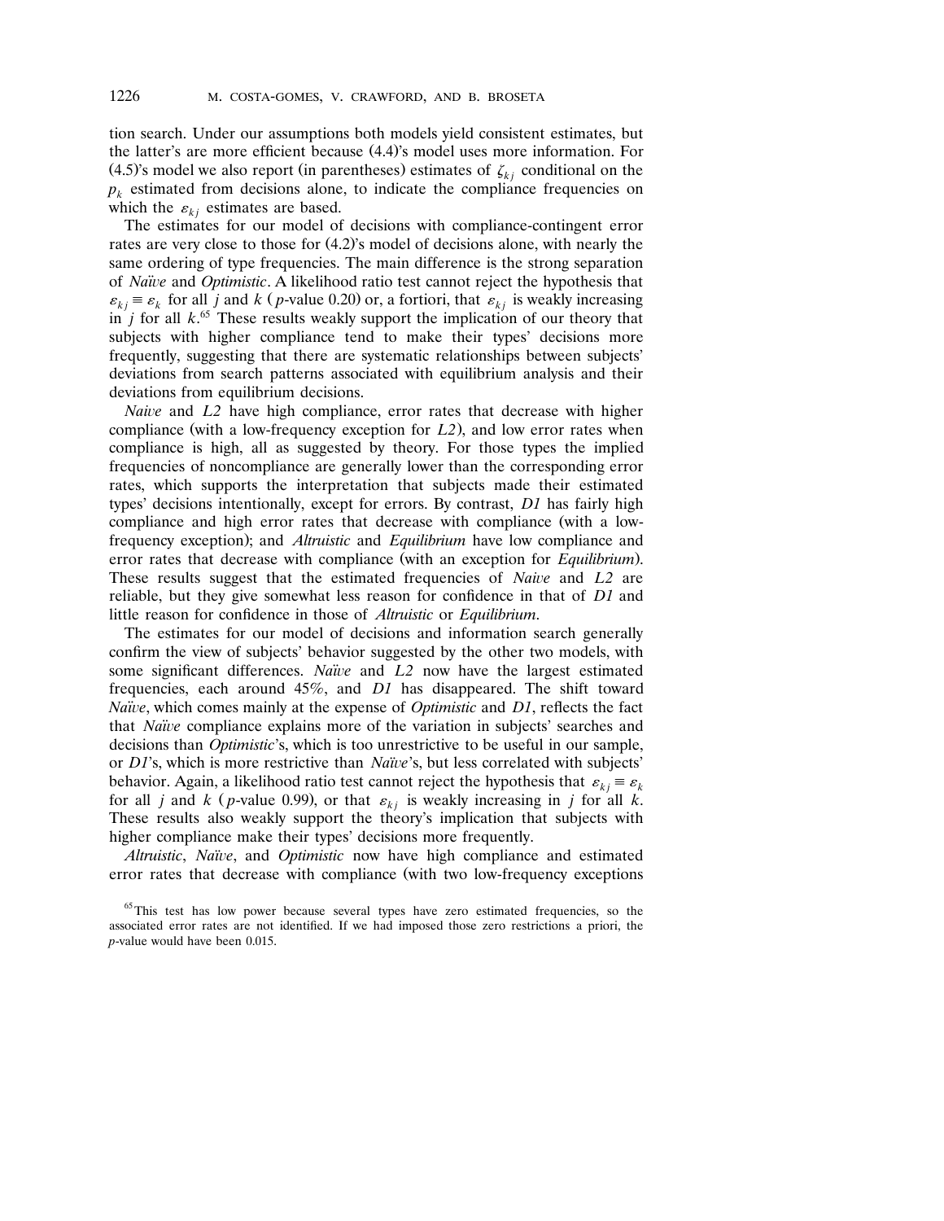tion search. Under our assumptions both models yield consistent estimates, but the latter's are more efficient because (4.4)'s model uses more information. For (4.5)'s model we also report (in parentheses) estimates of $\zeta_{kj}$ conditional on the $p_k$ estimated from decisions alone, to indicate the compliance frequencies on which the $\varepsilon_{kj}$ estimates are based.

The estimates for our model of decisions with compliance-contingent error rates are very close to those for (4.2)'s model of decisions alone, with nearly the same ordering of type frequencies. The main difference is the strong separation of *Naïve* and *Optimistic*. A likelihood ratio test cannot reject the hypothesis that $\varepsilon_{kj} \equiv \varepsilon_k$ for all $j$ and $k$ ($p$-value 0.20) or, a fortiori, that $\varepsilon_{kj}$ is weakly increasing in $j$ for all $k$.[65] These results weakly support the implication of our theory that subjects with higher compliance tend to make their types' decisions more frequently, suggesting that there are systematic relationships between subjects' deviations from search patterns associated with equilibrium analysis and their deviations from equilibrium decisions.

*Naïve* and *L2* have high compliance, error rates that decrease with higher compliance (with a low-frequency exception for *L2*), and low error rates when compliance is high, all as suggested by theory. For those types the implied frequencies of noncompliance are generally lower than the corresponding error rates, which supports the interpretation that subjects made their estimated types' decisions intentionally, except for errors. By contrast, *D1* has fairly high compliance and high error rates that decrease with compliance (with a low-frequency exception); and *Altruistic* and *Equilibrium* have low compliance and error rates that decrease with compliance (with an exception for *Equilibrium*). These results suggest that the estimated frequencies of *Naïve* and *L2* are reliable, but they give somewhat less reason for confidence in that of *D1* and little reason for confidence in those of *Altruistic* or *Equilibrium*.

The estimates for our model of decisions and information search generally confirm the view of subjects' behavior suggested by the other two models, with some significant differences. *Naïve* and *L2* now have the largest estimated frequencies, each around 45%, and *D1* has disappeared. The shift toward *Naïve*, which comes mainly at the expense of *Optimistic* and *D1*, reflects the fact that *Naïve* compliance explains more of the variation in subjects' searches and decisions than *Optimistic*'s, which is too unrestrictive to be useful in our sample, or *D1*'s, which is more restrictive than *Naïve*'s, but less correlated with subjects' behavior. Again, a likelihood ratio test cannot reject the hypothesis that $\varepsilon_{kj} \equiv \varepsilon_k$ for all $j$ and $k$ ($p$-value 0.99), or that $\varepsilon_{kj}$ is weakly increasing in $j$ for all $k$. These results also weakly support the theory's implication that subjects with higher compliance make their types' decisions more frequently.

*Altruistic*, *Naïve*, and *Optimistic* now have high compliance and estimated error rates that decrease with compliance (with two low-frequency exceptions

[65] This test has low power because several types have zero estimated frequencies, so the associated error rates are not identified. If we had imposed those zero restrictions a priori, the $p$-value would have been 0.015.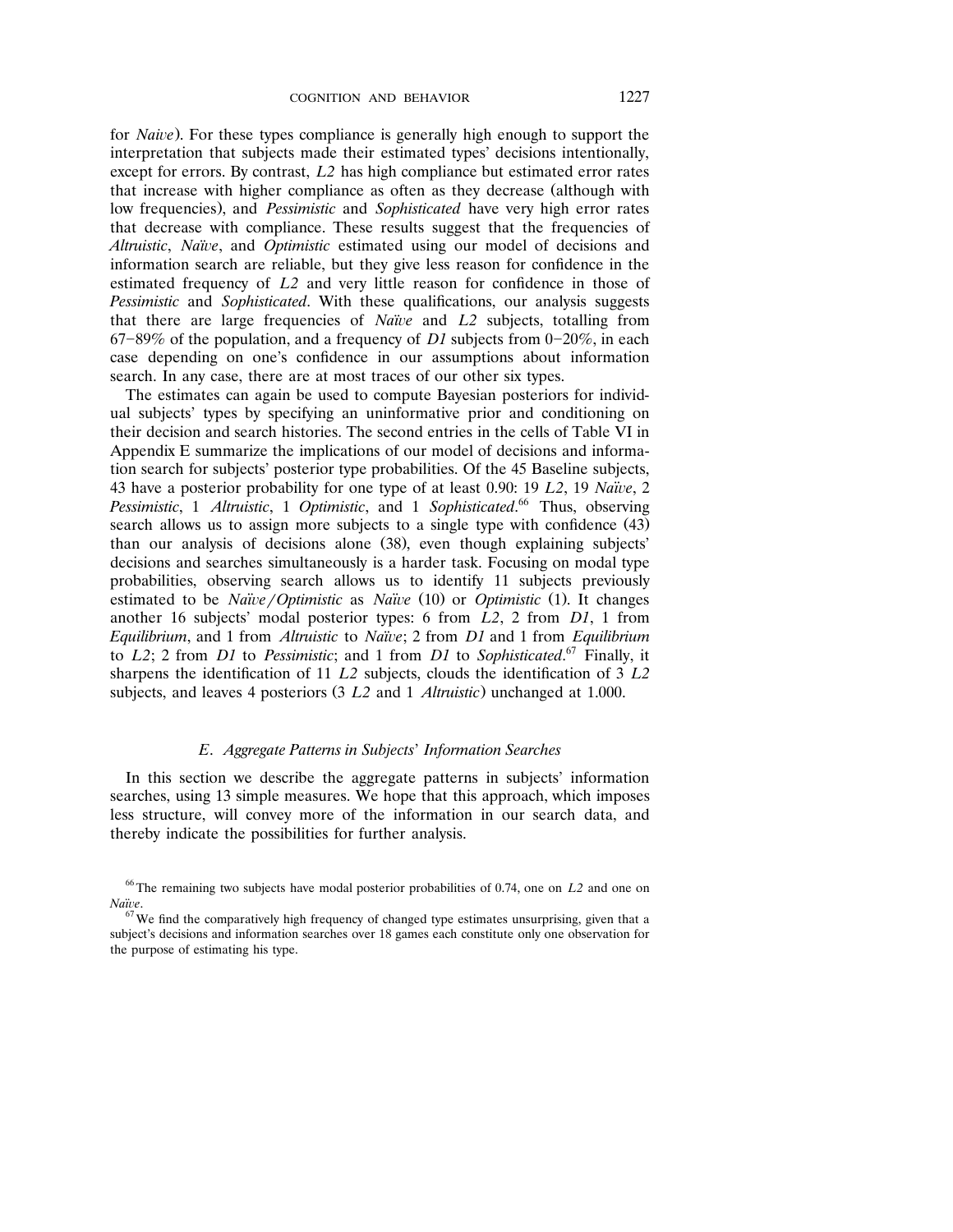for *Naive*). For these types compliance is generally high enough to support the interpretation that subjects made their estimated types' decisions intentionally, except for errors. By contrast, *L2* has high compliance but estimated error rates that increase with higher compliance as often as they decrease (although with low frequencies), and *Pessimistic* and *Sophisticated* have very high error rates that decrease with compliance. These results suggest that the frequencies of *Altruistic*, *Naïve*, and *Optimistic* estimated using our model of decisions and information search are reliable, but they give less reason for confidence in the estimated frequency of *L2* and very little reason for confidence in those of *Pessimistic* and *Sophisticated*. With these qualifications, our analysis suggests that there are large frequencies of *Naïve* and *L2* subjects, totalling from 67–89% of the population, and a frequency of *D1* subjects from 0–20%, in each case depending on one's confidence in our assumptions about information search. In any case, there are at most traces of our other six types.

The estimates can again be used to compute Bayesian posteriors for individual subjects' types by specifying an uninformative prior and conditioning on their decision and search histories. The second entries in the cells of Table VI in Appendix E summarize the implications of our model of decisions and information search for subjects' posterior type probabilities. Of the 45 Baseline subjects, 43 have a posterior probability for one type of at least 0.90: 19 *L2*, 19 *Naïve*, 2 *Pessimistic*, 1 *Altruistic*, 1 *Optimistic*, and 1 *Sophisticated*.[66] Thus, observing search allows us to assign more subjects to a single type with confidence (43) than our analysis of decisions alone (38), even though explaining subjects' decisions and searches simultaneously is a harder task. Focusing on modal type probabilities, observing search allows us to identify 11 subjects previously estimated to be *Naïve/Optimistic* as *Naïve* (10) or *Optimistic* (1). It changes another 16 subjects' modal posterior types: 6 from *L2*, 2 from *D1*, 1 from *Equilibrium*, and 1 from *Altruistic* to *Naïve*; 2 from *D1* and 1 from *Equilibrium* to *L2*; 2 from *D1* to *Pessimistic*; and 1 from *D1* to *Sophisticated*.[67] Finally, it sharpens the identification of 11 *L2* subjects, clouds the identification of 3 *L2* subjects, and leaves 4 posteriors (3 *L2* and 1 *Altruistic*) unchanged at 1.000.

### *E. Aggregate Patterns in Subjects' Information Searches*

In this section we describe the aggregate patterns in subjects' information searches, using 13 simple measures. We hope that this approach, which imposes less structure, will convey more of the information in our search data, and thereby indicate the possibilities for further analysis.

[66] The remaining two subjects have modal posterior probabilities of 0.74, one on *L2* and one on *Naïve*.

[67] We find the comparatively high frequency of changed type estimates unsurprising, given that a subject's decisions and information searches over 18 games each constitute only one observation for the purpose of estimating his type.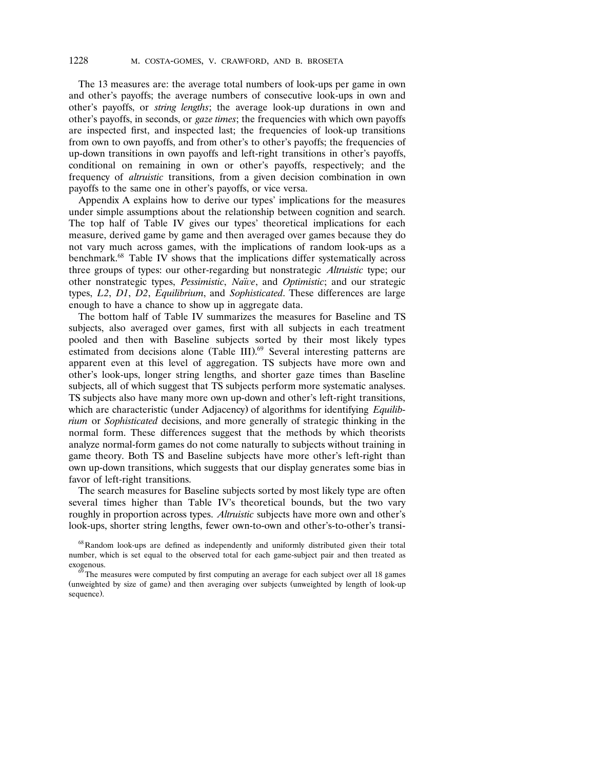The 13 measures are: the average total numbers of look-ups per game in own and other's payoffs; the average numbers of consecutive look-ups in own and other's payoffs, or *string lengths*; the average look-up durations in own and other's payoffs, in seconds, or *gaze times*; the frequencies with which own payoffs are inspected first, and inspected last; the frequencies of look-up transitions from own to own payoffs, and from other's to other's payoffs; the frequencies of up-down transitions in own payoffs and left-right transitions in other's payoffs, conditional on remaining in own or other's payoffs, respectively; and the frequency of *altruistic* transitions, from a given decision combination in own payoffs to the same one in other's payoffs, or vice versa.

Appendix A explains how to derive our types' implications for the measures under simple assumptions about the relationship between cognition and search. The top half of Table IV gives our types' theoretical implications for each measure, derived game by game and then averaged over games because they do not vary much across games, with the implications of random look-ups as a benchmark.[68] Table IV shows that the implications differ systematically across three groups of types: our other-regarding but nonstrategic *Altruistic* type; our other nonstrategic types, *Pessimistic*, *Naïve*, and *Optimistic*; and our strategic types, *L2*, *D1*, *D2*, *Equilibrium*, and *Sophisticated*. These differences are large enough to have a chance to show up in aggregate data.

The bottom half of Table IV summarizes the measures for Baseline and TS subjects, also averaged over games, first with all subjects in each treatment pooled and then with Baseline subjects sorted by their most likely types estimated from decisions alone (Table III).[69] Several interesting patterns are apparent even at this level of aggregation. TS subjects have more own and other's look-ups, longer string lengths, and shorter gaze times than Baseline subjects, all of which suggest that TS subjects perform more systematic analyses. TS subjects also have many more own up-down and other's left-right transitions, which are characteristic (under Adjacency) of algorithms for identifying *Equilibrium* or *Sophisticated* decisions, and more generally of strategic thinking in the normal form. These differences suggest that the methods by which theorists analyze normal-form games do not come naturally to subjects without training in game theory. Both TS and Baseline subjects have more other's left-right than own up-down transitions, which suggests that our display generates some bias in favor of left-right transitions.

The search measures for Baseline subjects sorted by most likely type are often several times higher than Table IV's theoretical bounds, but the two vary roughly in proportion across types. *Altruistic* subjects have more own and other's look-ups, shorter string lengths, fewer own-to-own and other's-to-other's transi-

[68] Random look-ups are defined as independently and uniformly distributed given their total number, which is set equal to the observed total for each game-subject pair and then treated as exogenous.

[69] The measures were computed by first computing an average for each subject over all 18 games (unweighted by size of game) and then averaging over subjects (unweighted by length of look-up sequence).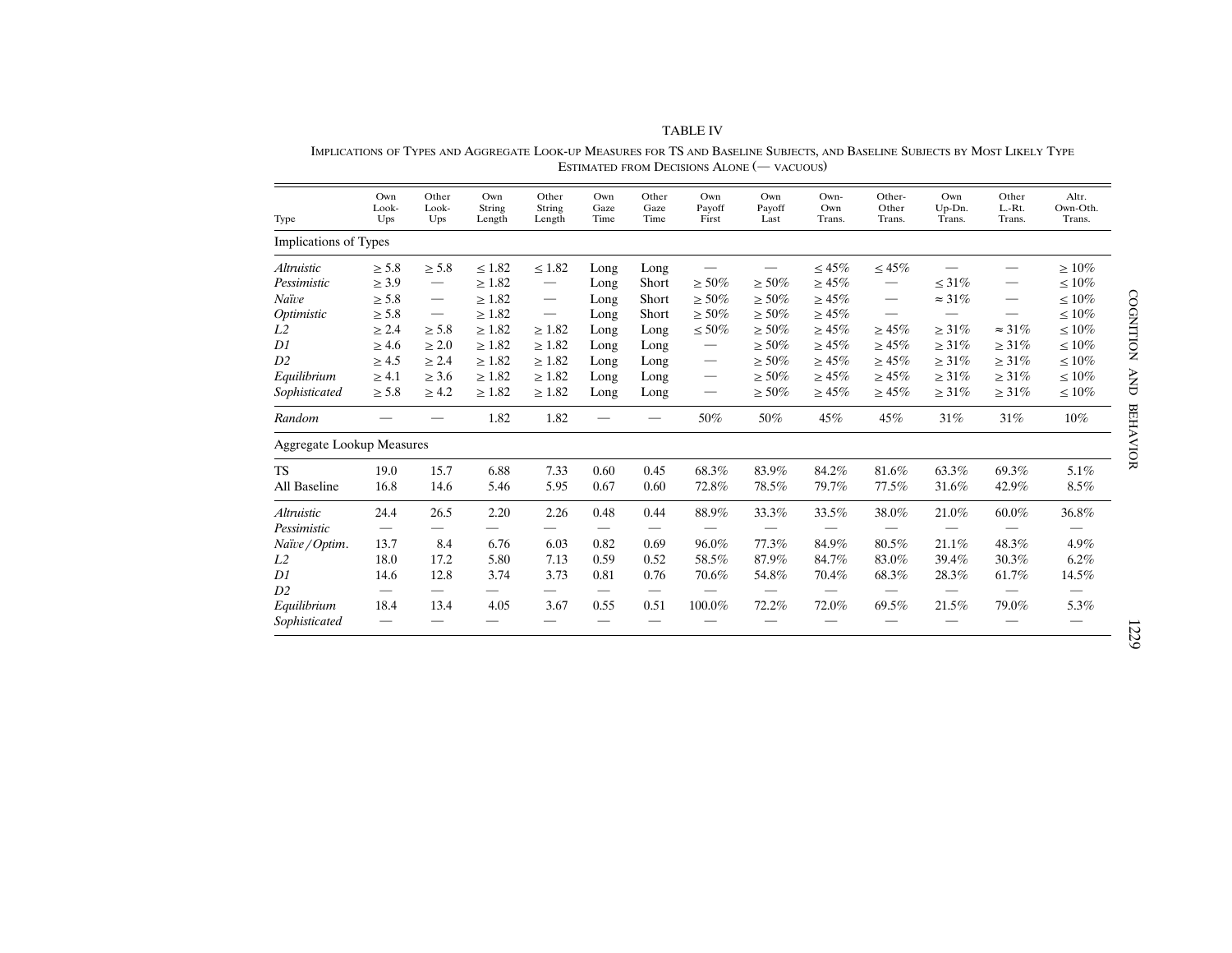TABLE IV

IMPLICATIONS OF TYPES AND AGGREGATE LOOK-UP MEASURES FOR TS AND BASELINE SUBJECTS, AND BASELINE SUBJECTS BY MOST LIKELY TYPE ESTIMATED FROM DECISIONS ALONE (— VACUOUS)

| Type | Own Look-Ups | Other Look-Ups | Own String Length | Other String Length | Own Gaze Time | Other Gaze Time | Own Payoff First | Own Payoff Last | Own-Own Trans. | Other-Other Trans. | Own Up-Dn. Trans. | Other L.-Rt. Trans. | Altr. Own-Oth. Trans. |
|---|---|---|---|---|---|---|---|---|---|---|---|---|---|
| **Implications of Types** | | | | | | | | | | | | | |
| *Altruistic* | ≥ 5.8 | ≥ 5.8 | ≤ 1.82 | ≤ 1.82 | Long | Long | — | — | ≤ 45% | ≤ 45% | — | — | ≥ 10% |
| *Pessimistic* | ≥ 3.9 | — | ≥ 1.82 | — | Long | Short | ≥ 50% | ≥ 50% | ≥ 45% | — | ≤ 31% | — | ≤ 10% |
| *Naïve* | ≥ 5.8 | — | ≥ 1.82 | — | Long | Short | ≥ 50% | ≥ 50% | ≥ 45% | — | ≈ 31% | — | ≤ 10% |
| *Optimistic* | ≥ 5.8 | — | ≥ 1.82 | — | Long | Short | ≥ 50% | ≥ 50% | ≥ 45% | — | — | — | ≤ 10% |
| *L2* | ≥ 2.4 | ≥ 5.8 | ≥ 1.82 | ≥ 1.82 | Long | Long | ≤ 50% | ≥ 50% | ≥ 45% | ≥ 45% | ≥ 31% | ≈ 31% | ≤ 10% |
| *D1* | ≥ 4.6 | ≥ 2.0 | ≥ 1.82 | ≥ 1.82 | Long | Long | — | ≥ 50% | ≥ 45% | ≥ 45% | ≥ 31% | ≥ 31% | ≤ 10% |
| *D2* | ≥ 4.5 | ≥ 2.4 | ≥ 1.82 | ≥ 1.82 | Long | Long | — | ≥ 50% | ≥ 45% | ≥ 45% | ≥ 31% | ≥ 31% | ≤ 10% |
| *Equilibrium* | ≥ 4.1 | ≥ 3.6 | ≥ 1.82 | ≥ 1.82 | Long | Long | — | ≥ 50% | ≥ 45% | ≥ 45% | ≥ 31% | ≥ 31% | ≤ 10% |
| *Sophisticated* | ≥ 5.8 | ≥ 4.2 | ≥ 1.82 | ≥ 1.82 | Long | Long | — | ≥ 50% | ≥ 45% | ≥ 45% | ≥ 31% | ≥ 31% | ≤ 10% |
| *Random* | — | — | 1.82 | 1.82 | — | — | 50% | 50% | 45% | 45% | 31% | 31% | 10% |
| **Aggregate Lookup Measures** | | | | | | | | | | | | | |
| TS | 19.0 | 15.7 | 6.88 | 7.33 | 0.60 | 0.45 | 68.3% | 83.9% | 84.2% | 81.6% | 63.3% | 69.3% | 5.1% |
| All Baseline | 16.8 | 14.6 | 5.46 | 5.95 | 0.67 | 0.60 | 72.8% | 78.5% | 79.7% | 77.5% | 31.6% | 42.9% | 8.5% |
| *Altruistic* | 24.4 | 26.5 | 2.20 | 2.26 | 0.48 | 0.44 | 88.9% | 33.3% | 33.5% | 38.0% | 21.0% | 60.0% | 36.8% |
| *Pessimistic* | — | — | — | — | — | — | — | — | — | — | — | — | — |
| *Naïve/Optim.* | 13.7 | 8.4 | 6.76 | 6.03 | 0.82 | 0.69 | 96.0% | 77.3% | 84.9% | 80.5% | 21.1% | 48.3% | 4.9% |
| *L2* | 18.0 | 17.2 | 5.80 | 7.13 | 0.59 | 0.52 | 58.5% | 87.9% | 84.7% | 83.0% | 39.4% | 30.3% | 6.2% |
| *D1* | 14.6 | 12.8 | 3.74 | 3.73 | 0.81 | 0.76 | 70.6% | 54.8% | 70.4% | 68.3% | 28.3% | 61.7% | 14.5% |
| *D2* | — | — | — | — | — | — | — | — | — | — | — | — | — |
| *Equilibrium* | 18.4 | 13.4 | 4.05 | 3.67 | 0.55 | 0.51 | 100.0% | 72.2% | 72.0% | 69.5% | 21.5% | 79.0% | 5.3% |
| *Sophisticated* | — | — | — | — | — | — | — | — | — | — | — | — | — |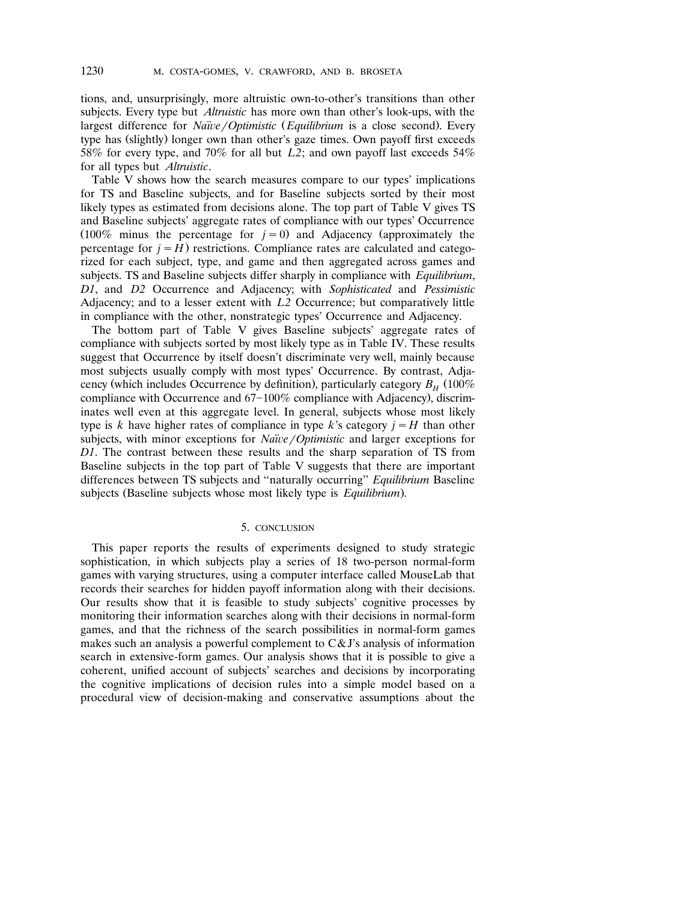tions, and, unsurprisingly, more altruistic own-to-other's transitions than other subjects. Every type but *Altruistic* has more own than other's look-ups, with the largest difference for *Naïve/Optimistic* (*Equilibrium* is a close second). Every type has (slightly) longer own than other's gaze times. Own payoff first exceeds 58% for every type, and 70% for all but *L2*; and own payoff last exceeds 54% for all types but *Altruistic*.

Table V shows how the search measures compare to our types' implications for TS and Baseline subjects, and for Baseline subjects sorted by their most likely types as estimated from decisions alone. The top part of Table V gives TS and Baseline subjects' aggregate rates of compliance with our types' Occurrence (100% minus the percentage for $j = 0$) and Adjacency (approximately the percentage for $j = H$) restrictions. Compliance rates are calculated and categorized for each subject, type, and game and then aggregated across games and subjects. TS and Baseline subjects differ sharply in compliance with *Equilibrium*, *D1*, and *D2* Occurrence and Adjacency; with *Sophisticated* and *Pessimistic* Adjacency; and to a lesser extent with *L2* Occurrence; but comparatively little in compliance with the other, nonstrategic types' Occurrence and Adjacency.

The bottom part of Table V gives Baseline subjects' aggregate rates of compliance with subjects sorted by most likely type as in Table IV. These results suggest that Occurrence by itself doesn't discriminate very well, mainly because most subjects usually comply with most types' Occurrence. By contrast, Adjacency (which includes Occurrence by definition), particularly category $B_H$ (100% compliance with Occurrence and 67–100% compliance with Adjacency), discriminates well even at this aggregate level. In general, subjects whose most likely type is $k$ have higher rates of compliance in type $k$'s category $j = H$ than other subjects, with minor exceptions for *Naïve/Optimistic* and larger exceptions for *D1*. The contrast between these results and the sharp separation of TS from Baseline subjects in the top part of Table V suggests that there are important differences between TS subjects and "naturally occurring" *Equilibrium* Baseline subjects (Baseline subjects whose most likely type is *Equilibrium*).

## 5. CONCLUSION

This paper reports the results of experiments designed to study strategic sophistication, in which subjects play a series of 18 two-person normal-form games with varying structures, using a computer interface called MouseLab that records their searches for hidden payoff information along with their decisions. Our results show that it is feasible to study subjects' cognitive processes by monitoring their information searches along with their decisions in normal-form games, and that the richness of the search possibilities in normal-form games makes such an analysis a powerful complement to C&J's analysis of information search in extensive-form games. Our analysis shows that it is possible to give a coherent, unified account of subjects' searches and decisions by incorporating the cognitive implications of decision rules into a simple model based on a procedural view of decision-making and conservative assumptions about the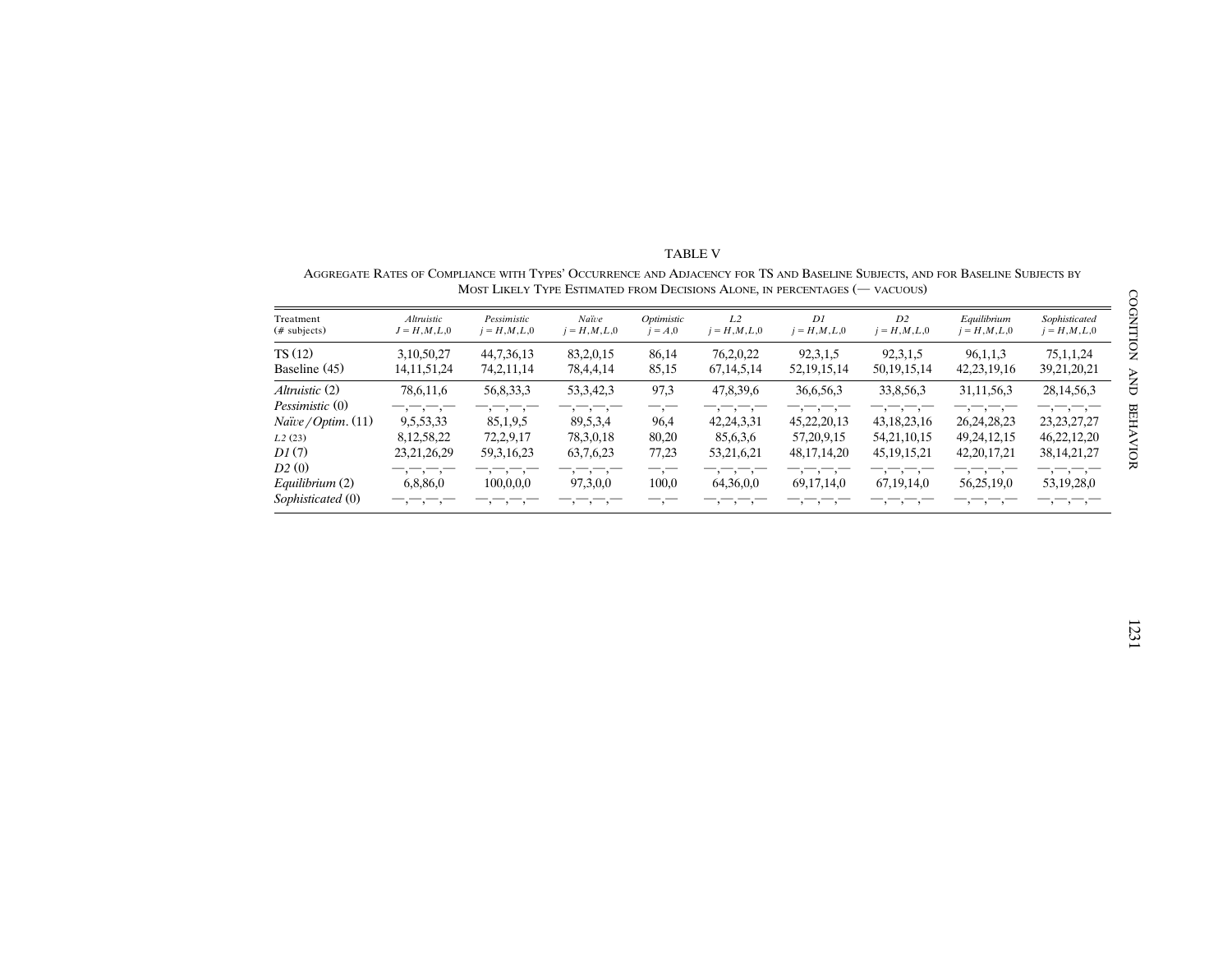TABLE V

AGGREGATE RATES OF COMPLIANCE WITH TYPES' OCCURRENCE AND ADJACENCY FOR TS AND BASELINE SUBJECTS, AND FOR BASELINE SUBJECTS BY MOST LIKELY TYPE ESTIMATED FROM DECISIONS ALONE, IN PERCENTAGES (— VACUOUS)

| Treatment (# subjects) | *Altruistic* $J = H,M,L,0$ | *Pessimistic* $j = H,M,L,0$ | *Naïve* $j = H,M,L,0$ | *Optimistic* $j = A,0$ | *L2* $j = H,M,L,0$ | *D1* $j = H,M,L,0$ | *D2* $j = H,M,L,0$ | *Equilibrium* $j = H,M,L,0$ | *Sophisticated* $j = H,M,L,0$ |
|---|---|---|---|---|---|---|---|---|---|
| TS (12) | 3,10,50,27 | 44,7,36,13 | 83,2,0,15 | 86,14 | 76,2,0,22 | 92,3,1,5 | 92,3,1,5 | 96,1,1,3 | 75,1,1,24 |
| Baseline (45) | 14,11,51,24 | 74,2,11,14 | 78,4,4,14 | 85,15 | 67,14,5,14 | 52,19,15,14 | 50,19,15,14 | 42,23,19,16 | 39,21,20,21 |
| *Altruistic* (2) | 78,6,11,6 | 56,8,33,3 | 53,3,42,3 | 97,3 | 47,8,39,6 | 36,6,56,3 | 33,8,56,3 | 31,11,56,3 | 28,14,56,3 |
| *Pessimistic* (0) | —,—,—,— | —,—,—,— | —,—,—,— | —,— | —,—,—,— | —,—,—,— | —,—,—,— | —,—,—,— | —,—,—,— |
| *Naïve/Optim.* (11) | 9,5,53,33 | 85,1,9,5 | 89,5,3,4 | 96,4 | 42,24,3,31 | 45,22,20,13 | 43,18,23,16 | 26,24,28,23 | 23,23,27,27 |
| *L2* (23) | 8,12,58,22 | 72,2,9,17 | 78,3,0,18 | 80,20 | 85,6,3,6 | 57,20,9,15 | 54,21,10,15 | 49,24,12,15 | 46,22,12,20 |
| *D1* (7) | 23,21,26,29 | 59,3,16,23 | 63,7,6,23 | 77,23 | 53,21,6,21 | 48,17,14,20 | 45,19,15,21 | 42,20,17,21 | 38,14,21,27 |
| *D2* (0) | —,—,—,— | —,—,—,— | —,—,—,— | —,— | —,—,—,— | —,—,—,— | —,—,—,— | —,—,—,— | —,—,—,— |
| *Equilibrium* (2) | 6,8,86,0 | 100,0,0,0 | 97,3,0,0 | 100,0 | 64,36,0,0 | 69,17,14,0 | 67,19,14,0 | 56,25,19,0 | 53,19,28,0 |
| *Sophisticated* (0) | —,—,—,— | —,—,—,— | —,—,—,— | —,— | —,—,—,— | —,—,—,— | —,—,—,— | —,—,—,— | —,—,—,— |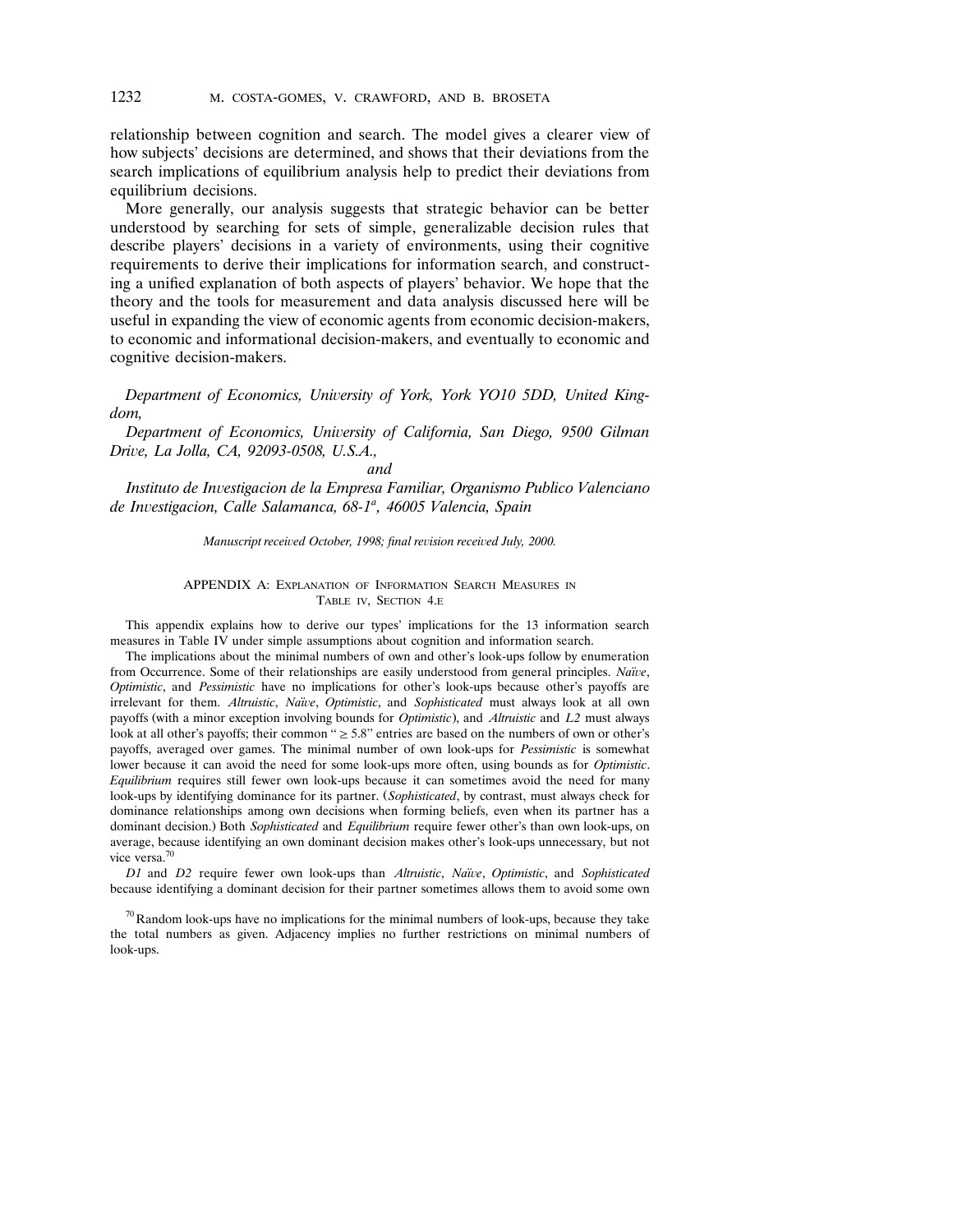relationship between cognition and search. The model gives a clearer view of how subjects' decisions are determined, and shows that their deviations from the search implications of equilibrium analysis help to predict their deviations from equilibrium decisions.

More generally, our analysis suggests that strategic behavior can be better understood by searching for sets of simple, generalizable decision rules that describe players' decisions in a variety of environments, using their cognitive requirements to derive their implications for information search, and constructing a unified explanation of both aspects of players' behavior. We hope that the theory and the tools for measurement and data analysis discussed here will be useful in expanding the view of economic agents from economic decision-makers, to economic and informational decision-makers, and eventually to economic and cognitive decision-makers.

*Department of Economics, University of York, York YO10 5DD, United Kingdom,*

*Department of Economics, University of California, San Diego, 9500 Gilman Drive, La Jolla, CA, 92093-0508, U.S.A.,*

*and*

*Instituto de Investigacion de la Empresa Familiar, Organismo Publico Valenciano de Investigacion, Calle Salamanca, 68-1ª, 46005 Valencia, Spain*

*Manuscript received October, 1998; final revision received July, 2000.*

## APPENDIX A: EXPLANATION OF INFORMATION SEARCH MEASURES IN TABLE IV, SECTION 4.E

This appendix explains how to derive our types' implications for the 13 information search measures in Table IV under simple assumptions about cognition and information search.

The implications about the minimal numbers of own and other's look-ups follow by enumeration from Occurrence. Some of their relationships are easily understood from general principles. *Naïve*, *Optimistic*, and *Pessimistic* have no implications for other's look-ups because other's payoffs are irrelevant for them. *Altruistic*, *Naïve*, *Optimistic*, and *Sophisticated* must always look at all own payoffs (with a minor exception involving bounds for *Optimistic*), and *Altruistic* and *L2* must always look at all other's payoffs; their common "$\geq 5.8$" entries are based on the numbers of own or other's payoffs, averaged over games. The minimal number of own look-ups for *Pessimistic* is somewhat lower because it can avoid the need for some look-ups more often, using bounds as for *Optimistic*. *Equilibrium* requires still fewer own look-ups because it can sometimes avoid the need for many look-ups by identifying dominance for its partner. (*Sophisticated*, by contrast, must always check for dominance relationships among own decisions when forming beliefs, even when its partner has a dominant decision.) Both *Sophisticated* and *Equilibrium* require fewer other's than own look-ups, on average, because identifying an own dominant decision makes other's look-ups unnecessary, but not vice versa.[70]

*D1* and *D2* require fewer own look-ups than *Altruistic*, *Naïve*, *Optimistic*, and *Sophisticated* because identifying a dominant decision for their partner sometimes allows them to avoid some own

[70] Random look-ups have no implications for the minimal numbers of look-ups, because they take the total numbers as given. Adjacency implies no further restrictions on minimal numbers of look-ups.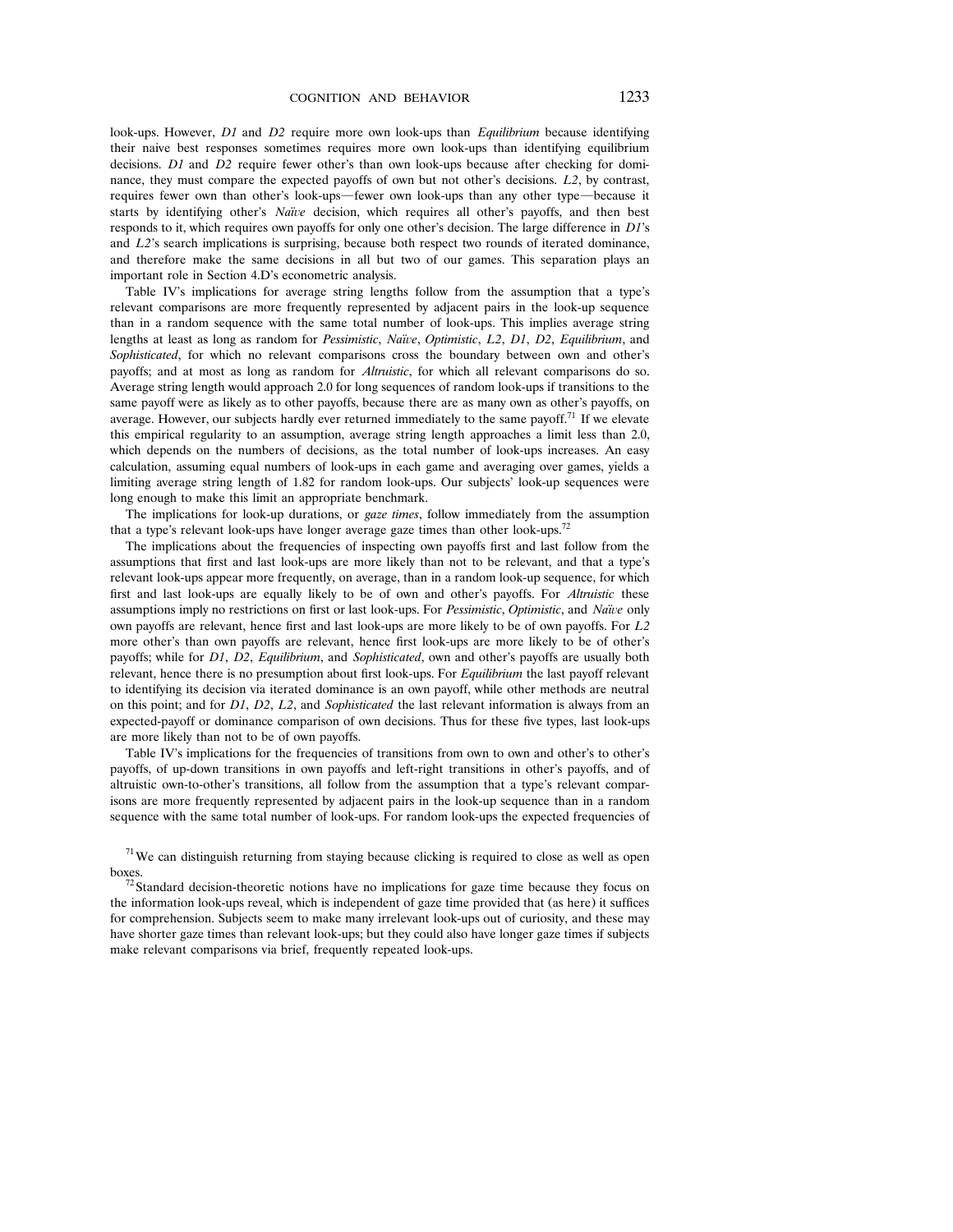look-ups. However, *D1* and *D2* require more own look-ups than *Equilibrium* because identifying their naive best responses sometimes requires more own look-ups than identifying equilibrium decisions. *D1* and *D2* require fewer other's than own look-ups because after checking for dominance, they must compare the expected payoffs of own but not other's decisions. *L2*, by contrast, requires fewer own than other's look-ups—fewer own look-ups than any other type—because it starts by identifying other's *Naïve* decision, which requires all other's payoffs, and then best responds to it, which requires own payoffs for only one other's decision. The large difference in *D1*'s and *L2*'s search implications is surprising, because both respect two rounds of iterated dominance, and therefore make the same decisions in all but two of our games. This separation plays an important role in Section 4.D's econometric analysis.

Table IV's implications for average string lengths follow from the assumption that a type's relevant comparisons are more frequently represented by adjacent pairs in the look-up sequence than in a random sequence with the same total number of look-ups. This implies average string lengths at least as long as random for *Pessimistic*, *Naïve*, *Optimistic*, *L2*, *D1*, *D2*, *Equilibrium*, and *Sophisticated*, for which no relevant comparisons cross the boundary between own and other's payoffs; and at most as long as random for *Altruistic*, for which all relevant comparisons do so. Average string length would approach 2.0 for long sequences of random look-ups if transitions to the same payoff were as likely as to other payoffs, because there are as many own as other's payoffs, on average. However, our subjects hardly ever returned immediately to the same payoff.[71] If we elevate this empirical regularity to an assumption, average string length approaches a limit less than 2.0, which depends on the numbers of decisions, as the total number of look-ups increases. An easy calculation, assuming equal numbers of look-ups in each game and averaging over games, yields a limiting average string length of 1.82 for random look-ups. Our subjects' look-up sequences were long enough to make this limit an appropriate benchmark.

The implications for look-up durations, or *gaze times*, follow immediately from the assumption that a type's relevant look-ups have longer average gaze times than other look-ups.[72]

The implications about the frequencies of inspecting own payoffs first and last follow from the assumptions that first and last look-ups are more likely than not to be relevant, and that a type's relevant look-ups appear more frequently, on average, than in a random look-up sequence, for which first and last look-ups are equally likely to be of own and other's payoffs. For *Altruistic* these assumptions imply no restrictions on first or last look-ups. For *Pessimistic*, *Optimistic*, and *Naïve* only own payoffs are relevant, hence first and last look-ups are more likely to be of own payoffs. For *L2* more other's than own payoffs are relevant, hence first look-ups are more likely to be of other's payoffs; while for *D1*, *D2*, *Equilibrium*, and *Sophisticated*, own and other's payoffs are usually both relevant, hence there is no presumption about first look-ups. For *Equilibrium* the last payoff relevant to identifying its decision via iterated dominance is an own payoff, while other methods are neutral on this point; and for *D1*, *D2*, *L2*, and *Sophisticated* the last relevant information is always from an expected-payoff or dominance comparison of own decisions. Thus for these five types, last look-ups are more likely than not to be of own payoffs.

Table IV's implications for the frequencies of transitions from own to own and other's to other's payoffs, of up-down transitions in own payoffs and left-right transitions in other's payoffs, and of altruistic own-to-other's transitions, all follow from the assumption that a type's relevant comparisons are more frequently represented by adjacent pairs in the look-up sequence than in a random sequence with the same total number of look-ups. For random look-ups the expected frequencies of

[71] We can distinguish returning from staying because clicking is required to close as well as open boxes.

[72] Standard decision-theoretic notions have no implications for gaze time because they focus on the information look-ups reveal, which is independent of gaze time provided that (as here) it suffices for comprehension. Subjects seem to make many irrelevant look-ups out of curiosity, and these may have shorter gaze times than relevant look-ups; but they could also have longer gaze times if subjects make relevant comparisons via brief, frequently repeated look-ups.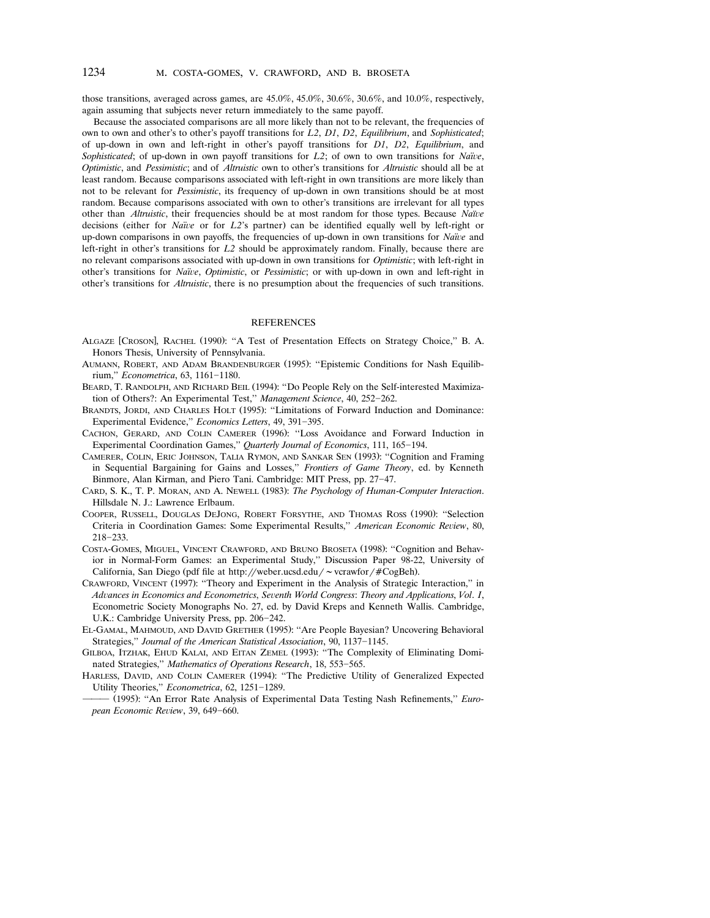those transitions, averaged across games, are 45.0%, 45.0%, 30.6%, 30.6%, and 10.0%, respectively, again assuming that subjects never return immediately to the same payoff.

Because the associated comparisons are all more likely than not to be relevant, the frequencies of own to own and other's to other's payoff transitions for *L2*, *D1*, *D2*, *Equilibrium*, and *Sophisticated*; of up-down in own and left-right in other's payoff transitions for *D1*, *D2*, *Equilibrium*, and *Sophisticated*; of up-down in own payoff transitions for *L2*; of own to own transitions for *Naïve*, *Optimistic*, and *Pessimistic*; and of *Altruistic* own to other's transitions for *Altruistic* should all be at least random. Because comparisons associated with left-right in own transitions are more likely than not to be relevant for *Pessimistic*, its frequency of up-down in own transitions should be at most random. Because comparisons associated with own to other's transitions are irrelevant for all types other than *Altruistic*, their frequencies should be at most random for those types. Because *Naïve* decisions (either for *Naïve* or for *L2*'s partner) can be identified equally well by left-right or up-down comparisons in own payoffs, the frequencies of up-down in own transitions for *Naïve* and left-right in other's transitions for *L2* should be approximately random. Finally, because there are no relevant comparisons associated with up-down in own transitions for *Optimistic*; with left-right in other's transitions for *Naïve*, *Optimistic*, or *Pessimistic*; or with up-down in own and left-right in other's transitions for *Altruistic*, there is no presumption about the frequencies of such transitions.

## REFERENCES

ALGAZE [CROSON], RACHEL (1990): "A Test of Presentation Effects on Strategy Choice," B. A. Honors Thesis, University of Pennsylvania.

AUMANN, ROBERT, AND ADAM BRANDENBURGER (1995): "Epistemic Conditions for Nash Equilibrium," *Econometrica*, 63, 1161–1180.

BEARD, T. RANDOLPH, AND RICHARD BEIL (1994): "Do People Rely on the Self-interested Maximization of Others?: An Experimental Test," *Management Science*, 40, 252–262.

BRANDTS, JORDI, AND CHARLES HOLT (1995): "Limitations of Forward Induction and Dominance: Experimental Evidence," *Economics Letters*, 49, 391–395.

CACHON, GERARD, AND COLIN CAMERER (1996): "Loss Avoidance and Forward Induction in Experimental Coordination Games," *Quarterly Journal of Economics*, 111, 165–194.

CAMERER, COLIN, ERIC JOHNSON, TALIA RYMON, AND SANKAR SEN (1993): "Cognition and Framing in Sequential Bargaining for Gains and Losses," *Frontiers of Game Theory*, ed. by Kenneth Binmore, Alan Kirman, and Piero Tani. Cambridge: MIT Press, pp. 27–47.

CARD, S. K., T. P. MORAN, AND A. NEWELL (1983): *The Psychology of Human-Computer Interaction*. Hillsdale N. J.: Lawrence Erlbaum.

COOPER, RUSSELL, DOUGLAS DEJONG, ROBERT FORSYTHE, AND THOMAS ROSS (1990): "Selection Criteria in Coordination Games: Some Experimental Results," *American Economic Review*, 80, 218–233.

COSTA-GOMES, MIGUEL, VINCENT CRAWFORD, AND BRUNO BROSETA (1998): "Cognition and Behavior in Normal-Form Games: an Experimental Study," Discussion Paper 98-22, University of California, San Diego (pdf file at http://weber.ucsd.edu/~vcrawfor/#CogBeh).

CRAWFORD, VINCENT (1997): "Theory and Experiment in the Analysis of Strategic Interaction," in *Advances in Economics and Econometrics, Seventh World Congress: Theory and Applications, Vol. I*, Econometric Society Monographs No. 27, ed. by David Kreps and Kenneth Wallis. Cambridge, U.K.: Cambridge University Press, pp. 206–242.

EL-GAMAL, MAHMOUD, AND DAVID GRETHER (1995): "Are People Bayesian? Uncovering Behavioral Strategies," *Journal of the American Statistical Association*, 90, 1137–1145.

GILBOA, ITZHAK, EHUD KALAI, AND EITAN ZEMEL (1993): "The Complexity of Eliminating Dominated Strategies," *Mathematics of Operations Research*, 18, 553–565.

HARLESS, DAVID, AND COLIN CAMERER (1994): "The Predictive Utility of Generalized Expected Utility Theories," *Econometrica*, 62, 1251–1289.

——— (1995): "An Error Rate Analysis of Experimental Data Testing Nash Refinements," *European Economic Review*, 39, 649–660.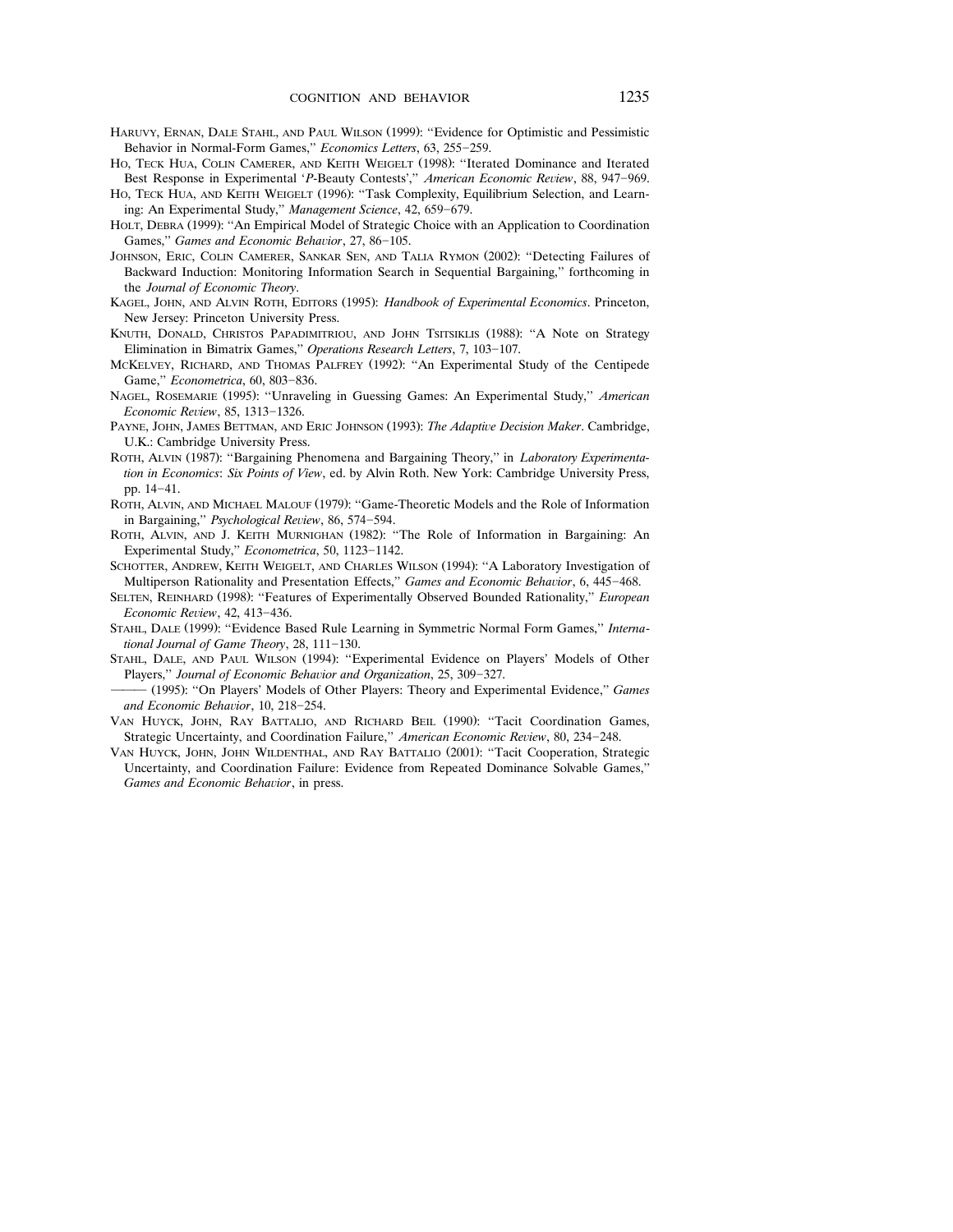HARUVY, ERNAN, DALE STAHL, AND PAUL WILSON (1999): "Evidence for Optimistic and Pessimistic Behavior in Normal-Form Games," *Economics Letters*, 63, 255–259.

HO, TECK HUA, COLIN CAMERER, AND KEITH WEIGELT (1998): "Iterated Dominance and Iterated Best Response in Experimental '*P*-Beauty Contests'," *American Economic Review*, 88, 947–969.

HO, TECK HUA, AND KEITH WEIGELT (1996): "Task Complexity, Equilibrium Selection, and Learning: An Experimental Study," *Management Science*, 42, 659–679.

HOLT, DEBRA (1999): "An Empirical Model of Strategic Choice with an Application to Coordination Games," *Games and Economic Behavior*, 27, 86–105.

JOHNSON, ERIC, COLIN CAMERER, SANKAR SEN, AND TALIA RYMON (2002): "Detecting Failures of Backward Induction: Monitoring Information Search in Sequential Bargaining," forthcoming in the *Journal of Economic Theory*.

KAGEL, JOHN, AND ALVIN ROTH, EDITORS (1995): *Handbook of Experimental Economics*. Princeton, New Jersey: Princeton University Press.

KNUTH, DONALD, CHRISTOS PAPADIMITRIOU, AND JOHN TSITSIKLIS (1988): "A Note on Strategy Elimination in Bimatrix Games," *Operations Research Letters*, 7, 103–107.

MCKELVEY, RICHARD, AND THOMAS PALFREY (1992): "An Experimental Study of the Centipede Game," *Econometrica*, 60, 803–836.

NAGEL, ROSEMARIE (1995): "Unraveling in Guessing Games: An Experimental Study," *American Economic Review*, 85, 1313–1326.

PAYNE, JOHN, JAMES BETTMAN, AND ERIC JOHNSON (1993): *The Adaptive Decision Maker*. Cambridge, U.K.: Cambridge University Press.

ROTH, ALVIN (1987): "Bargaining Phenomena and Bargaining Theory," in *Laboratory Experimentation in Economics*: *Six Points of View*, ed. by Alvin Roth. New York: Cambridge University Press, pp. 14–41.

ROTH, ALVIN, AND MICHAEL MALOUF (1979): "Game-Theoretic Models and the Role of Information in Bargaining," *Psychological Review*, 86, 574–594.

ROTH, ALVIN, AND J. KEITH MURNIGHAN (1982): "The Role of Information in Bargaining: An Experimental Study," *Econometrica*, 50, 1123–1142.

SCHOTTER, ANDREW, KEITH WEIGELT, AND CHARLES WILSON (1994): "A Laboratory Investigation of Multiperson Rationality and Presentation Effects," *Games and Economic Behavior*, 6, 445–468.

SELTEN, REINHARD (1998): "Features of Experimentally Observed Bounded Rationality," *European Economic Review*, 42, 413–436.

STAHL, DALE (1999): "Evidence Based Rule Learning in Symmetric Normal Form Games," *International Journal of Game Theory*, 28, 111–130.

STAHL, DALE, AND PAUL WILSON (1994): "Experimental Evidence on Players' Models of Other Players," *Journal of Economic Behavior and Organization*, 25, 309–327.

——— (1995): "On Players' Models of Other Players: Theory and Experimental Evidence," *Games and Economic Behavior*, 10, 218–254.

VAN HUYCK, JOHN, RAY BATTALIO, AND RICHARD BEIL (1990): "Tacit Coordination Games, Strategic Uncertainty, and Coordination Failure," *American Economic Review*, 80, 234–248.

VAN HUYCK, JOHN, JOHN WILDENTHAL, AND RAY BATTALIO (2001): "Tacit Cooperation, Strategic Uncertainty, and Coordination Failure: Evidence from Repeated Dominance Solvable Games," *Games and Economic Behavior*, in press.